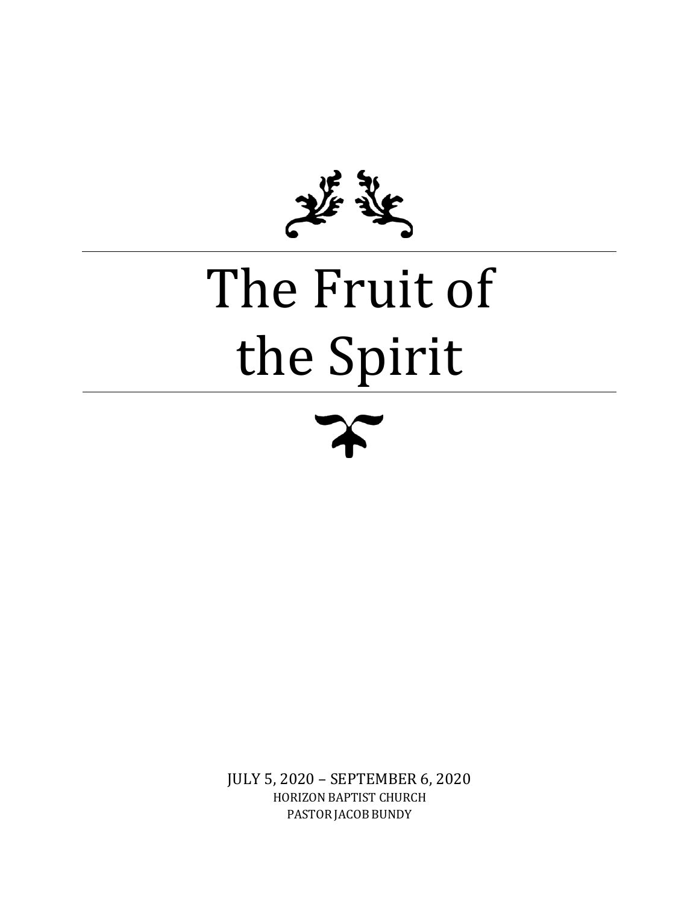# The Fruit of the Spirit

JULY 5, 2020 – SEPTEMBER 6, 2020

HORIZON BAPTIST CHURCH

PASTOR JACOB BUNDY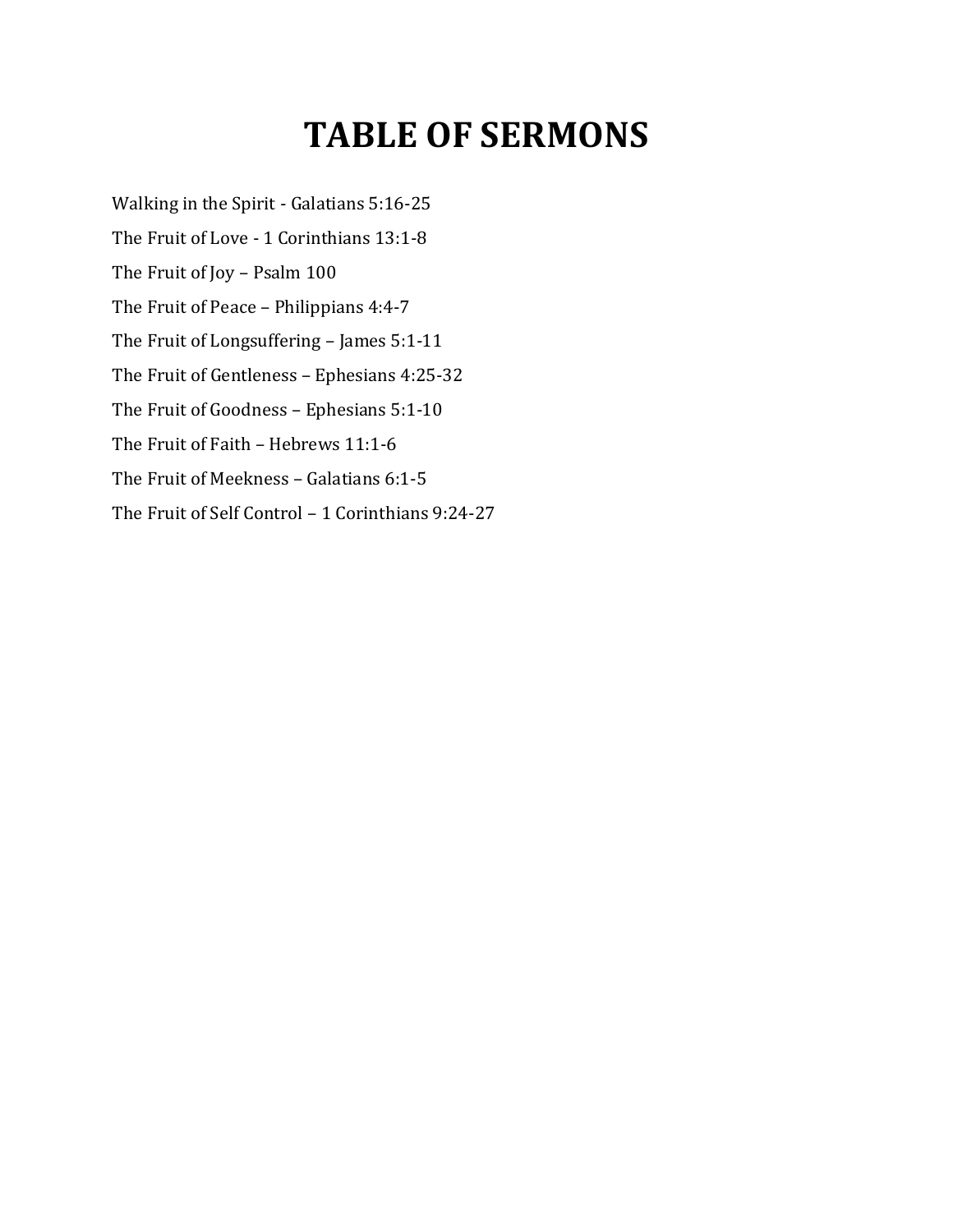# TABLE OF SERMONS

Walking in the Spirit - Galatians 5:16-25

The Fruit of Love - 1 Corinthians 13:1-8

The Fruit of Joy – Psalm 100

The Fruit of Peace – Philippians 4:4-7

The Fruit of Longsuffering – James 5:1-11

The Fruit of Gentleness – Ephesians 4:25-32

The Fruit of Goodness – Ephesians 5:1-10

The Fruit of Faith – Hebrews 11:1-6

The Fruit of Meekness – Galatians 6:1-5

The Fruit of Self Control – 1 Corinthians 9:24-27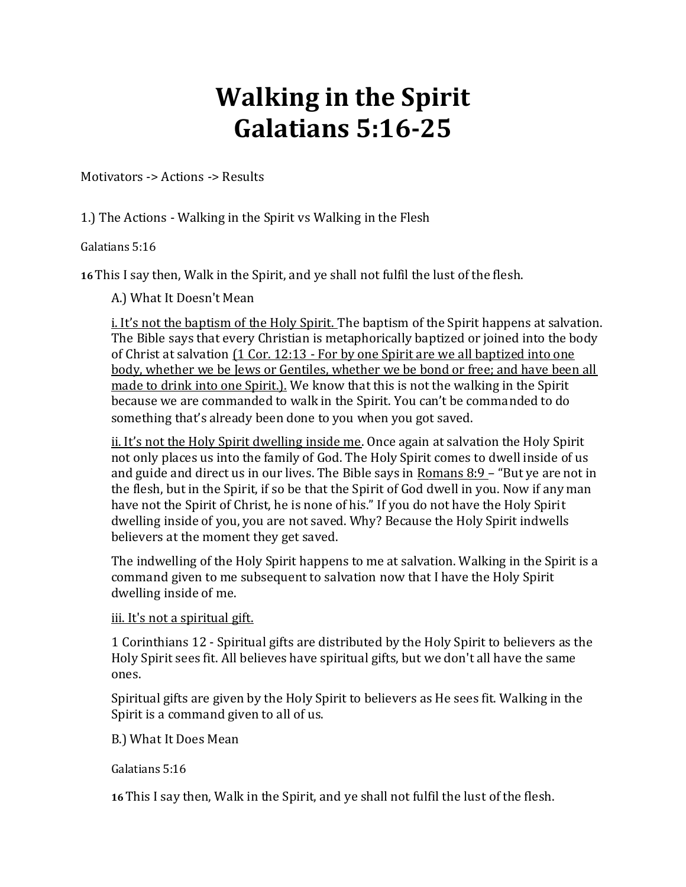# Walking in the Spirit
# Galatians 5:16-25

Motivators -> Actions -> Results

1.) The Actions - Walking in the Spirit vs Walking in the Flesh

Galatians 5:16

**16** This I say then, Walk in the Spirit, and ye shall not fulfil the lust of the flesh.

A.) What It Doesn't Mean

<u>i. It's not the baptism of the Holy Spirit.</u> The baptism of the Spirit happens at salvation. The Bible says that every Christian is metaphorically baptized or joined into the body of Christ at salvation <u>(1 Cor. 12:13 - For by one Spirit are we all baptized into one body, whether we be Jews or Gentiles, whether we be bond or free; and have been all made to drink into one Spirit.).</u> We know that this is not the walking in the Spirit because we are commanded to walk in the Spirit. You can't be commanded to do something that's already been done to you when you got saved.

<u>ii. It's not the Holy Spirit dwelling inside me</u>. Once again at salvation the Holy Spirit not only places us into the family of God. The Holy Spirit comes to dwell inside of us and guide and direct us in our lives. The Bible says in <u>Romans 8:9</u> – "But ye are not in the flesh, but in the Spirit, if so be that the Spirit of God dwell in you. Now if any man have not the Spirit of Christ, he is none of his." If you do not have the Holy Spirit dwelling inside of you, you are not saved. Why? Because the Holy Spirit indwells believers at the moment they get saved.

The indwelling of the Holy Spirit happens to me at salvation. Walking in the Spirit is a command given to me subsequent to salvation now that I have the Holy Spirit dwelling inside of me.

<u>iii. It's not a spiritual gift.</u>

1 Corinthians 12 - Spiritual gifts are distributed by the Holy Spirit to believers as the Holy Spirit sees fit. All believes have spiritual gifts, but we don't all have the same ones.

Spiritual gifts are given by the Holy Spirit to believers as He sees fit. Walking in the Spirit is a command given to all of us.

B.) What It Does Mean

Galatians 5:16

**16** This I say then, Walk in the Spirit, and ye shall not fulfil the lust of the flesh.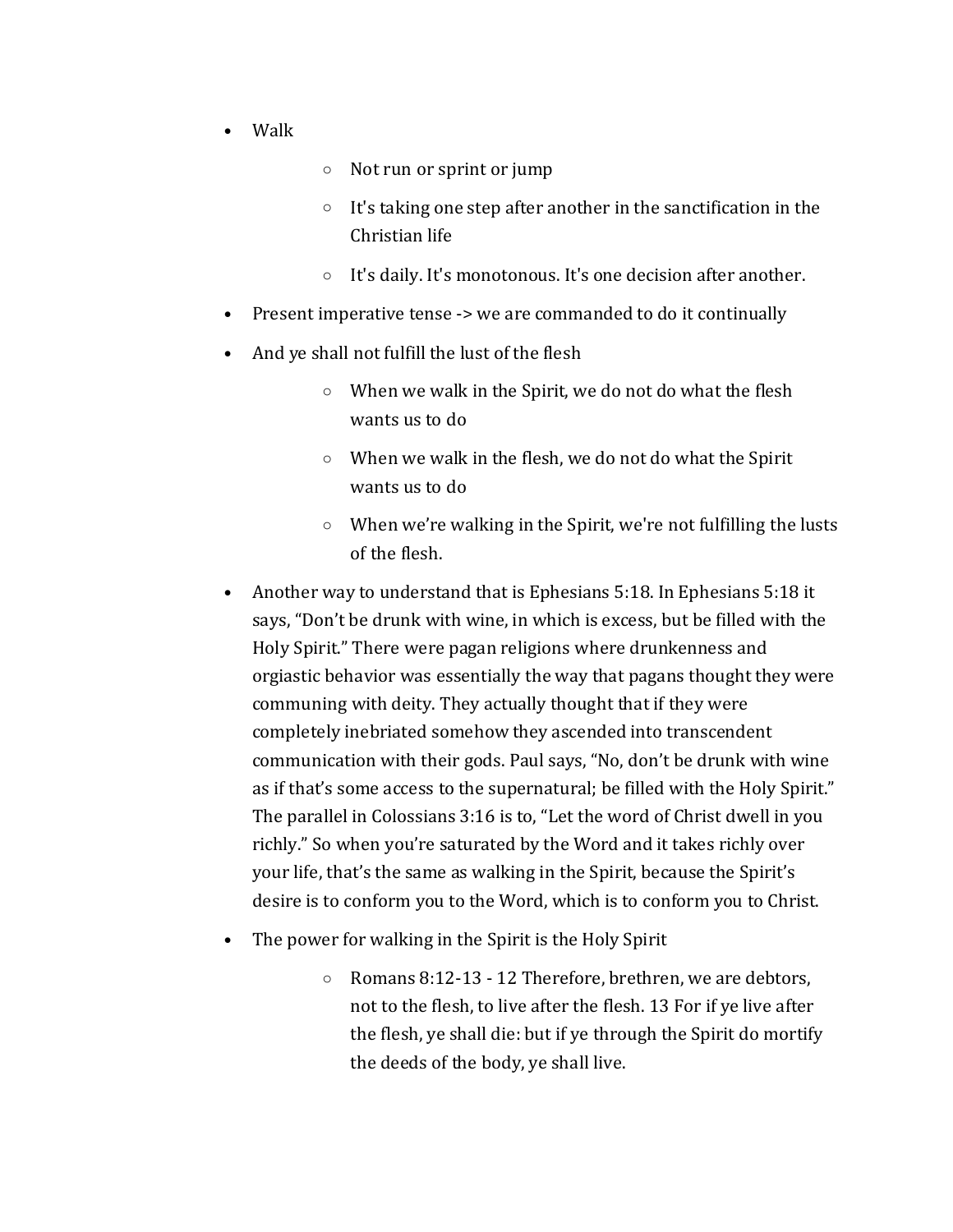- Walk
    - Not run or sprint or jump
    - It's taking one step after another in the sanctification in the Christian life
    - It's daily. It's monotonous. It's one decision after another.
- Present imperative tense -> we are commanded to do it continually
- And ye shall not fulfill the lust of the flesh
    - When we walk in the Spirit, we do not do what the flesh wants us to do
    - When we walk in the flesh, we do not do what the Spirit wants us to do
    - When we're walking in the Spirit, we're not fulfilling the lusts of the flesh.
- Another way to understand that is Ephesians 5:18. In Ephesians 5:18 it says, "Don't be drunk with wine, in which is excess, but be filled with the Holy Spirit." There were pagan religions where drunkenness and orgiastic behavior was essentially the way that pagans thought they were communing with deity. They actually thought that if they were completely inebriated somehow they ascended into transcendent communication with their gods. Paul says, "No, don't be drunk with wine as if that's some access to the supernatural; be filled with the Holy Spirit." The parallel in Colossians 3:16 is to, "Let the word of Christ dwell in you richly." So when you're saturated by the Word and it takes richly over your life, that's the same as walking in the Spirit, because the Spirit's desire is to conform you to the Word, which is to conform you to Christ.
- The power for walking in the Spirit is the Holy Spirit
    - Romans 8:12-13 - 12 Therefore, brethren, we are debtors, not to the flesh, to live after the flesh. 13 For if ye live after the flesh, ye shall die: but if ye through the Spirit do mortify the deeds of the body, ye shall live.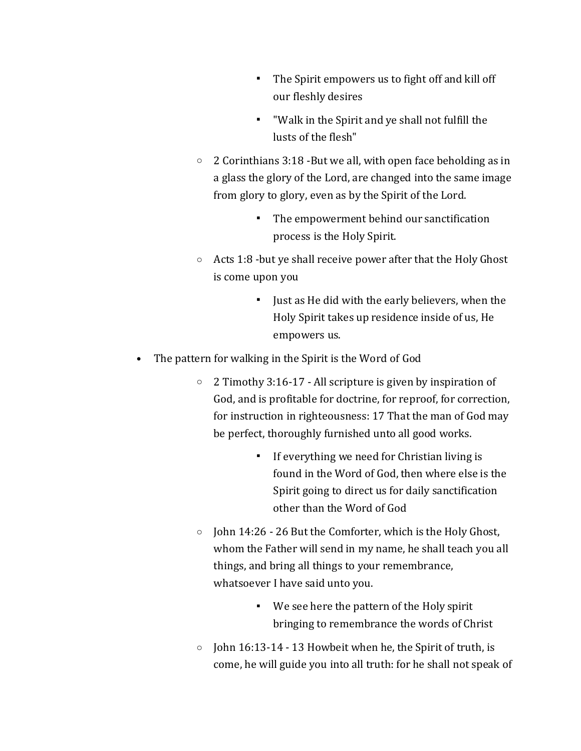- The Spirit empowers us to fight off and kill off our fleshly desires
        - "Walk in the Spirit and ye shall not fulfill the lusts of the flesh"
    - 2 Corinthians 3:18 -But we all, with open face beholding as in a glass the glory of the Lord, are changed into the same image from glory to glory, even as by the Spirit of the Lord.
        - The empowerment behind our sanctification process is the Holy Spirit.
    - Acts 1:8 -but ye shall receive power after that the Holy Ghost is come upon you
        - Just as He did with the early believers, when the Holy Spirit takes up residence inside of us, He empowers us.
- The pattern for walking in the Spirit is the Word of God
    - 2 Timothy 3:16-17 - All scripture is given by inspiration of God, and is profitable for doctrine, for reproof, for correction, for instruction in righteousness: 17 That the man of God may be perfect, thoroughly furnished unto all good works.
        - If everything we need for Christian living is found in the Word of God, then where else is the Spirit going to direct us for daily sanctification other than the Word of God
    - John 14:26 - 26 But the Comforter, which is the Holy Ghost, whom the Father will send in my name, he shall teach you all things, and bring all things to your remembrance, whatsoever I have said unto you.
        - We see here the pattern of the Holy spirit bringing to remembrance the words of Christ
    - John 16:13-14 - 13 Howbeit when he, the Spirit of truth, is come, he will guide you into all truth: for he shall not speak of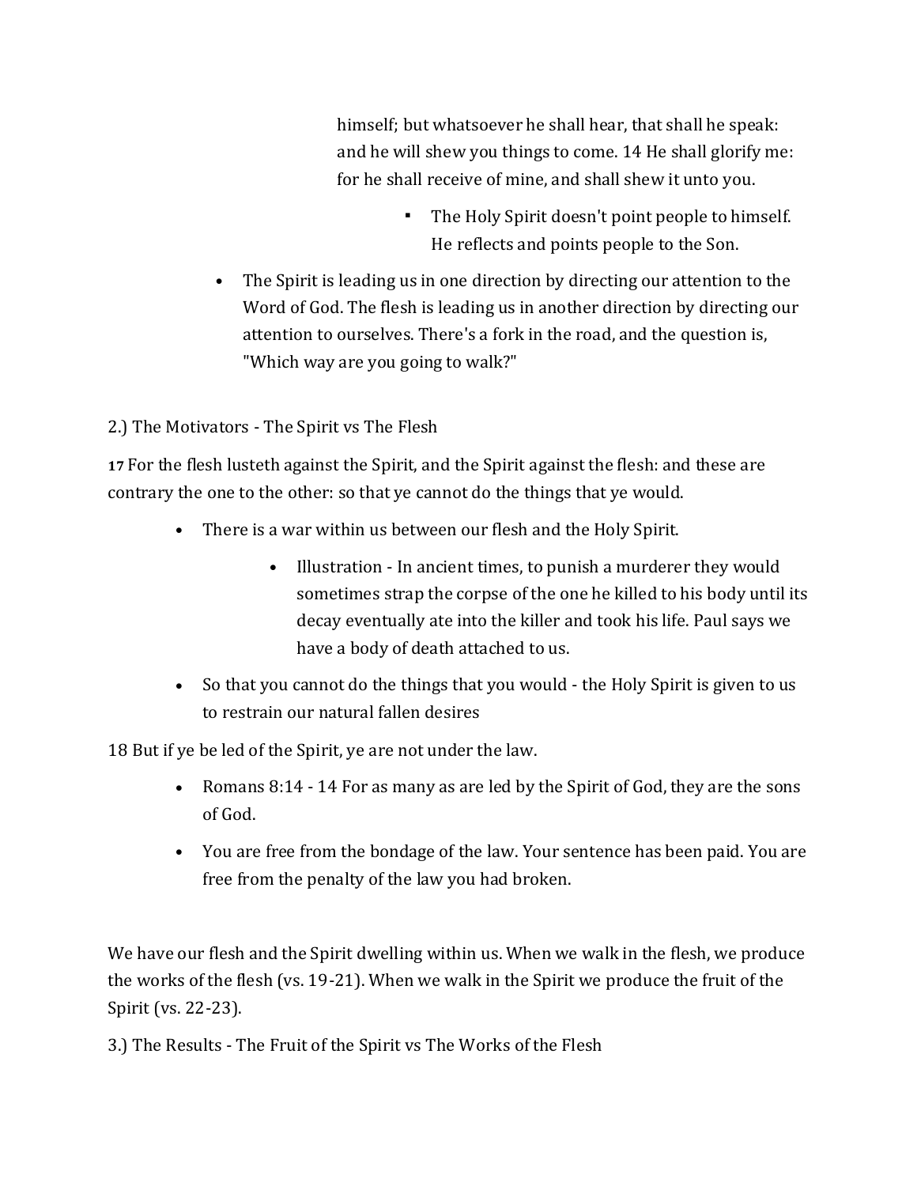himself; but whatsoever he shall hear, that shall he speak: and he will shew you things to come. 14 He shall glorify me: for he shall receive of mine, and shall shew it unto you.

        - The Holy Spirit doesn't point people to himself. He reflects and points people to the Son.

- The Spirit is leading us in one direction by directing our attention to the Word of God. The flesh is leading us in another direction by directing our attention to ourselves. There's a fork in the road, and the question is, "Which way are you going to walk?"

2.) The Motivators - The Spirit vs The Flesh

**17** For the flesh lusteth against the Spirit, and the Spirit against the flesh: and these are contrary the one to the other: so that ye cannot do the things that ye would.

- There is a war within us between our flesh and the Holy Spirit.
    - Illustration - In ancient times, to punish a murderer they would sometimes strap the corpse of the one he killed to his body until its decay eventually ate into the killer and took his life. Paul says we have a body of death attached to us.
- So that you cannot do the things that you would - the Holy Spirit is given to us to restrain our natural fallen desires

18 But if ye be led of the Spirit, ye are not under the law.

- Romans 8:14 - 14 For as many as are led by the Spirit of God, they are the sons of God.
- You are free from the bondage of the law. Your sentence has been paid. You are free from the penalty of the law you had broken.

We have our flesh and the Spirit dwelling within us. When we walk in the flesh, we produce the works of the flesh (vs. 19-21). When we walk in the Spirit we produce the fruit of the Spirit (vs. 22-23).

3.) The Results - The Fruit of the Spirit vs The Works of the Flesh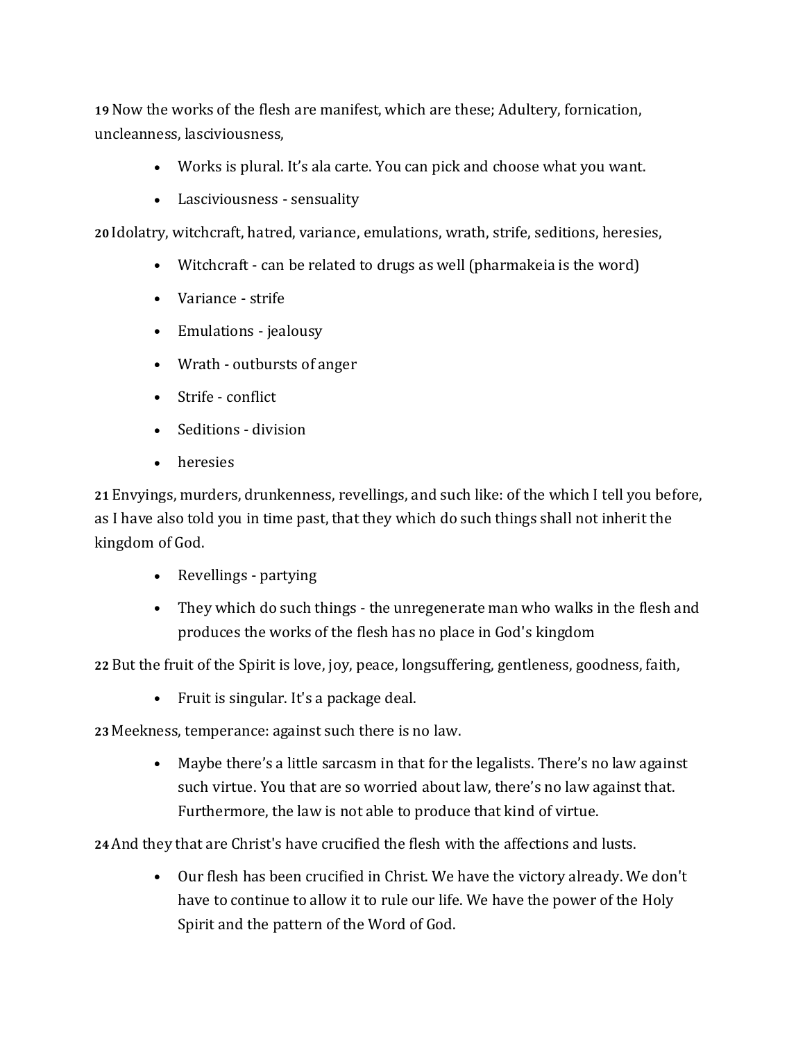**19** Now the works of the flesh are manifest, which are these; Adultery, fornication, uncleanness, lasciviousness,

- Works is plural. It's ala carte. You can pick and choose what you want.
- Lasciviousness - sensuality

**20** Idolatry, witchcraft, hatred, variance, emulations, wrath, strife, seditions, heresies,

- Witchcraft - can be related to drugs as well (pharmakeia is the word)
- Variance - strife
- Emulations - jealousy
- Wrath - outbursts of anger
- Strife - conflict
- Seditions - division
- heresies

**21** Envyings, murders, drunkenness, revellings, and such like: of the which I tell you before, as I have also told you in time past, that they which do such things shall not inherit the kingdom of God.

- Revellings - partying
- They which do such things - the unregenerate man who walks in the flesh and produces the works of the flesh has no place in God's kingdom

**22** But the fruit of the Spirit is love, joy, peace, longsuffering, gentleness, goodness, faith,

- Fruit is singular. It's a package deal.

**23** Meekness, temperance: against such there is no law.

- Maybe there's a little sarcasm in that for the legalists. There's no law against such virtue. You that are so worried about law, there's no law against that. Furthermore, the law is not able to produce that kind of virtue.

**24** And they that are Christ's have crucified the flesh with the affections and lusts.

- Our flesh has been crucified in Christ. We have the victory already. We don't have to continue to allow it to rule our life. We have the power of the Holy Spirit and the pattern of the Word of God.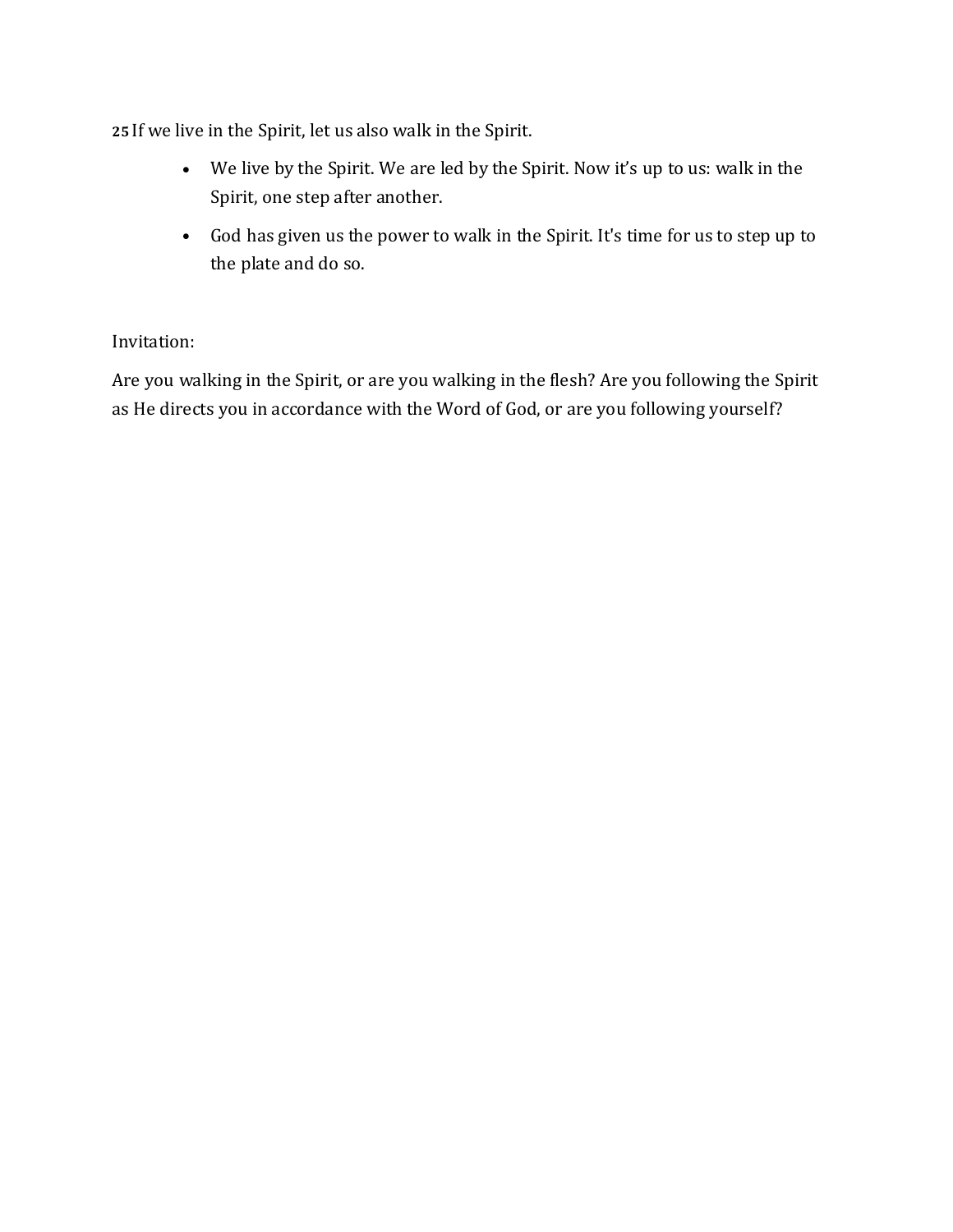**25** If we live in the Spirit, let us also walk in the Spirit.

- We live by the Spirit. We are led by the Spirit. Now it's up to us: walk in the Spirit, one step after another.
- God has given us the power to walk in the Spirit. It's time for us to step up to the plate and do so.

Invitation:

Are you walking in the Spirit, or are you walking in the flesh? Are you following the Spirit as He directs you in accordance with the Word of God, or are you following yourself?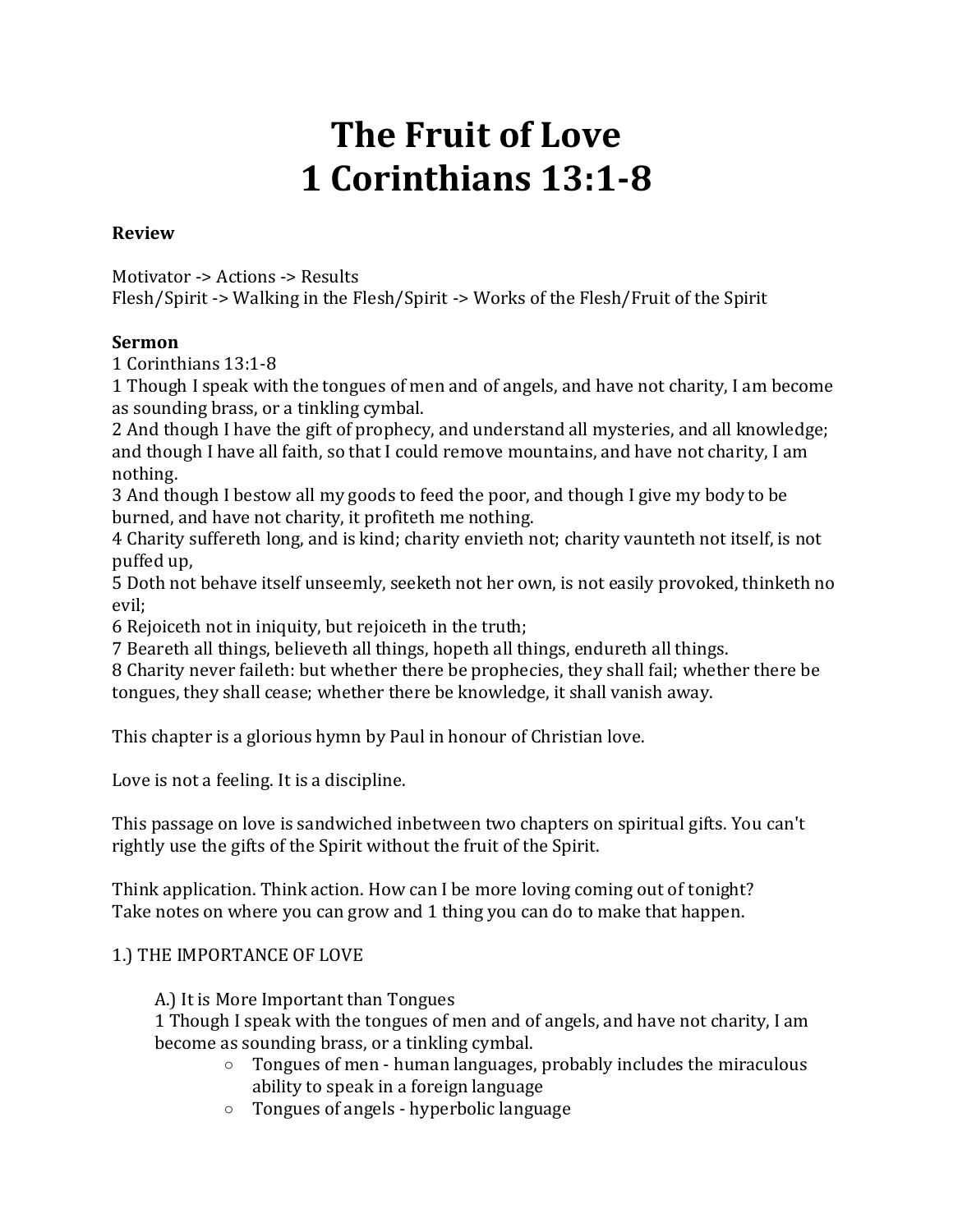# The Fruit of Love
# 1 Corinthians 13:1-8

**Review**

Motivator -> Actions -> Results
Flesh/Spirit -> Walking in the Flesh/Spirit -> Works of the Flesh/Fruit of the Spirit

**Sermon**
1 Corinthians 13:1-8
1 Though I speak with the tongues of men and of angels, and have not charity, I am become as sounding brass, or a tinkling cymbal.
2 And though I have the gift of prophecy, and understand all mysteries, and all knowledge; and though I have all faith, so that I could remove mountains, and have not charity, I am nothing.
3 And though I bestow all my goods to feed the poor, and though I give my body to be burned, and have not charity, it profiteth me nothing.
4 Charity suffereth long, and is kind; charity envieth not; charity vaunteth not itself, is not puffed up,
5 Doth not behave itself unseemly, seeketh not her own, is not easily provoked, thinketh no evil;
6 Rejoiceth not in iniquity, but rejoiceth in the truth;
7 Beareth all things, believeth all things, hopeth all things, endureth all things.
8 Charity never faileth: but whether there be prophecies, they shall fail; whether there be tongues, they shall cease; whether there be knowledge, it shall vanish away.

This chapter is a glorious hymn by Paul in honour of Christian love.

Love is not a feeling. It is a discipline.

This passage on love is sandwiched inbetween two chapters on spiritual gifts. You can't rightly use the gifts of the Spirit without the fruit of the Spirit.

Think application. Think action. How can I be more loving coming out of tonight?
Take notes on where you can grow and 1 thing you can do to make that happen.

1.) THE IMPORTANCE OF LOVE

A.) It is More Important than Tongues
1 Though I speak with the tongues of men and of angels, and have not charity, I am become as sounding brass, or a tinkling cymbal.

- Tongues of men - human languages, probably includes the miraculous ability to speak in a foreign language
- Tongues of angels - hyperbolic language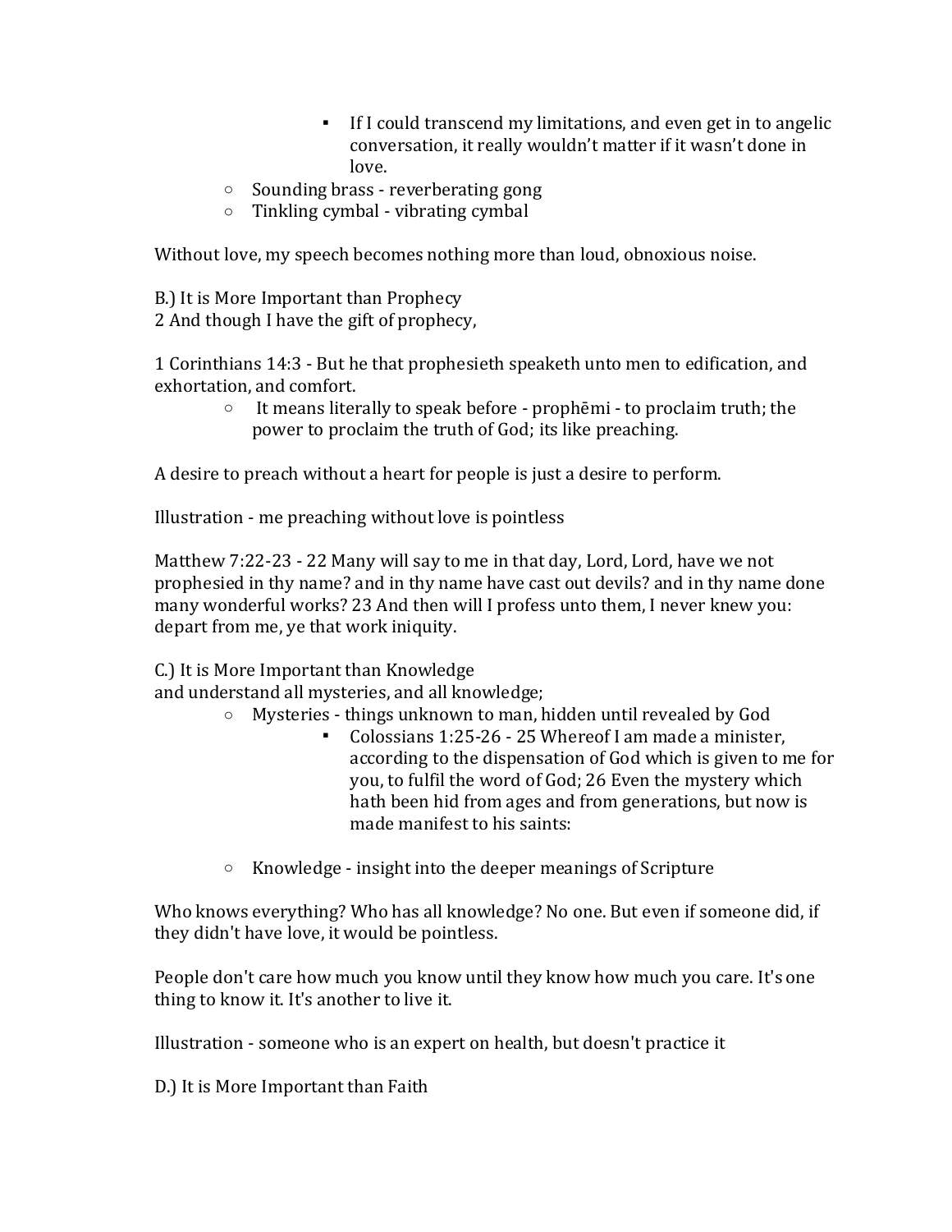- If I could transcend my limitations, and even get in to angelic conversation, it really wouldn't matter if it wasn't done in love.
    - Sounding brass - reverberating gong
    - Tinkling cymbal - vibrating cymbal

Without love, my speech becomes nothing more than loud, obnoxious noise.

B.) It is More Important than Prophecy
2 And though I have the gift of prophecy,

1 Corinthians 14:3 - But he that prophesieth speaketh unto men to edification, and exhortation, and comfort.

- It means literally to speak before - prophēmi - to proclaim truth; the power to proclaim the truth of God; its like preaching.

A desire to preach without a heart for people is just a desire to perform.

Illustration - me preaching without love is pointless

Matthew 7:22-23 - 22 Many will say to me in that day, Lord, Lord, have we not prophesied in thy name? and in thy name have cast out devils? and in thy name done many wonderful works? 23 And then will I profess unto them, I never knew you: depart from me, ye that work iniquity.

C.) It is More Important than Knowledge
and understand all mysteries, and all knowledge;

- Mysteries - things unknown to man, hidden until revealed by God
    - Colossians 1:25-26 - 25 Whereof I am made a minister, according to the dispensation of God which is given to me for you, to fulfil the word of God; 26 Even the mystery which hath been hid from ages and from generations, but now is made manifest to his saints:
- Knowledge - insight into the deeper meanings of Scripture

Who knows everything? Who has all knowledge? No one. But even if someone did, if they didn't have love, it would be pointless.

People don't care how much you know until they know how much you care. It's one thing to know it. It's another to live it.

Illustration - someone who is an expert on health, but doesn't practice it

D.) It is More Important than Faith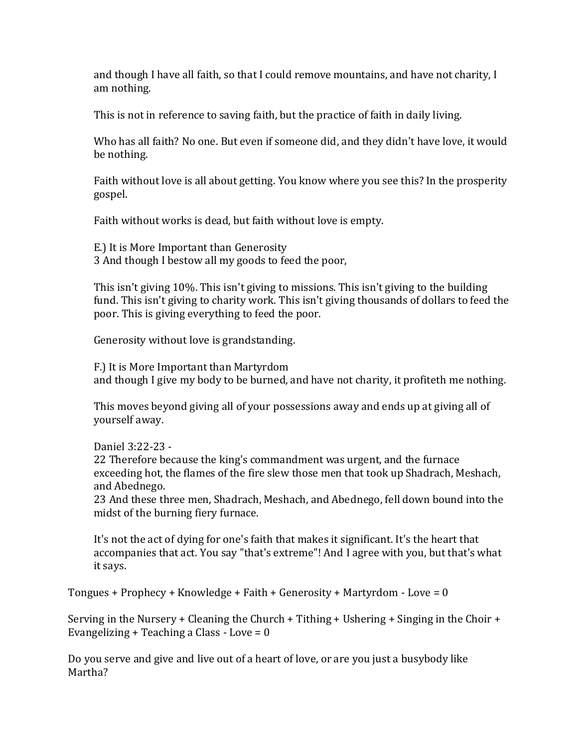and though I have all faith, so that I could remove mountains, and have not charity, I am nothing.

This is not in reference to saving faith, but the practice of faith in daily living.

Who has all faith? No one. But even if someone did, and they didn't have love, it would be nothing.

Faith without love is all about getting. You know where you see this? In the prosperity gospel.

Faith without works is dead, but faith without love is empty.

E.) It is More Important than Generosity
3 And though I bestow all my goods to feed the poor,

This isn't giving 10%. This isn't giving to missions. This isn't giving to the building fund. This isn't giving to charity work. This isn't giving thousands of dollars to feed the poor. This is giving everything to feed the poor.

Generosity without love is grandstanding.

F.) It is More Important than Martyrdom
and though I give my body to be burned, and have not charity, it profiteth me nothing.

This moves beyond giving all of your possessions away and ends up at giving all of yourself away.

Daniel 3:22-23 -
22 Therefore because the king's commandment was urgent, and the furnace exceeding hot, the flames of the fire slew those men that took up Shadrach, Meshach, and Abednego.
23 And these three men, Shadrach, Meshach, and Abednego, fell down bound into the midst of the burning fiery furnace.

It's not the act of dying for one's faith that makes it significant. It's the heart that accompanies that act. You say "that's extreme"! And I agree with you, but that's what it says.

Tongues + Prophecy + Knowledge + Faith + Generosity + Martyrdom - Love = 0

Serving in the Nursery + Cleaning the Church + Tithing + Ushering + Singing in the Choir + Evangelizing + Teaching a Class - Love = 0

Do you serve and give and live out of a heart of love, or are you just a busybody like Martha?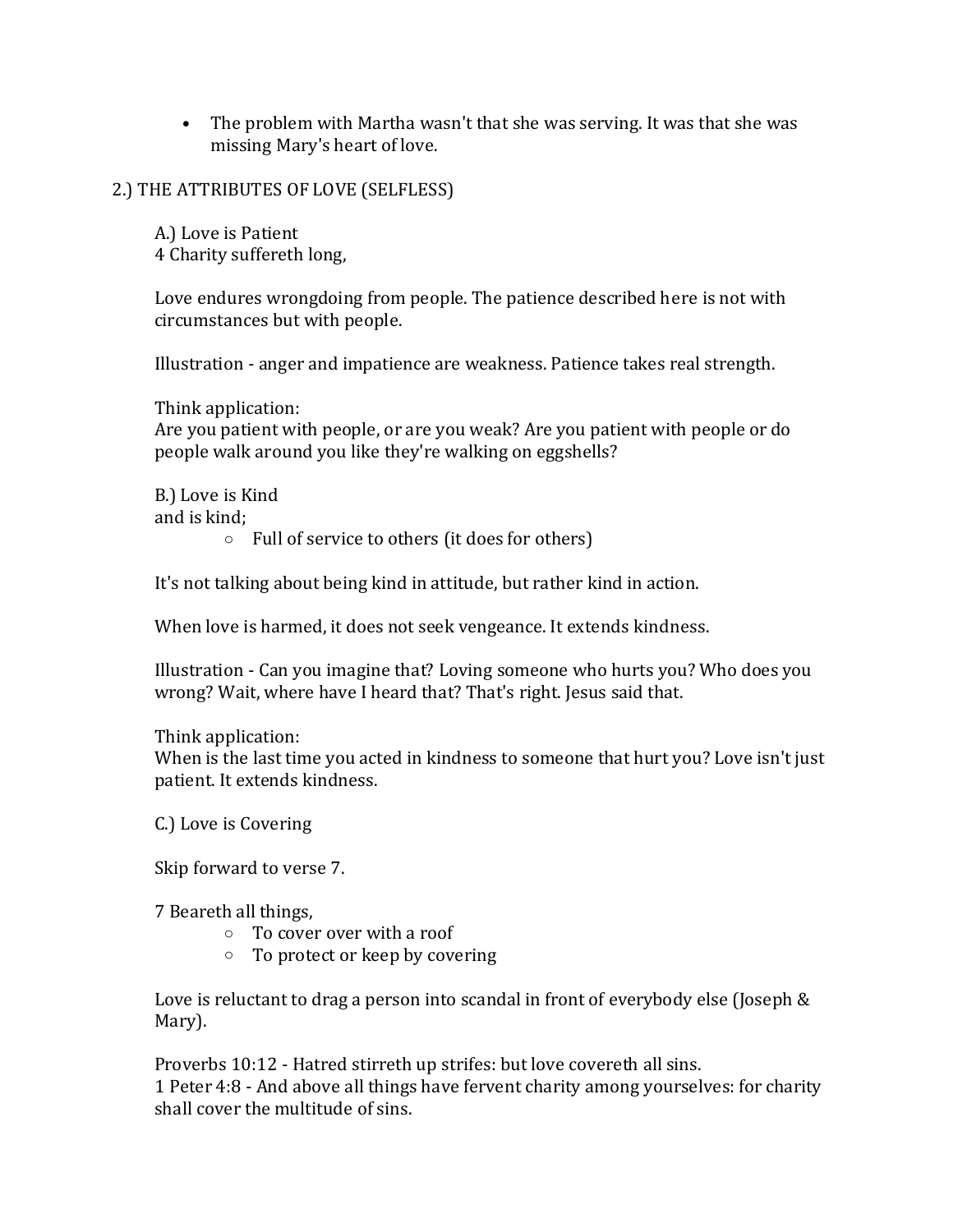- The problem with Martha wasn't that she was serving. It was that she was missing Mary's heart of love.

2.) THE ATTRIBUTES OF LOVE (SELFLESS)

A.) Love is Patient
4 Charity suffereth long,

Love endures wrongdoing from people. The patience described here is not with circumstances but with people.

Illustration - anger and impatience are weakness. Patience takes real strength.

Think application:
Are you patient with people, or are you weak? Are you patient with people or do people walk around you like they're walking on eggshells?

B.) Love is Kind
and is kind;

- Full of service to others (it does for others)

It's not talking about being kind in attitude, but rather kind in action.

When love is harmed, it does not seek vengeance. It extends kindness.

Illustration - Can you imagine that? Loving someone who hurts you? Who does you wrong? Wait, where have I heard that? That's right. Jesus said that.

Think application:
When is the last time you acted in kindness to someone that hurt you? Love isn't just patient. It extends kindness.

C.) Love is Covering

Skip forward to verse 7.

7 Beareth all things,

- To cover over with a roof
- To protect or keep by covering

Love is reluctant to drag a person into scandal in front of everybody else (Joseph & Mary).

Proverbs 10:12 - Hatred stirreth up strifes: but love covereth all sins.
1 Peter 4:8 - And above all things have fervent charity among yourselves: for charity shall cover the multitude of sins.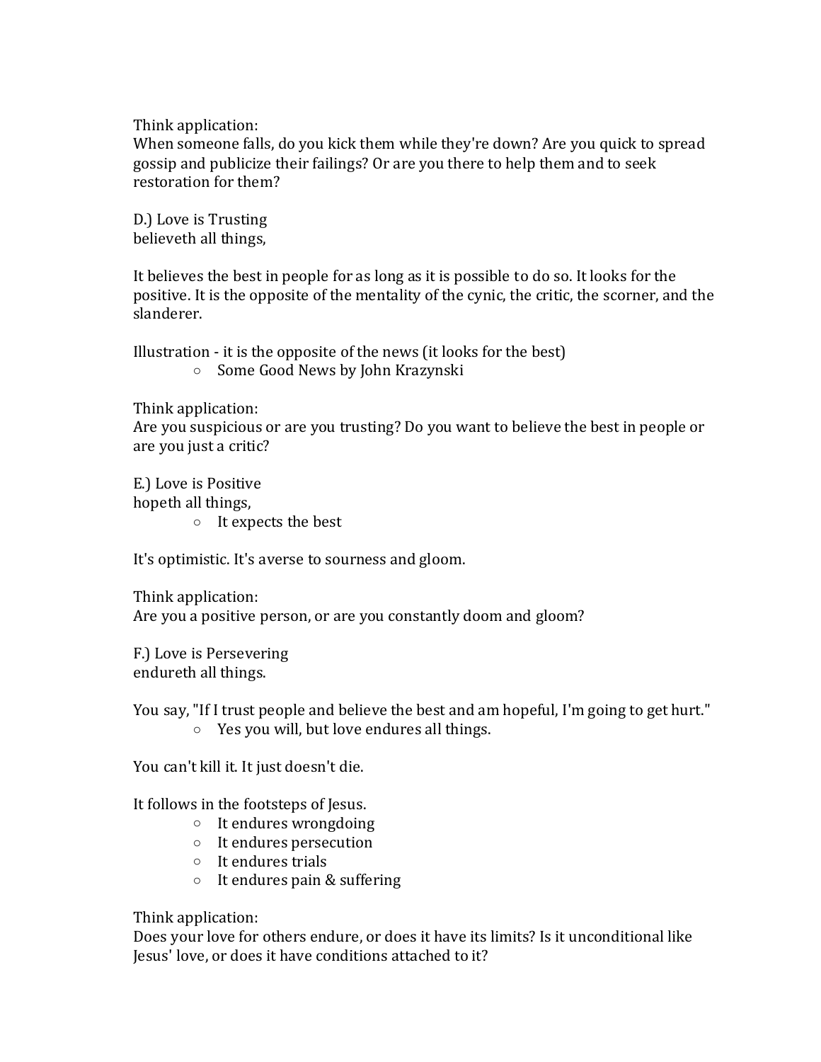Think application:
When someone falls, do you kick them while they're down? Are you quick to spread gossip and publicize their failings? Or are you there to help them and to seek restoration for them?

D.) Love is Trusting
believeth all things,

It believes the best in people for as long as it is possible to do so. It looks for the positive. It is the opposite of the mentality of the cynic, the critic, the scorner, and the slanderer.

Illustration - it is the opposite of the news (it looks for the best)

- Some Good News by John Krazynski

Think application:
Are you suspicious or are you trusting? Do you want to believe the best in people or are you just a critic?

E.) Love is Positive
hopeth all things,

- It expects the best

It's optimistic. It's averse to sourness and gloom.

Think application:
Are you a positive person, or are you constantly doom and gloom?

F.) Love is Persevering
endureth all things.

You say, "If I trust people and believe the best and am hopeful, I'm going to get hurt."

- Yes you will, but love endures all things.

You can't kill it. It just doesn't die.

It follows in the footsteps of Jesus.

- It endures wrongdoing
- It endures persecution
- It endures trials
- It endures pain & suffering

Think application:
Does your love for others endure, or does it have its limits? Is it unconditional like Jesus' love, or does it have conditions attached to it?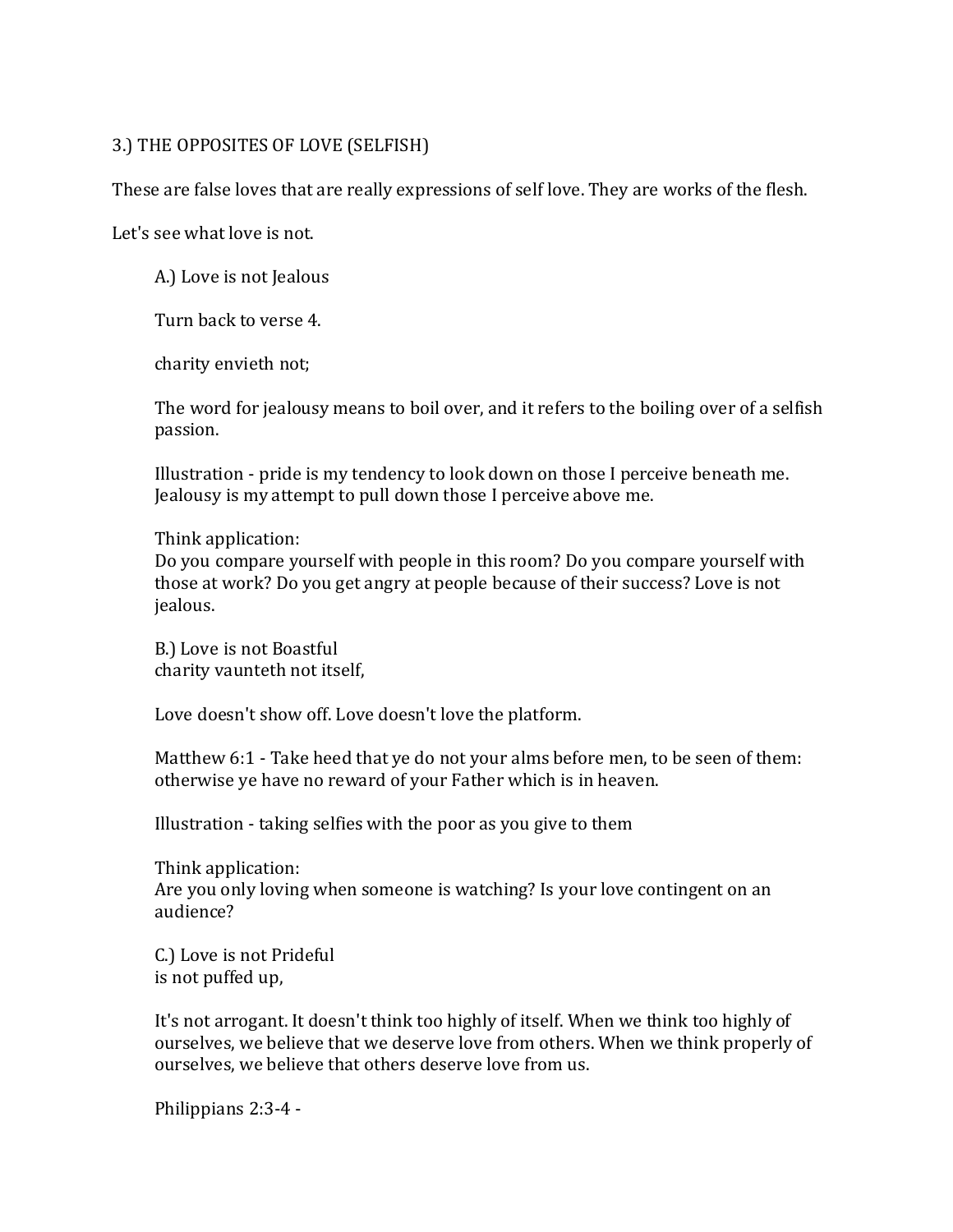3.) THE OPPOSITES OF LOVE (SELFISH)

These are false loves that are really expressions of self love. They are works of the flesh.

Let's see what love is not.

A.) Love is not Jealous

Turn back to verse 4.

charity envieth not;

The word for jealousy means to boil over, and it refers to the boiling over of a selfish passion.

Illustration - pride is my tendency to look down on those I perceive beneath me. Jealousy is my attempt to pull down those I perceive above me.

Think application:
Do you compare yourself with people in this room? Do you compare yourself with those at work? Do you get angry at people because of their success? Love is not jealous.

B.) Love is not Boastful
charity vaunteth not itself,

Love doesn't show off. Love doesn't love the platform.

Matthew 6:1 - Take heed that ye do not your alms before men, to be seen of them: otherwise ye have no reward of your Father which is in heaven.

Illustration - taking selfies with the poor as you give to them

Think application:
Are you only loving when someone is watching? Is your love contingent on an audience?

C.) Love is not Prideful
is not puffed up,

It's not arrogant. It doesn't think too highly of itself. When we think too highly of ourselves, we believe that we deserve love from others. When we think properly of ourselves, we believe that others deserve love from us.

Philippians 2:3-4 -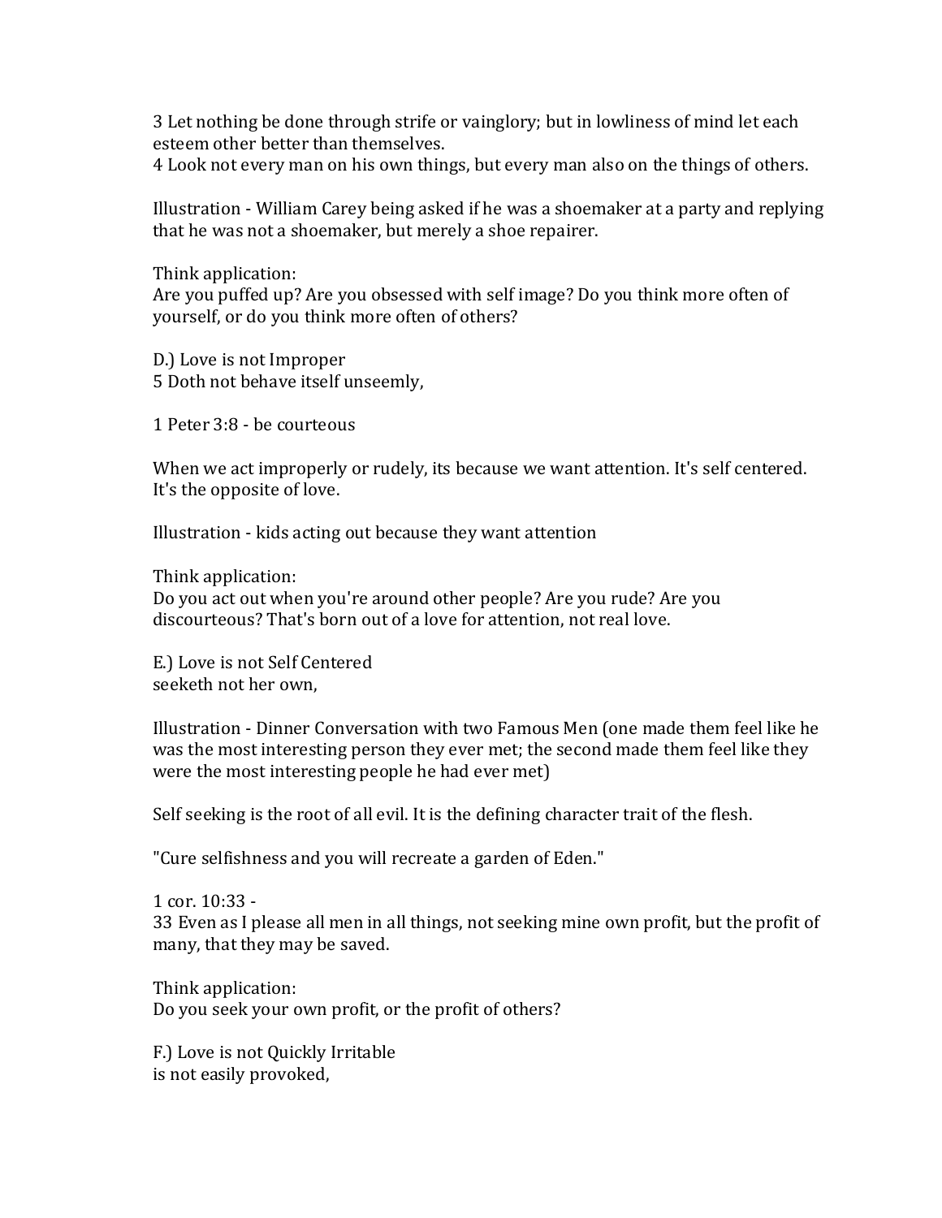3 Let nothing be done through strife or vainglory; but in lowliness of mind let each esteem other better than themselves.
4 Look not every man on his own things, but every man also on the things of others.

Illustration - William Carey being asked if he was a shoemaker at a party and replying that he was not a shoemaker, but merely a shoe repairer.

Think application:
Are you puffed up? Are you obsessed with self image? Do you think more often of yourself, or do you think more often of others?

D.) Love is not Improper
5 Doth not behave itself unseemly,

1 Peter 3:8 - be courteous

When we act improperly or rudely, its because we want attention. It's self centered. It's the opposite of love.

Illustration - kids acting out because they want attention

Think application:
Do you act out when you're around other people? Are you rude? Are you discourteous? That's born out of a love for attention, not real love.

E.) Love is not Self Centered
seeketh not her own,

Illustration - Dinner Conversation with two Famous Men (one made them feel like he was the most interesting person they ever met; the second made them feel like they were the most interesting people he had ever met)

Self seeking is the root of all evil. It is the defining character trait of the flesh.

"Cure selfishness and you will recreate a garden of Eden."

1 cor. 10:33 -
33 Even as I please all men in all things, not seeking mine own profit, but the profit of many, that they may be saved.

Think application:
Do you seek your own profit, or the profit of others?

F.) Love is not Quickly Irritable
is not easily provoked,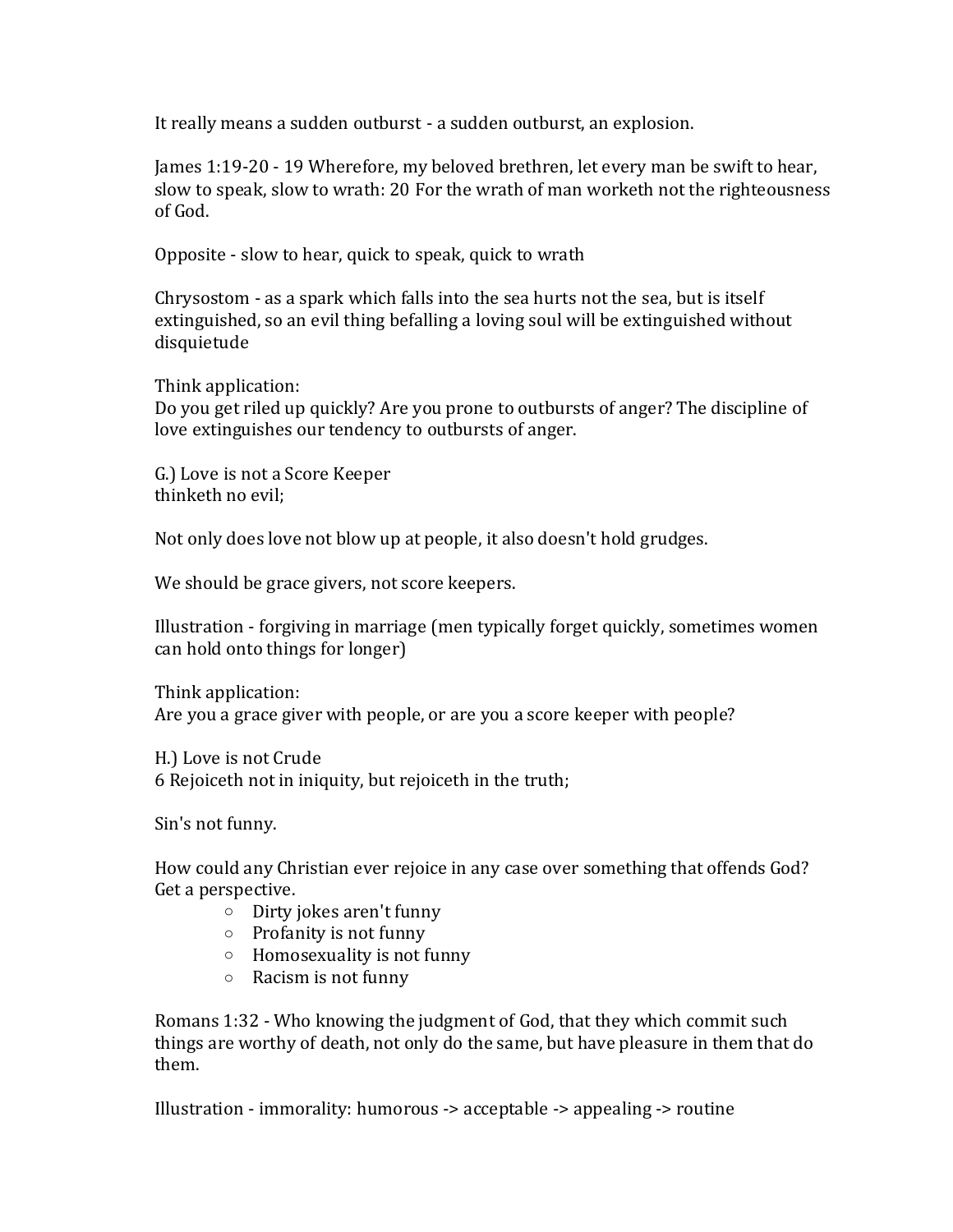It really means a sudden outburst - a sudden outburst, an explosion.

James 1:19-20 - 19 Wherefore, my beloved brethren, let every man be swift to hear, slow to speak, slow to wrath: 20 For the wrath of man worketh not the righteousness of God.

Opposite - slow to hear, quick to speak, quick to wrath

Chrysostom - as a spark which falls into the sea hurts not the sea, but is itself extinguished, so an evil thing befalling a loving soul will be extinguished without disquietude

Think application:
Do you get riled up quickly? Are you prone to outbursts of anger? The discipline of love extinguishes our tendency to outbursts of anger.

G.) Love is not a Score Keeper
thinketh no evil;

Not only does love not blow up at people, it also doesn't hold grudges.

We should be grace givers, not score keepers.

Illustration - forgiving in marriage (men typically forget quickly, sometimes women can hold onto things for longer)

Think application:
Are you a grace giver with people, or are you a score keeper with people?

H.) Love is not Crude
6 Rejoiceth not in iniquity, but rejoiceth in the truth;

Sin's not funny.

How could any Christian ever rejoice in any case over something that offends God? Get a perspective.

- Dirty jokes aren't funny
- Profanity is not funny
- Homosexuality is not funny
- Racism is not funny

Romans 1:32 - Who knowing the judgment of God, that they which commit such things are worthy of death, not only do the same, but have pleasure in them that do them.

Illustration - immorality: humorous -> acceptable -> appealing -> routine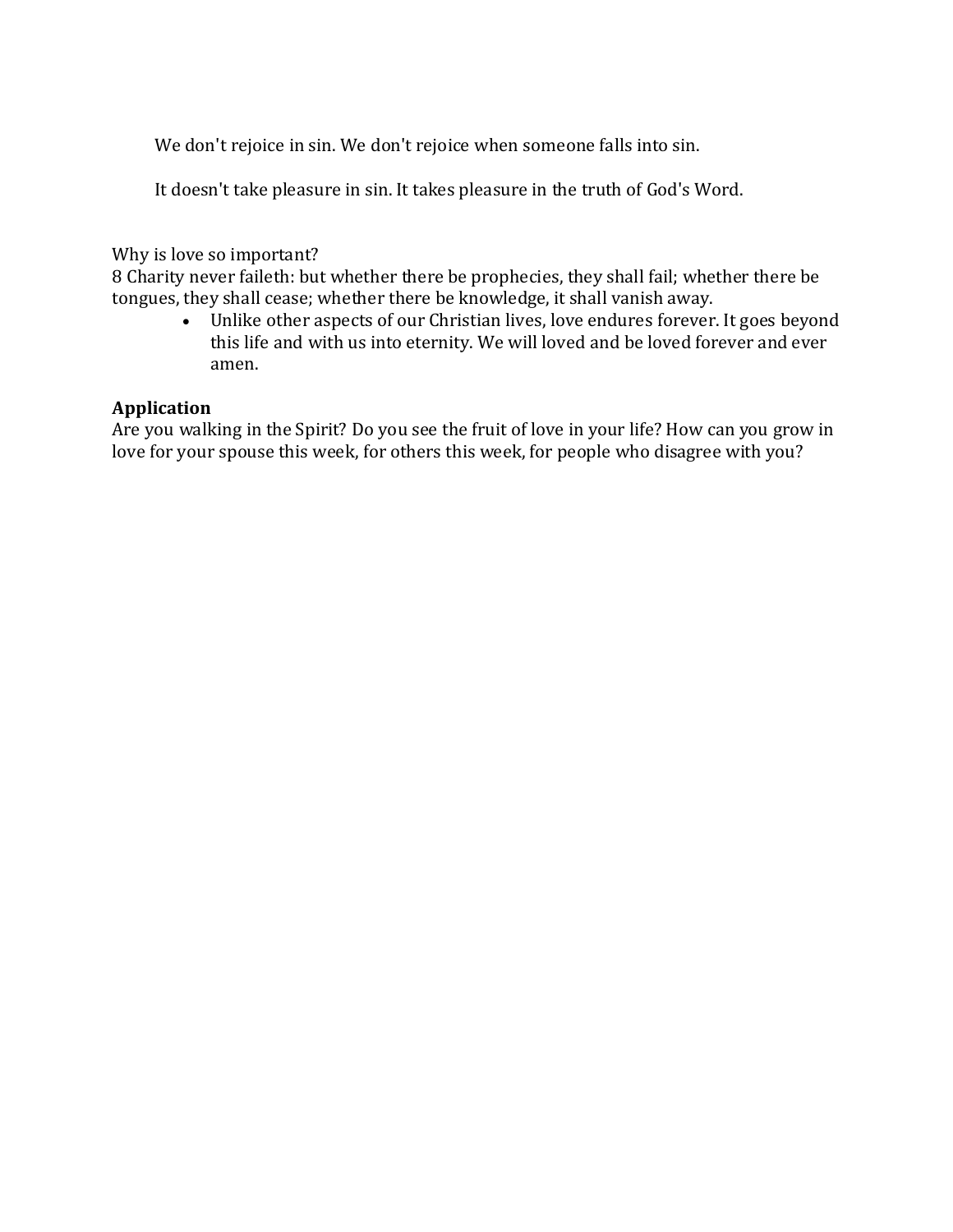We don't rejoice in sin. We don't rejoice when someone falls into sin.

It doesn't take pleasure in sin. It takes pleasure in the truth of God's Word.

Why is love so important?
8 Charity never faileth: but whether there be prophecies, they shall fail; whether there be tongues, they shall cease; whether there be knowledge, it shall vanish away.

- Unlike other aspects of our Christian lives, love endures forever. It goes beyond this life and with us into eternity. We will loved and be loved forever and ever amen.

**Application**
Are you walking in the Spirit? Do you see the fruit of love in your life? How can you grow in love for your spouse this week, for others this week, for people who disagree with you?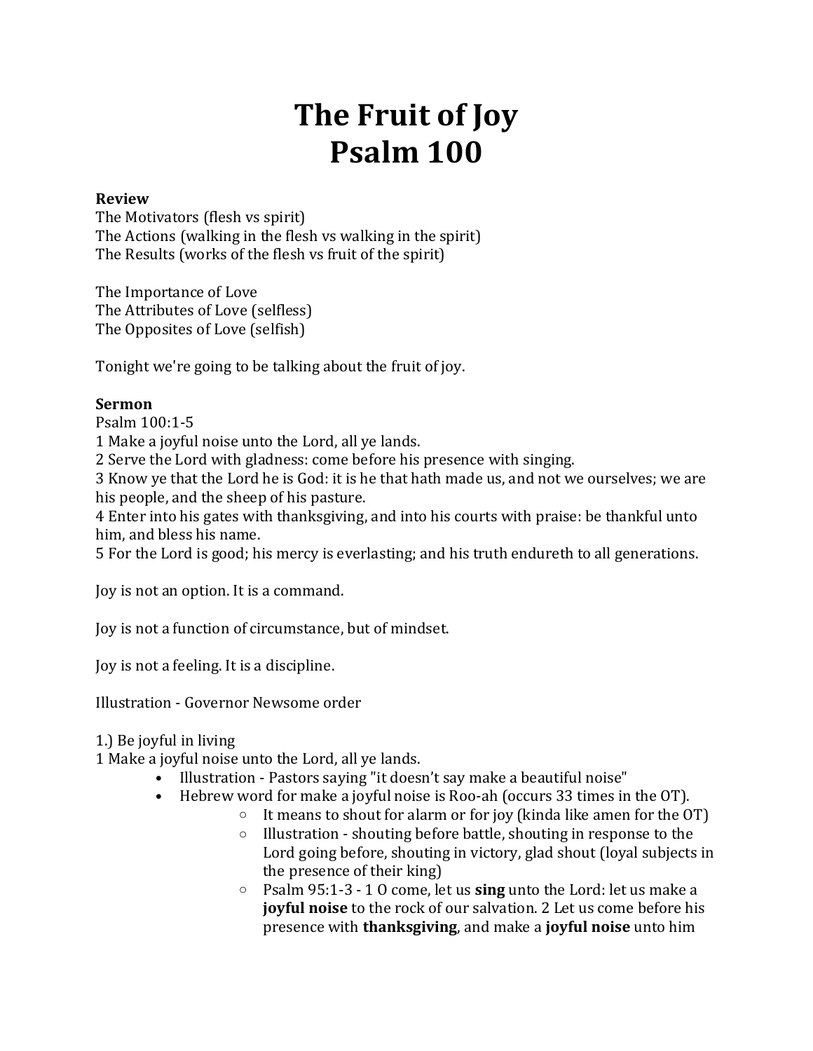# The Fruit of Joy
# Psalm 100

**Review**
The Motivators (flesh vs spirit)
The Actions (walking in the flesh vs walking in the spirit)
The Results (works of the flesh vs fruit of the spirit)

The Importance of Love
The Attributes of Love (selfless)
The Opposites of Love (selfish)

Tonight we're going to be talking about the fruit of joy.

**Sermon**
Psalm 100:1-5
1 Make a joyful noise unto the Lord, all ye lands.
2 Serve the Lord with gladness: come before his presence with singing.
3 Know ye that the Lord he is God: it is he that hath made us, and not we ourselves; we are his people, and the sheep of his pasture.
4 Enter into his gates with thanksgiving, and into his courts with praise: be thankful unto him, and bless his name.
5 For the Lord is good; his mercy is everlasting; and his truth endureth to all generations.

Joy is not an option. It is a command.

Joy is not a function of circumstance, but of mindset.

Joy is not a feeling. It is a discipline.

Illustration - Governor Newsome order

1.) Be joyful in living
1 Make a joyful noise unto the Lord, all ye lands.

- Illustration - Pastors saying "it doesn't say make a beautiful noise"
- Hebrew word for make a joyful noise is Roo-ah (occurs 33 times in the OT).
    - It means to shout for alarm or for joy (kinda like amen for the OT)
    - Illustration - shouting before battle, shouting in response to the Lord going before, shouting in victory, glad shout (loyal subjects in the presence of their king)
    - Psalm 95:1-3 - 1 O come, let us **sing** unto the Lord: let us make a **joyful noise** to the rock of our salvation. 2 Let us come before his presence with **thanksgiving**, and make a **joyful noise** unto him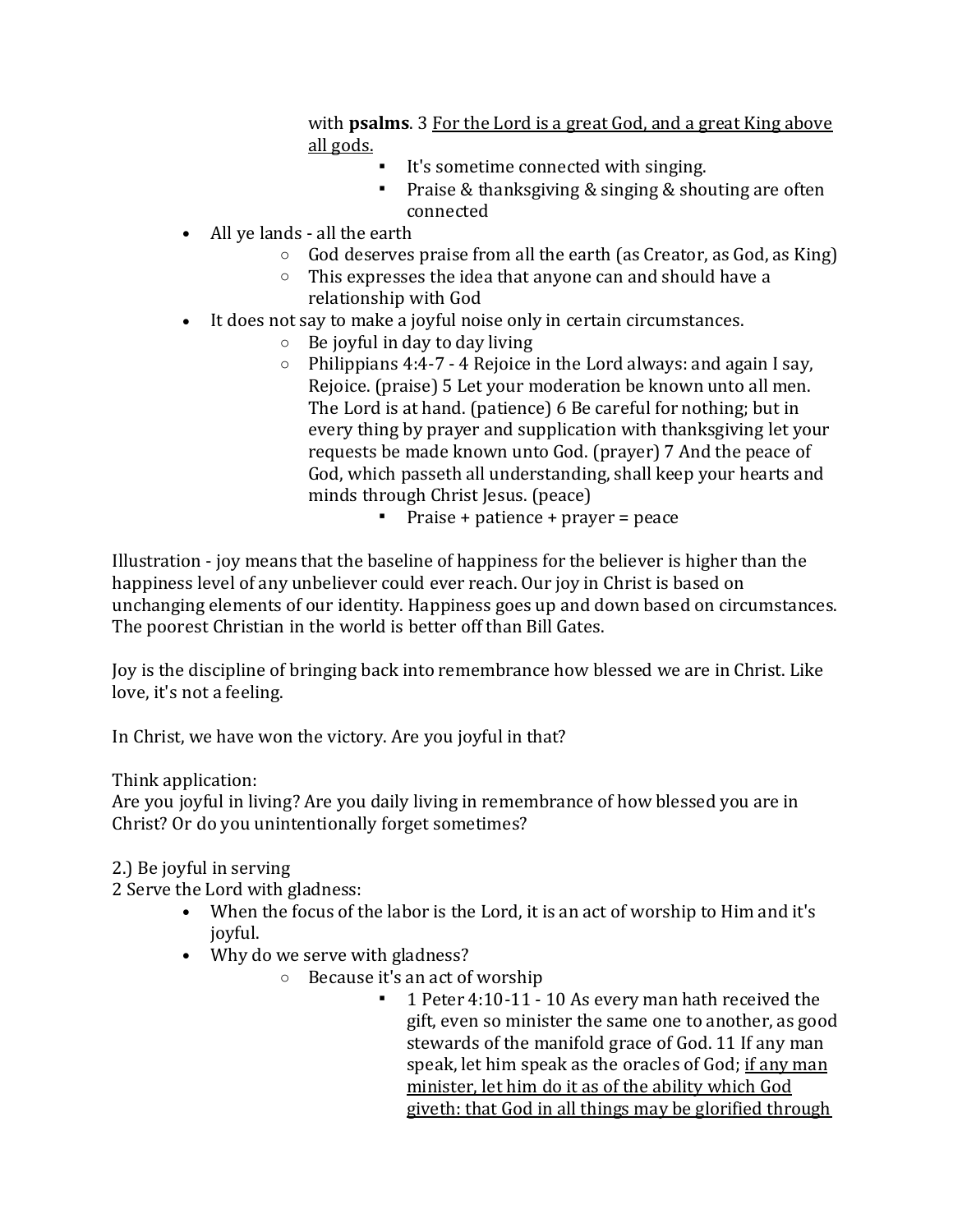with **psalms**. 3 <u>For the Lord is a great God, and a great King above all gods.</u>

- It's sometime connected with singing.
- Praise & thanksgiving & singing & shouting are often connected

- All ye lands - all the earth
  - God deserves praise from all the earth (as Creator, as God, as King)
  - This expresses the idea that anyone can and should have a relationship with God
- It does not say to make a joyful noise only in certain circumstances.
  - Be joyful in day to day living
  - Philippians 4:4-7 - 4 Rejoice in the Lord always: and again I say, Rejoice. (praise) 5 Let your moderation be known unto all men. The Lord is at hand. (patience) 6 Be careful for nothing; but in every thing by prayer and supplication with thanksgiving let your requests be made known unto God. (prayer) 7 And the peace of God, which passeth all understanding, shall keep your hearts and minds through Christ Jesus. (peace)
    - Praise + patience + prayer = peace

Illustration - joy means that the baseline of happiness for the believer is higher than the happiness level of any unbeliever could ever reach. Our joy in Christ is based on unchanging elements of our identity. Happiness goes up and down based on circumstances. The poorest Christian in the world is better off than Bill Gates.

Joy is the discipline of bringing back into remembrance how blessed we are in Christ. Like love, it's not a feeling.

In Christ, we have won the victory. Are you joyful in that?

Think application:
Are you joyful in living? Are you daily living in remembrance of how blessed you are in Christ? Or do you unintentionally forget sometimes?

2.) Be joyful in serving
2 Serve the Lord with gladness:

- When the focus of the labor is the Lord, it is an act of worship to Him and it's joyful.
- Why do we serve with gladness?
  - Because it's an act of worship
    - 1 Peter 4:10-11 - 10 As every man hath received the gift, even so minister the same one to another, as good stewards of the manifold grace of God. 11 If any man speak, let him speak as the oracles of God; <u>if any man minister, let him do it as of the ability which God giveth: that God in all things may be glorified through</u>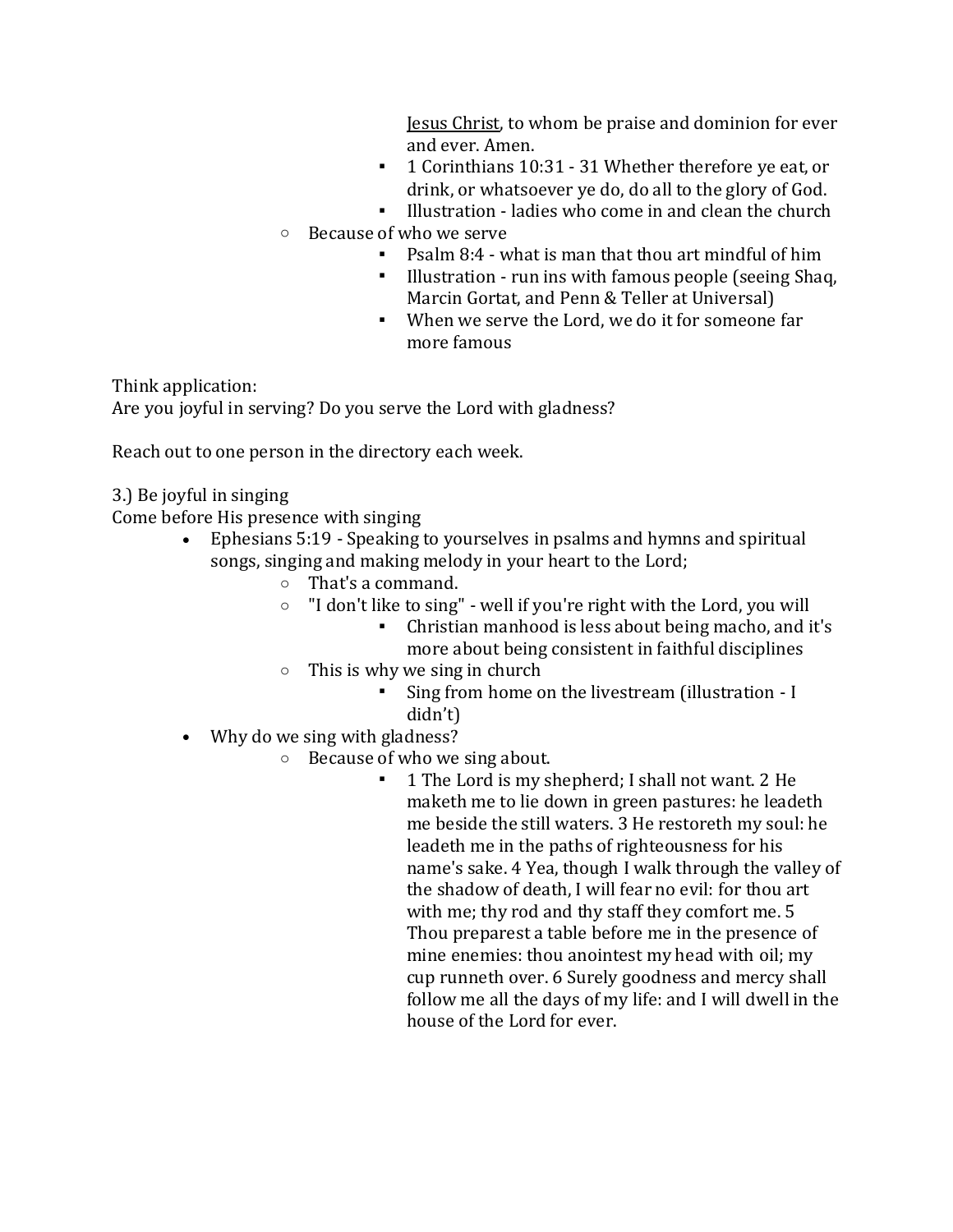- Jesus Christ, to whom be praise and dominion for ever and ever. Amen.
        - 1 Corinthians 10:31 - 31 Whether therefore ye eat, or drink, or whatsoever ye do, do all to the glory of God.
        - Illustration - ladies who come in and clean the church
    - Because of who we serve
        - Psalm 8:4 - what is man that thou art mindful of him
        - Illustration - run ins with famous people (seeing Shaq, Marcin Gortat, and Penn & Teller at Universal)
        - When we serve the Lord, we do it for someone far more famous

Think application:
Are you joyful in serving? Do you serve the Lord with gladness?

Reach out to one person in the directory each week.

3.) Be joyful in singing
Come before His presence with singing

- Ephesians 5:19 - Speaking to yourselves in psalms and hymns and spiritual songs, singing and making melody in your heart to the Lord;
    - That's a command.
    - "I don't like to sing" - well if you're right with the Lord, you will
        - Christian manhood is less about being macho, and it's more about being consistent in faithful disciplines
    - This is why we sing in church
        - Sing from home on the livestream (illustration - I didn't)
- Why do we sing with gladness?
    - Because of who we sing about.
        - 1 The Lord is my shepherd; I shall not want. 2 He maketh me to lie down in green pastures: he leadeth me beside the still waters. 3 He restoreth my soul: he leadeth me in the paths of righteousness for his name's sake. 4 Yea, though I walk through the valley of the shadow of death, I will fear no evil: for thou art with me; thy rod and thy staff they comfort me. 5 Thou preparest a table before me in the presence of mine enemies: thou anointest my head with oil; my cup runneth over. 6 Surely goodness and mercy shall follow me all the days of my life: and I will dwell in the house of the Lord for ever.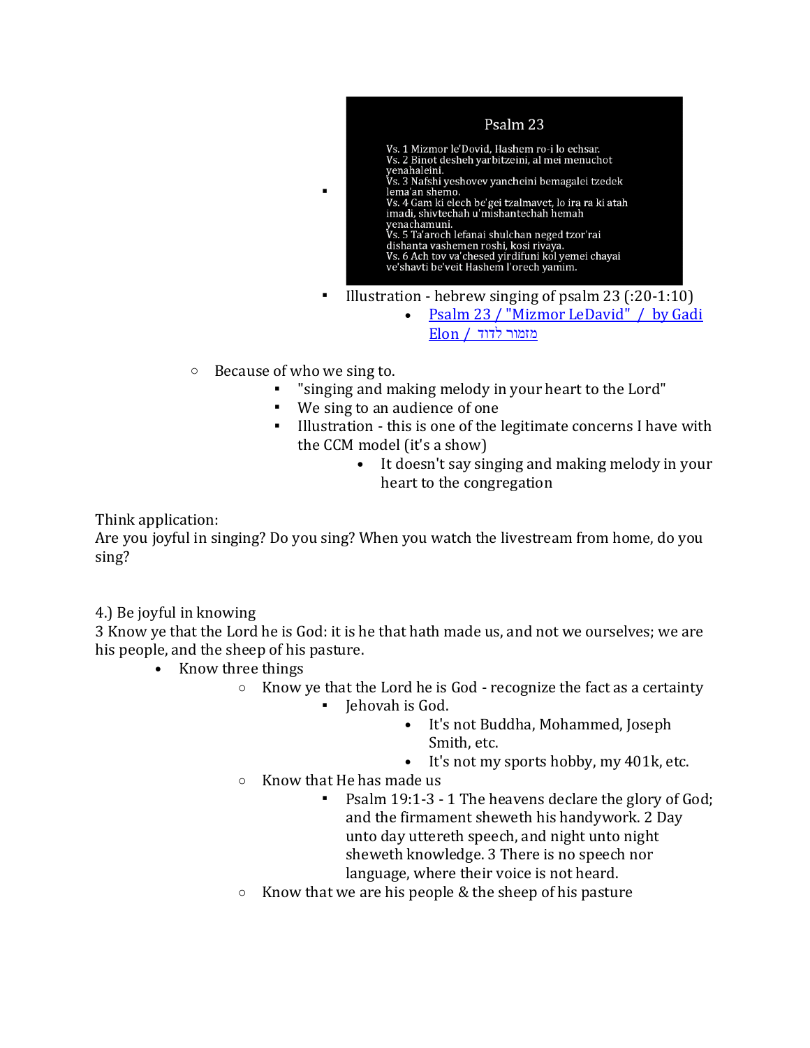- Psalm 23

  Vs. 1 Mizmor le'Dovid, Hashem ro-i lo echsar.
  Vs. 2 Binot desheh yarbitzeini, al mei menuchot yenahaleini.
  Vs. 3 Nafshi yeshovev yancheini bemagalei tzedek lema'an shemo.
  Vs. 4 Gam ki elech be'gei tzalmavet, lo ira ra ki atah imadi, shivtechah u'mishantechah hemah yenachamuni.
  Vs. 5 Ta'aroch lefanai shulchan neged tzor'rai dishanta vashemen roshi, kosi rivaya.
  Vs. 6 Ach tov va'chesed yirdifuni kol yemei chayai ve'shavti be'veit Hashem l'orech yamim.

- Illustration - hebrew singing of psalm 23 (:20-1:10)
  - [Psalm 23 / "Mizmor LeDavid" / by Gadi Elon / מזמור לדוד]

- Because of who we sing to.
  - "singing and making melody in your heart to the Lord"
  - We sing to an audience of one
  - Illustration - this is one of the legitimate concerns I have with the CCM model (it's a show)
    - It doesn't say singing and making melody in your heart to the congregation

Think application:
Are you joyful in singing? Do you sing? When you watch the livestream from home, do you sing?

4.) Be joyful in knowing
3 Know ye that the Lord he is God: it is he that hath made us, and not we ourselves; we are his people, and the sheep of his pasture.

- Know three things
  - Know ye that the Lord he is God - recognize the fact as a certainty
    - Jehovah is God.
      - It's not Buddha, Mohammed, Joseph Smith, etc.
      - It's not my sports hobby, my 401k, etc.
  - Know that He has made us
    - Psalm 19:1-3 - 1 The heavens declare the glory of God; and the firmament sheweth his handywork. 2 Day unto day uttereth speech, and night unto night sheweth knowledge. 3 There is no speech nor language, where their voice is not heard.
  - Know that we are his people & the sheep of his pasture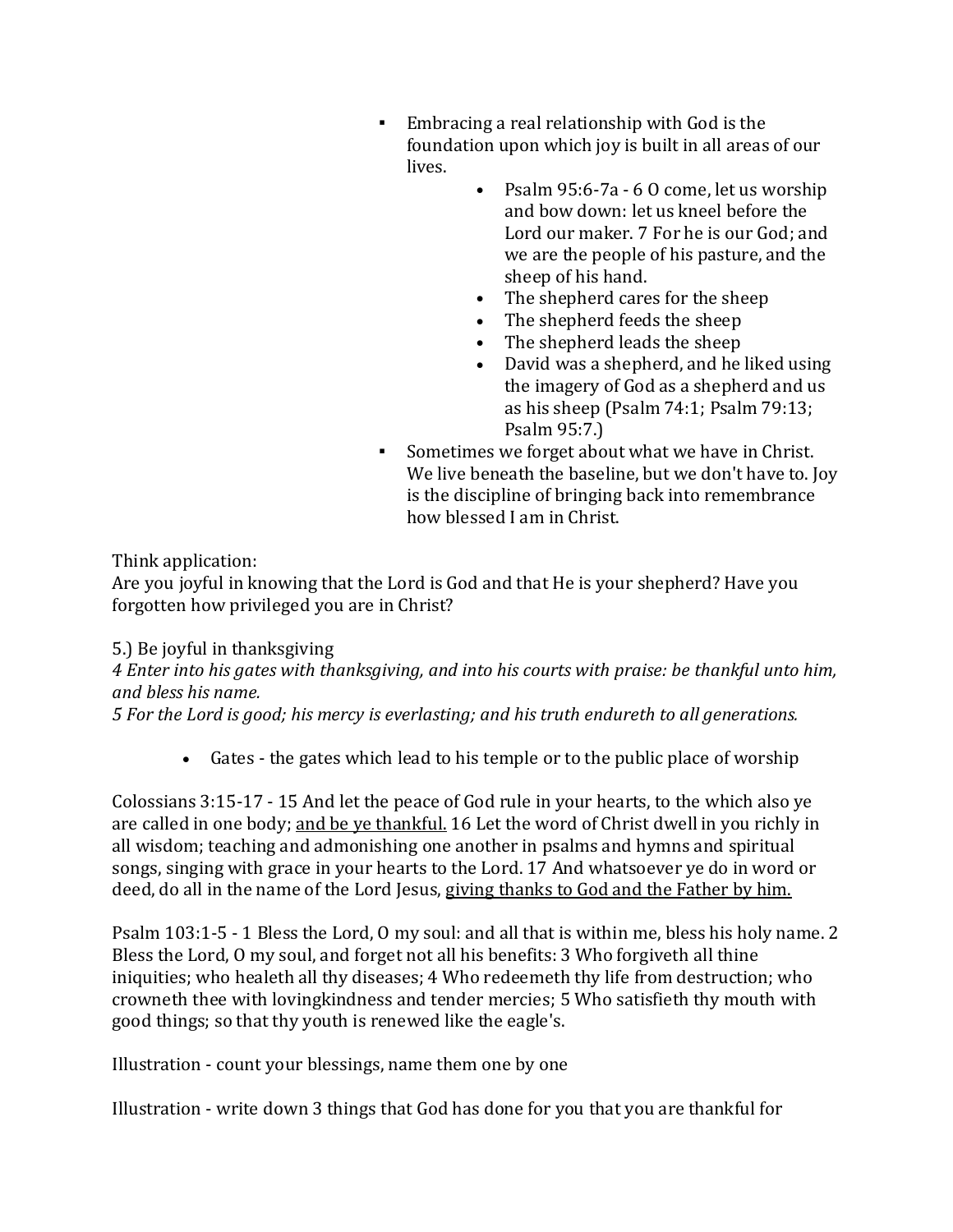- Embracing a real relationship with God is the foundation upon which joy is built in all areas of our lives.
    - Psalm 95:6-7a - 6 O come, let us worship and bow down: let us kneel before the Lord our maker. 7 For he is our God; and we are the people of his pasture, and the sheep of his hand.
    - The shepherd cares for the sheep
    - The shepherd feeds the sheep
    - The shepherd leads the sheep
    - David was a shepherd, and he liked using the imagery of God as a shepherd and us as his sheep (Psalm 74:1; Psalm 79:13; Psalm 95:7.)
- Sometimes we forget about what we have in Christ. We live beneath the baseline, but we don't have to. Joy is the discipline of bringing back into remembrance how blessed I am in Christ.

Think application:
Are you joyful in knowing that the Lord is God and that He is your shepherd? Have you forgotten how privileged you are in Christ?

5.) Be joyful in thanksgiving
*4 Enter into his gates with thanksgiving, and into his courts with praise: be thankful unto him, and bless his name.*
*5 For the Lord is good; his mercy is everlasting; and his truth endureth to all generations.*

- Gates - the gates which lead to his temple or to the public place of worship

Colossians 3:15-17 - 15 And let the peace of God rule in your hearts, to the which also ye are called in one body; <u>and be ye thankful.</u> 16 Let the word of Christ dwell in you richly in all wisdom; teaching and admonishing one another in psalms and hymns and spiritual songs, singing with grace in your hearts to the Lord. 17 And whatsoever ye do in word or deed, do all in the name of the Lord Jesus, <u>giving thanks to God and the Father by him.</u>

Psalm 103:1-5 - 1 Bless the Lord, O my soul: and all that is within me, bless his holy name. 2 Bless the Lord, O my soul, and forget not all his benefits: 3 Who forgiveth all thine iniquities; who healeth all thy diseases; 4 Who redeemeth thy life from destruction; who crowneth thee with lovingkindness and tender mercies; 5 Who satisfieth thy mouth with good things; so that thy youth is renewed like the eagle's.

Illustration - count your blessings, name them one by one

Illustration - write down 3 things that God has done for you that you are thankful for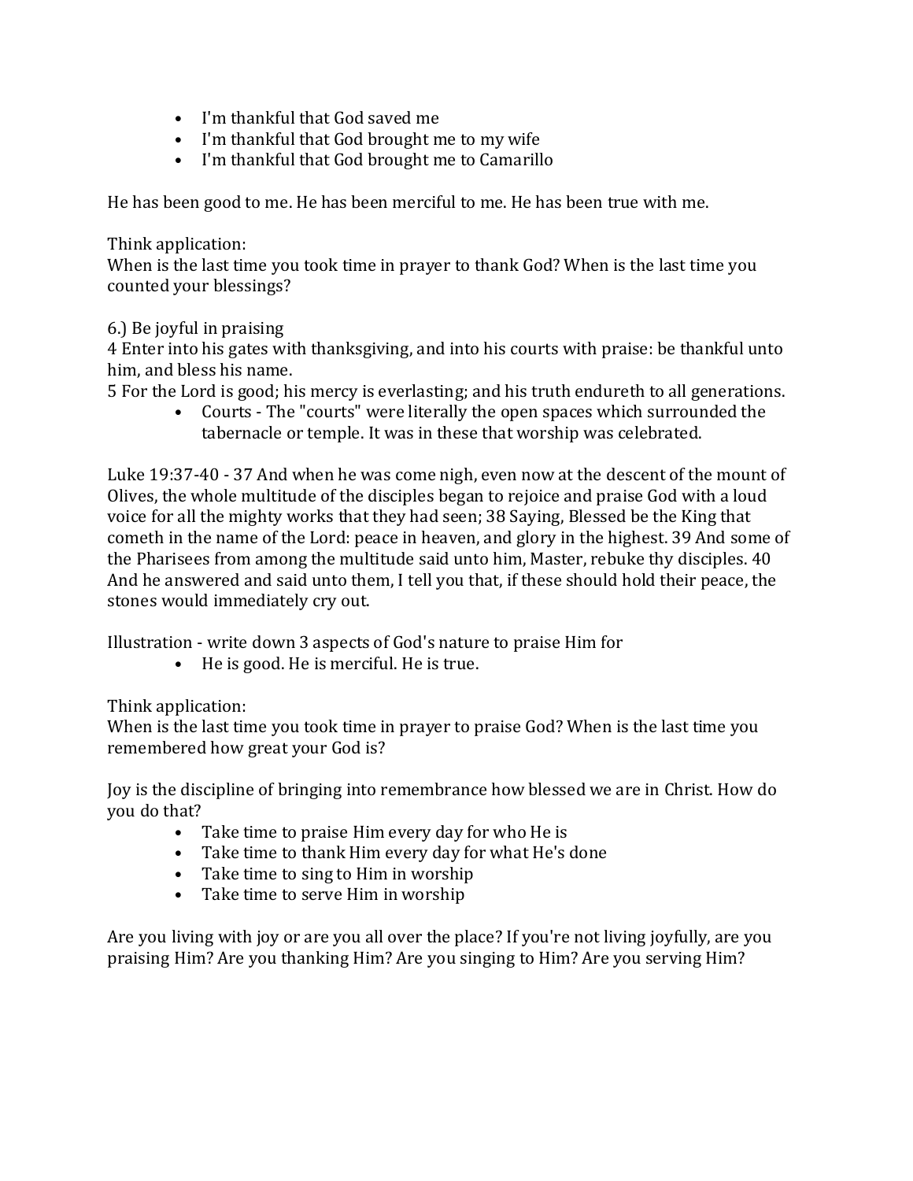- I'm thankful that God saved me
- I'm thankful that God brought me to my wife
- I'm thankful that God brought me to Camarillo

He has been good to me. He has been merciful to me. He has been true with me.

Think application:
When is the last time you took time in prayer to thank God? When is the last time you counted your blessings?

6.) Be joyful in praising
4 Enter into his gates with thanksgiving, and into his courts with praise: be thankful unto him, and bless his name.
5 For the Lord is good; his mercy is everlasting; and his truth endureth to all generations.

- Courts - The "courts" were literally the open spaces which surrounded the tabernacle or temple. It was in these that worship was celebrated.

Luke 19:37-40 - 37 And when he was come nigh, even now at the descent of the mount of Olives, the whole multitude of the disciples began to rejoice and praise God with a loud voice for all the mighty works that they had seen; 38 Saying, Blessed be the King that cometh in the name of the Lord: peace in heaven, and glory in the highest. 39 And some of the Pharisees from among the multitude said unto him, Master, rebuke thy disciples. 40 And he answered and said unto them, I tell you that, if these should hold their peace, the stones would immediately cry out.

Illustration - write down 3 aspects of God's nature to praise Him for

- He is good. He is merciful. He is true.

Think application:
When is the last time you took time in prayer to praise God? When is the last time you remembered how great your God is?

Joy is the discipline of bringing into remembrance how blessed we are in Christ. How do you do that?

- Take time to praise Him every day for who He is
- Take time to thank Him every day for what He's done
- Take time to sing to Him in worship
- Take time to serve Him in worship

Are you living with joy or are you all over the place? If you're not living joyfully, are you praising Him? Are you thanking Him? Are you singing to Him? Are you serving Him?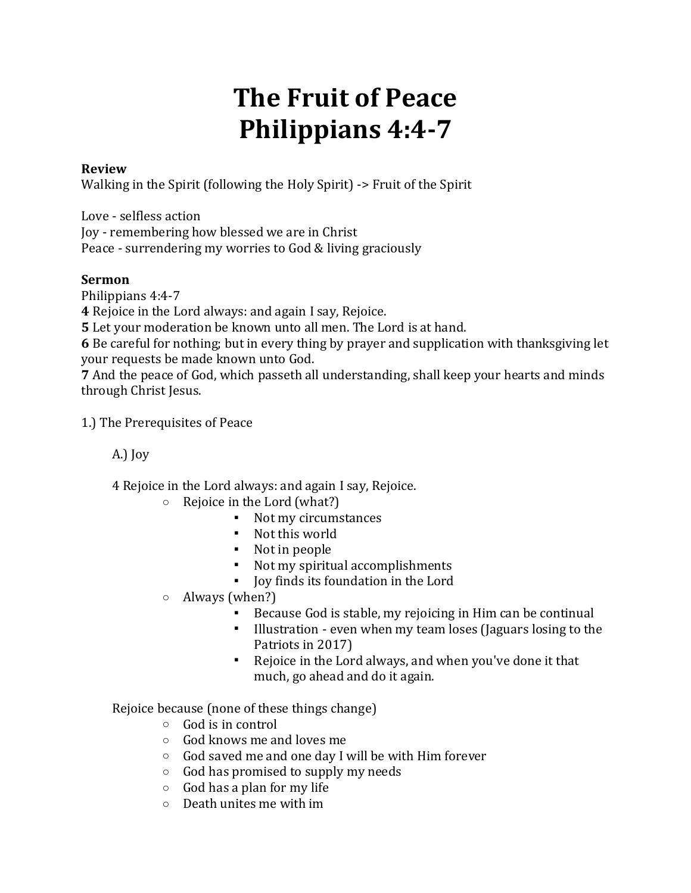# The Fruit of Peace
# Philippians 4:4-7

**Review**
Walking in the Spirit (following the Holy Spirit) -> Fruit of the Spirit

Love - selfless action
Joy - remembering how blessed we are in Christ
Peace - surrendering my worries to God & living graciously

**Sermon**
Philippians 4:4-7
**4** Rejoice in the Lord always: and again I say, Rejoice.
**5** Let your moderation be known unto all men. The Lord is at hand.
**6** Be careful for nothing; but in every thing by prayer and supplication with thanksgiving let your requests be made known unto God.
**7** And the peace of God, which passeth all understanding, shall keep your hearts and minds through Christ Jesus.

1.) The Prerequisites of Peace

A.) Joy

4 Rejoice in the Lord always: and again I say, Rejoice.

- Rejoice in the Lord (what?)
  - Not my circumstances
  - Not this world
  - Not in people
  - Not my spiritual accomplishments
  - Joy finds its foundation in the Lord
- Always (when?)
  - Because God is stable, my rejoicing in Him can be continual
  - Illustration - even when my team loses (Jaguars losing to the Patriots in 2017)
  - Rejoice in the Lord always, and when you've done it that much, go ahead and do it again.

Rejoice because (none of these things change)

- God is in control
- God knows me and loves me
- God saved me and one day I will be with Him forever
- God has promised to supply my needs
- God has a plan for my life
- Death unites me with im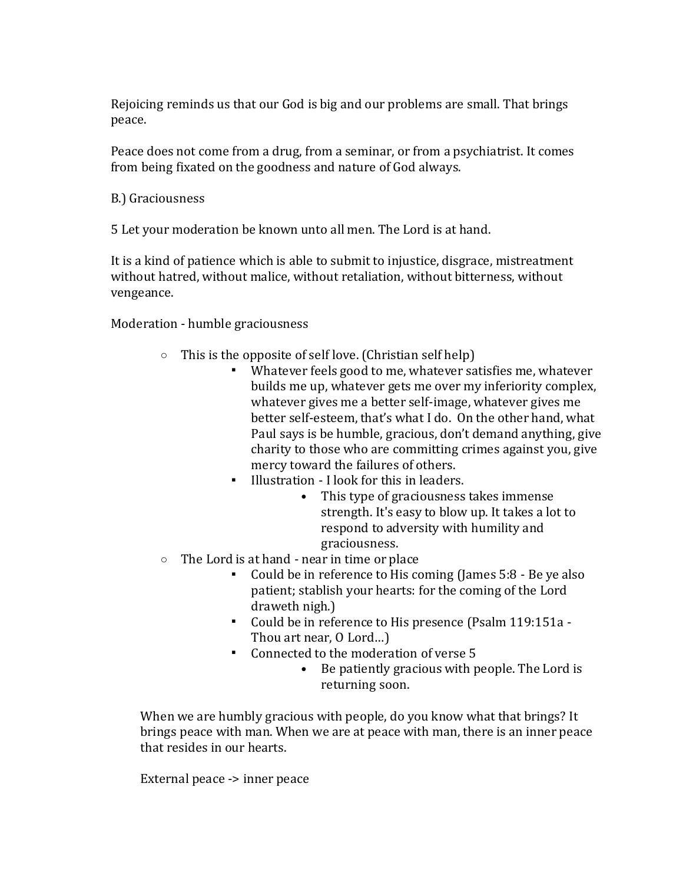Rejoicing reminds us that our God is big and our problems are small. That brings peace.

Peace does not come from a drug, from a seminar, or from a psychiatrist. It comes from being fixated on the goodness and nature of God always.

B.) Graciousness

5 Let your moderation be known unto all men. The Lord is at hand.

It is a kind of patience which is able to submit to injustice, disgrace, mistreatment without hatred, without malice, without retaliation, without bitterness, without vengeance.

Moderation - humble graciousness

- This is the opposite of self love. (Christian self help)
    - Whatever feels good to me, whatever satisfies me, whatever builds me up, whatever gets me over my inferiority complex, whatever gives me a better self-image, whatever gives me better self-esteem, that's what I do. On the other hand, what Paul says is be humble, gracious, don't demand anything, give charity to those who are committing crimes against you, give mercy toward the failures of others.
    - Illustration - I look for this in leaders.
        - This type of graciousness takes immense strength. It's easy to blow up. It takes a lot to respond to adversity with humility and graciousness.
- The Lord is at hand - near in time or place
    - Could be in reference to His coming (James 5:8 - Be ye also patient; stablish your hearts: for the coming of the Lord draweth nigh.)
    - Could be in reference to His presence (Psalm 119:151a - Thou art near, O Lord…)
    - Connected to the moderation of verse 5
        - Be patiently gracious with people. The Lord is returning soon.

When we are humbly gracious with people, do you know what that brings? It brings peace with man. When we are at peace with man, there is an inner peace that resides in our hearts.

External peace -> inner peace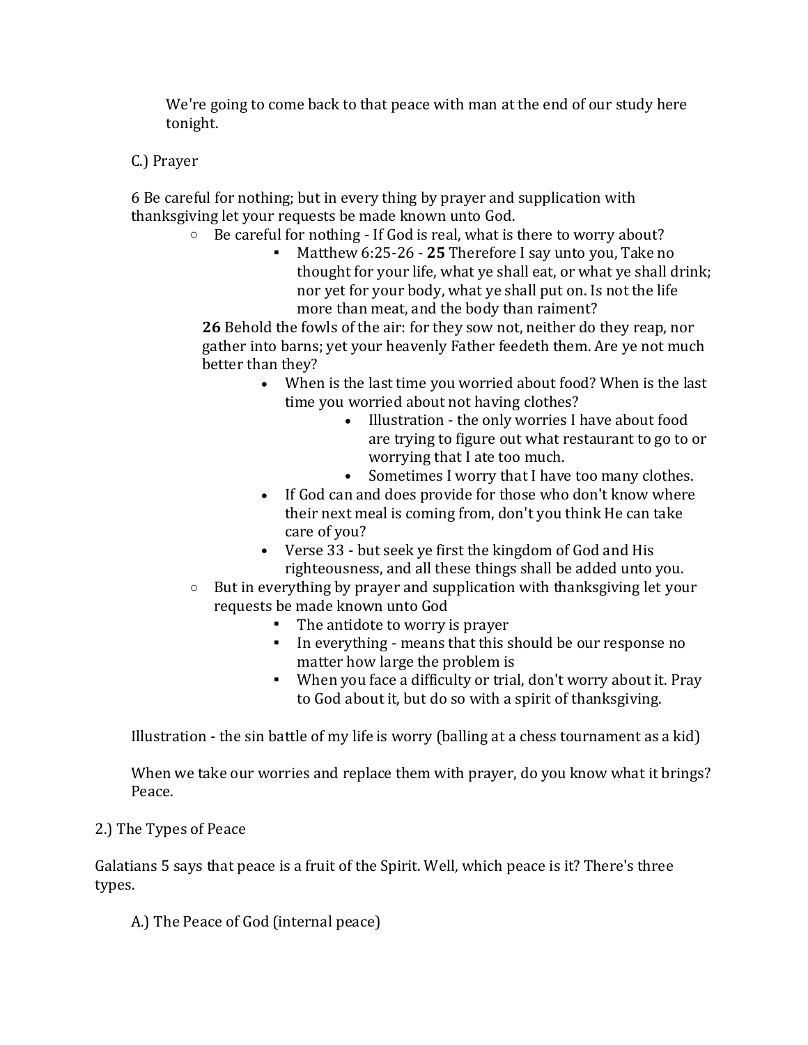We're going to come back to that peace with man at the end of our study here tonight.

C.) Prayer

6 Be careful for nothing; but in every thing by prayer and supplication with thanksgiving let your requests be made known unto God.

- Be careful for nothing - If God is real, what is there to worry about?
    - Matthew 6:25-26 - **25** Therefore I say unto you, Take no thought for your life, what ye shall eat, or what ye shall drink; nor yet for your body, what ye shall put on. Is not the life more than meat, and the body than raiment?

      **26** Behold the fowls of the air: for they sow not, neither do they reap, nor gather into barns; yet your heavenly Father feedeth them. Are ye not much better than they?
        - When is the last time you worried about food? When is the last time you worried about not having clothes?
            - Illustration - the only worries I have about food are trying to figure out what restaurant to go to or worrying that I ate too much.
            - Sometimes I worry that I have too many clothes.
        - If God can and does provide for those who don't know where their next meal is coming from, don't you think He can take care of you?
        - Verse 33 - but seek ye first the kingdom of God and His righteousness, and all these things shall be added unto you.
- But in everything by prayer and supplication with thanksgiving let your requests be made known unto God
    - The antidote to worry is prayer
    - In everything - means that this should be our response no matter how large the problem is
    - When you face a difficulty or trial, don't worry about it. Pray to God about it, but do so with a spirit of thanksgiving.

Illustration - the sin battle of my life is worry (balling at a chess tournament as a kid)

When we take our worries and replace them with prayer, do you know what it brings? Peace.

2.) The Types of Peace

Galatians 5 says that peace is a fruit of the Spirit. Well, which peace is it? There's three types.

A.) The Peace of God (internal peace)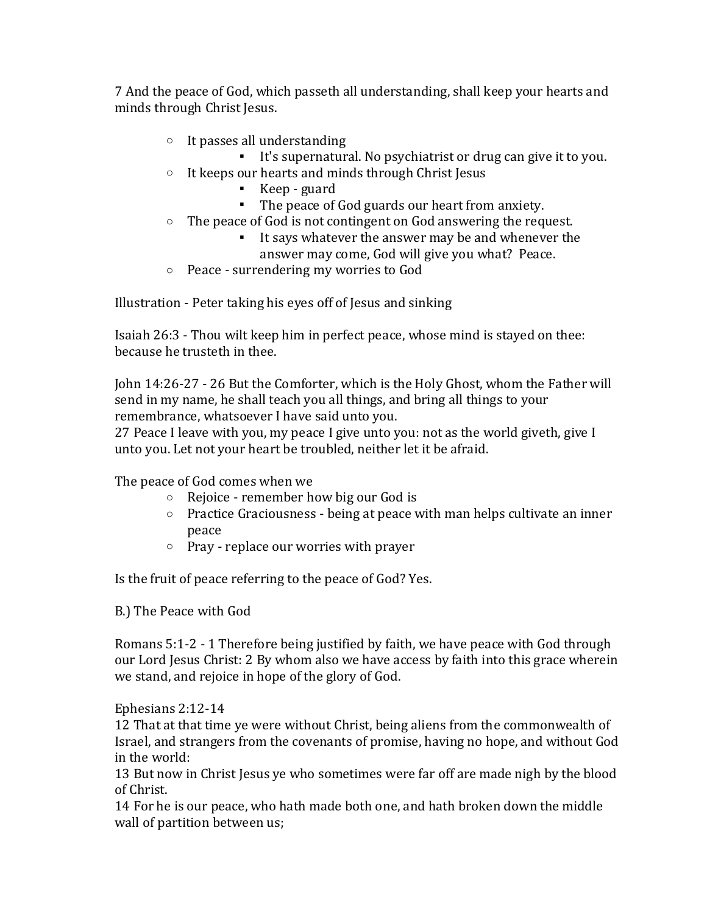7 And the peace of God, which passeth all understanding, shall keep your hearts and minds through Christ Jesus.

- It passes all understanding
    - It's supernatural. No psychiatrist or drug can give it to you.
- It keeps our hearts and minds through Christ Jesus
    - Keep - guard
    - The peace of God guards our heart from anxiety.
- The peace of God is not contingent on God answering the request.
    - It says whatever the answer may be and whenever the answer may come, God will give you what? Peace.
- Peace - surrendering my worries to God

Illustration - Peter taking his eyes off of Jesus and sinking

Isaiah 26:3 - Thou wilt keep him in perfect peace, whose mind is stayed on thee: because he trusteth in thee.

John 14:26-27 - 26 But the Comforter, which is the Holy Ghost, whom the Father will send in my name, he shall teach you all things, and bring all things to your remembrance, whatsoever I have said unto you.
27 Peace I leave with you, my peace I give unto you: not as the world giveth, give I unto you. Let not your heart be troubled, neither let it be afraid.

The peace of God comes when we

- Rejoice - remember how big our God is
- Practice Graciousness - being at peace with man helps cultivate an inner peace
- Pray - replace our worries with prayer

Is the fruit of peace referring to the peace of God? Yes.

B.) The Peace with God

Romans 5:1-2 - 1 Therefore being justified by faith, we have peace with God through our Lord Jesus Christ: 2 By whom also we have access by faith into this grace wherein we stand, and rejoice in hope of the glory of God.

Ephesians 2:12-14
12 That at that time ye were without Christ, being aliens from the commonwealth of Israel, and strangers from the covenants of promise, having no hope, and without God in the world:
13 But now in Christ Jesus ye who sometimes were far off are made nigh by the blood of Christ.
14 For he is our peace, who hath made both one, and hath broken down the middle wall of partition between us;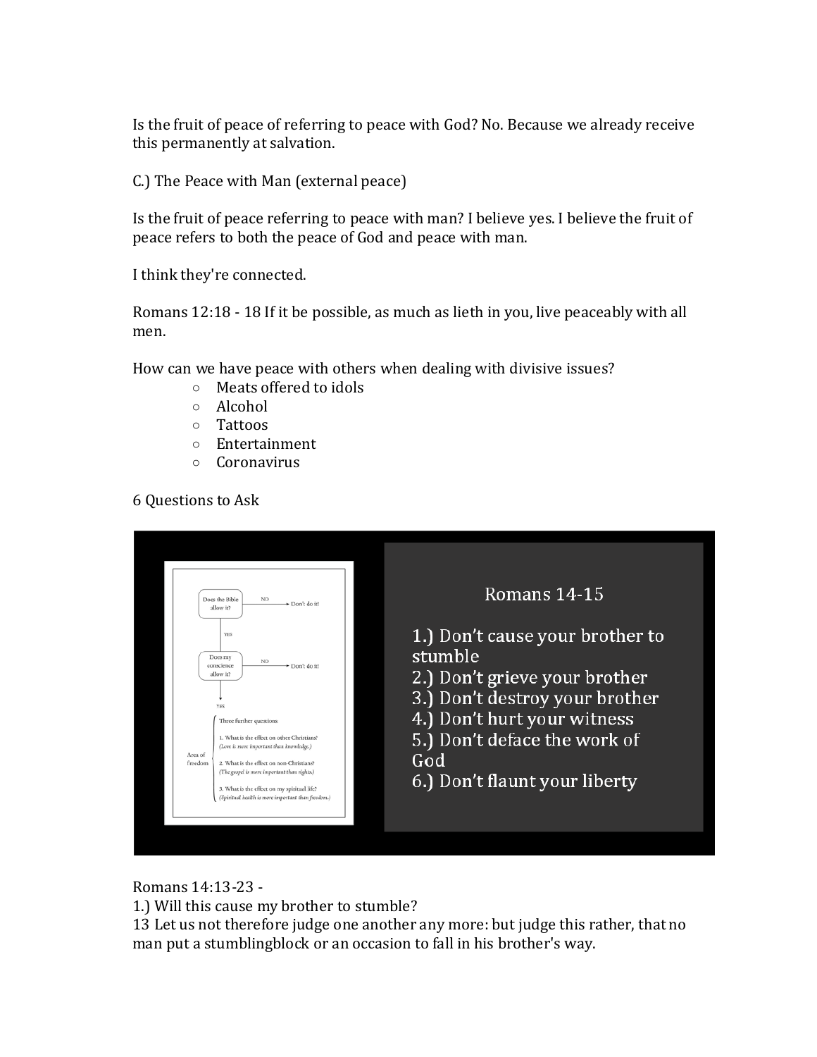Is the fruit of peace of referring to peace with God? No. Because we already receive this permanently at salvation.

C.) The Peace with Man (external peace)

Is the fruit of peace referring to peace with man? I believe yes. I believe the fruit of peace refers to both the peace of God and peace with man.

I think they're connected.

Romans 12:18 - 18 If it be possible, as much as lieth in you, live peaceably with all men.

How can we have peace with others when dealing with divisive issues?

- Meats offered to idols
- Alcohol
- Tattoos
- Entertainment
- Coronavirus

6 Questions to Ask

Does the Bible allow it? — NO → Don't do it!

YES ↓

Does my conscience allow it? — NO → Don't do it!

YES ↓

Area of freedom — Three further questions:

1. What is the effect on other Christians? *(Love is more important than knowledge.)*
2. What is the effect on non-Christians? *(The gospel is more important than rights.)*
3. What is the effect on my spiritual life? *(Spiritual health is more important than freedom.)*

Romans 14-15

1.) Don't cause your brother to stumble
2.) Don't grieve your brother
3.) Don't destroy your brother
4.) Don't hurt your witness
5.) Don't deface the work of God
6.) Don't flaunt your liberty

Romans 14:13-23 -
1.) Will this cause my brother to stumble?
13 Let us not therefore judge one another any more: but judge this rather, that no man put a stumblingblock or an occasion to fall in his brother's way.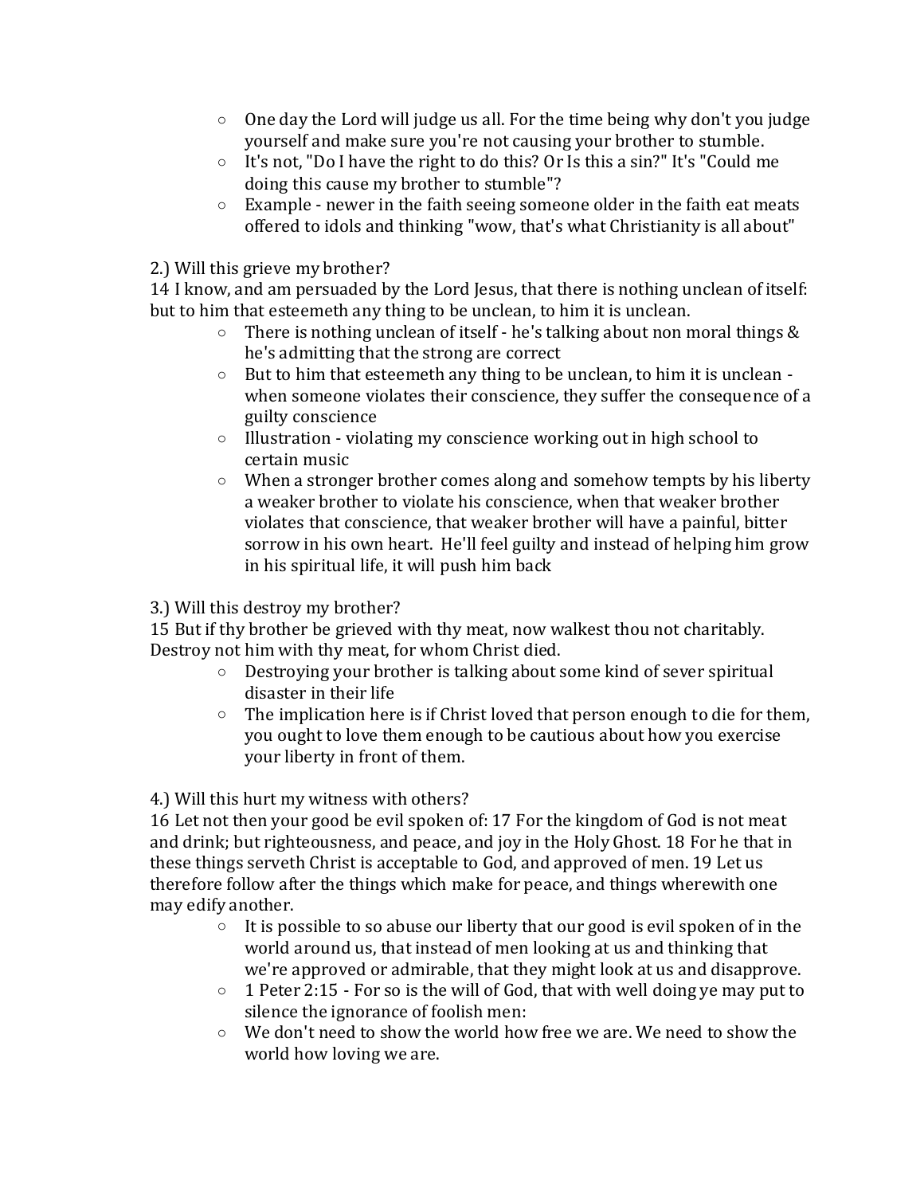- One day the Lord will judge us all. For the time being why don't you judge yourself and make sure you're not causing your brother to stumble.
- It's not, "Do I have the right to do this? Or Is this a sin?" It's "Could me doing this cause my brother to stumble"?
- Example - newer in the faith seeing someone older in the faith eat meats offered to idols and thinking "wow, that's what Christianity is all about"

2.) Will this grieve my brother?
14 I know, and am persuaded by the Lord Jesus, that there is nothing unclean of itself: but to him that esteemeth any thing to be unclean, to him it is unclean.

- There is nothing unclean of itself - he's talking about non moral things & he's admitting that the strong are correct
- But to him that esteemeth any thing to be unclean, to him it is unclean - when someone violates their conscience, they suffer the consequence of a guilty conscience
- Illustration - violating my conscience working out in high school to certain music
- When a stronger brother comes along and somehow tempts by his liberty a weaker brother to violate his conscience, when that weaker brother violates that conscience, that weaker brother will have a painful, bitter sorrow in his own heart. He'll feel guilty and instead of helping him grow in his spiritual life, it will push him back

3.) Will this destroy my brother?
15 But if thy brother be grieved with thy meat, now walkest thou not charitably. Destroy not him with thy meat, for whom Christ died.

- Destroying your brother is talking about some kind of sever spiritual disaster in their life
- The implication here is if Christ loved that person enough to die for them, you ought to love them enough to be cautious about how you exercise your liberty in front of them.

4.) Will this hurt my witness with others?
16 Let not then your good be evil spoken of: 17 For the kingdom of God is not meat and drink; but righteousness, and peace, and joy in the Holy Ghost. 18 For he that in these things serveth Christ is acceptable to God, and approved of men. 19 Let us therefore follow after the things which make for peace, and things wherewith one may edify another.

- It is possible to so abuse our liberty that our good is evil spoken of in the world around us, that instead of men looking at us and thinking that we're approved or admirable, that they might look at us and disapprove.
- 1 Peter 2:15 - For so is the will of God, that with well doing ye may put to silence the ignorance of foolish men:
- We don't need to show the world how free we are. We need to show the world how loving we are.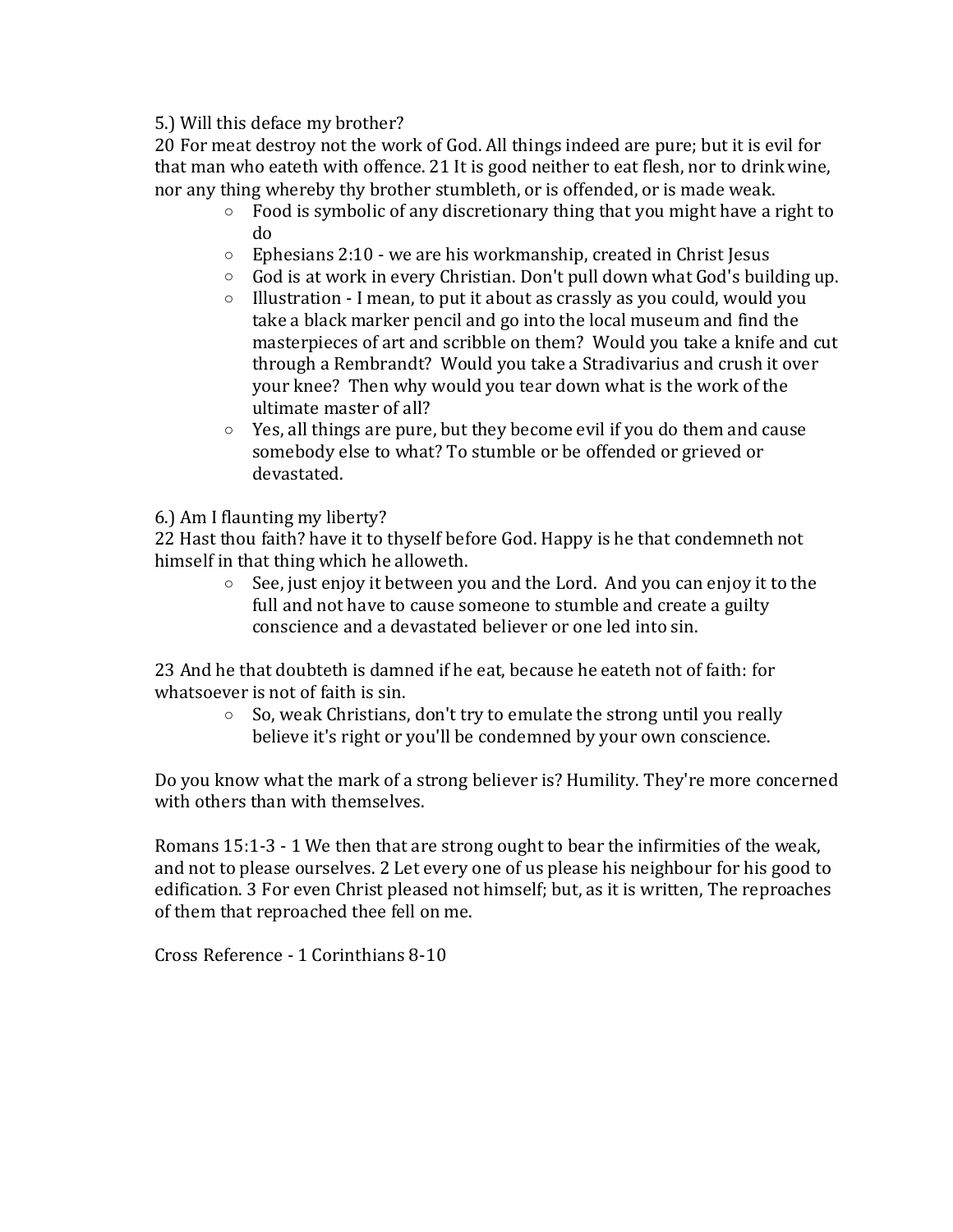5.) Will this deface my brother?

20 For meat destroy not the work of God. All things indeed are pure; but it is evil for that man who eateth with offence. 21 It is good neither to eat flesh, nor to drink wine, nor any thing whereby thy brother stumbleth, or is offended, or is made weak.

- Food is symbolic of any discretionary thing that you might have a right to do
- Ephesians 2:10 - we are his workmanship, created in Christ Jesus
- God is at work in every Christian. Don't pull down what God's building up.
- Illustration - I mean, to put it about as crassly as you could, would you take a black marker pencil and go into the local museum and find the masterpieces of art and scribble on them? Would you take a knife and cut through a Rembrandt? Would you take a Stradivarius and crush it over your knee? Then why would you tear down what is the work of the ultimate master of all?
- Yes, all things are pure, but they become evil if you do them and cause somebody else to what? To stumble or be offended or grieved or devastated.

6.) Am I flaunting my liberty?

22 Hast thou faith? have it to thyself before God. Happy is he that condemneth not himself in that thing which he alloweth.

- See, just enjoy it between you and the Lord. And you can enjoy it to the full and not have to cause someone to stumble and create a guilty conscience and a devastated believer or one led into sin.

23 And he that doubteth is damned if he eat, because he eateth not of faith: for whatsoever is not of faith is sin.

- So, weak Christians, don't try to emulate the strong until you really believe it's right or you'll be condemned by your own conscience.

Do you know what the mark of a strong believer is? Humility. They're more concerned with others than with themselves.

Romans 15:1-3 - 1 We then that are strong ought to bear the infirmities of the weak, and not to please ourselves. 2 Let every one of us please his neighbour for his good to edification. 3 For even Christ pleased not himself; but, as it is written, The reproaches of them that reproached thee fell on me.

Cross Reference - 1 Corinthians 8-10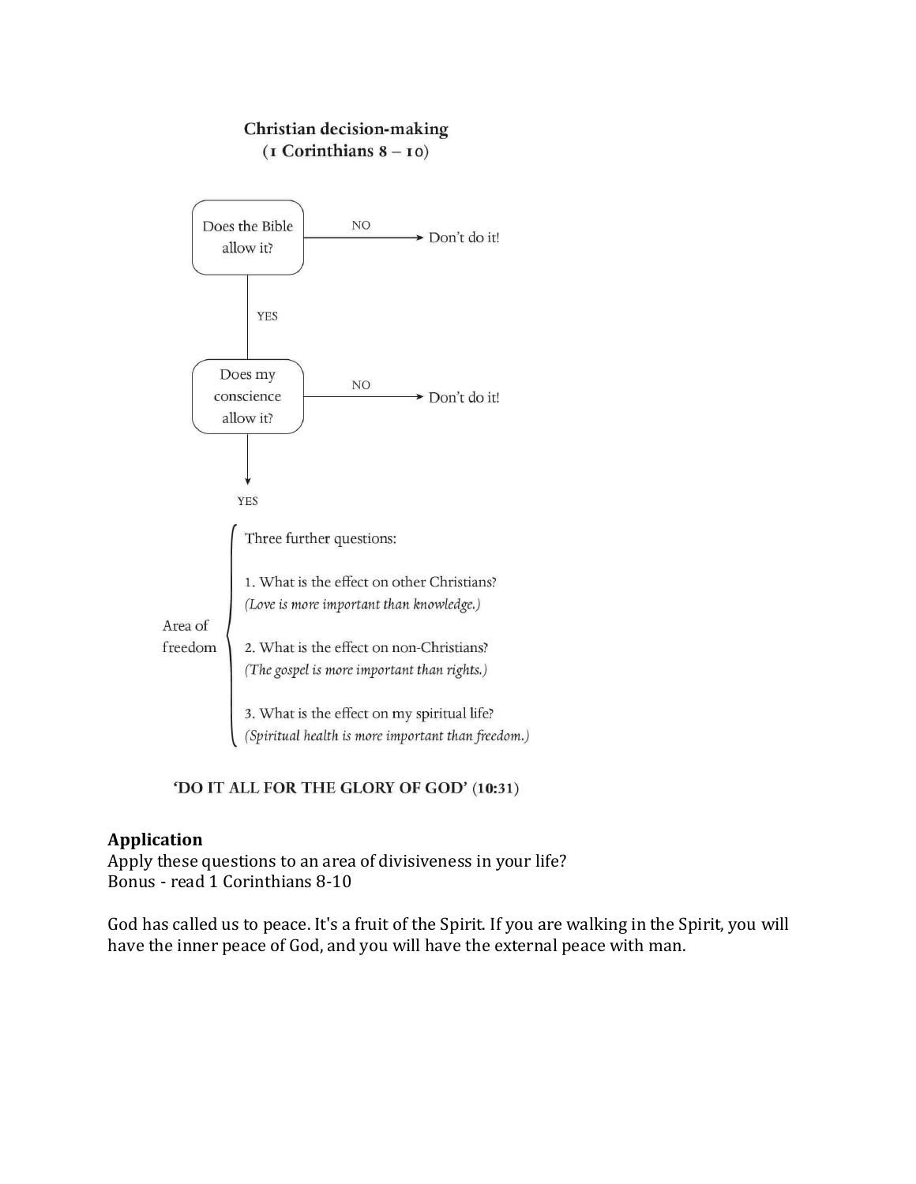**Christian decision-making**
**(1 Corinthians 8 – 10)**

Does the Bible allow it? — NO → Don't do it!

YES ↓

Does my conscience allow it? — NO → Don't do it!

YES ↓

Area of freedom:

Three further questions:

1. What is the effect on other Christians?
*(Love is more important than knowledge.)*

2. What is the effect on non-Christians?
*(The gospel is more important than rights.)*

3. What is the effect on my spiritual life?
*(Spiritual health is more important than freedom.)*

**'DO IT ALL FOR THE GLORY OF GOD'** (10:31)

**Application**
Apply these questions to an area of divisiveness in your life?
Bonus - read 1 Corinthians 8-10

God has called us to peace. It's a fruit of the Spirit. If you are walking in the Spirit, you will have the inner peace of God, and you will have the external peace with man.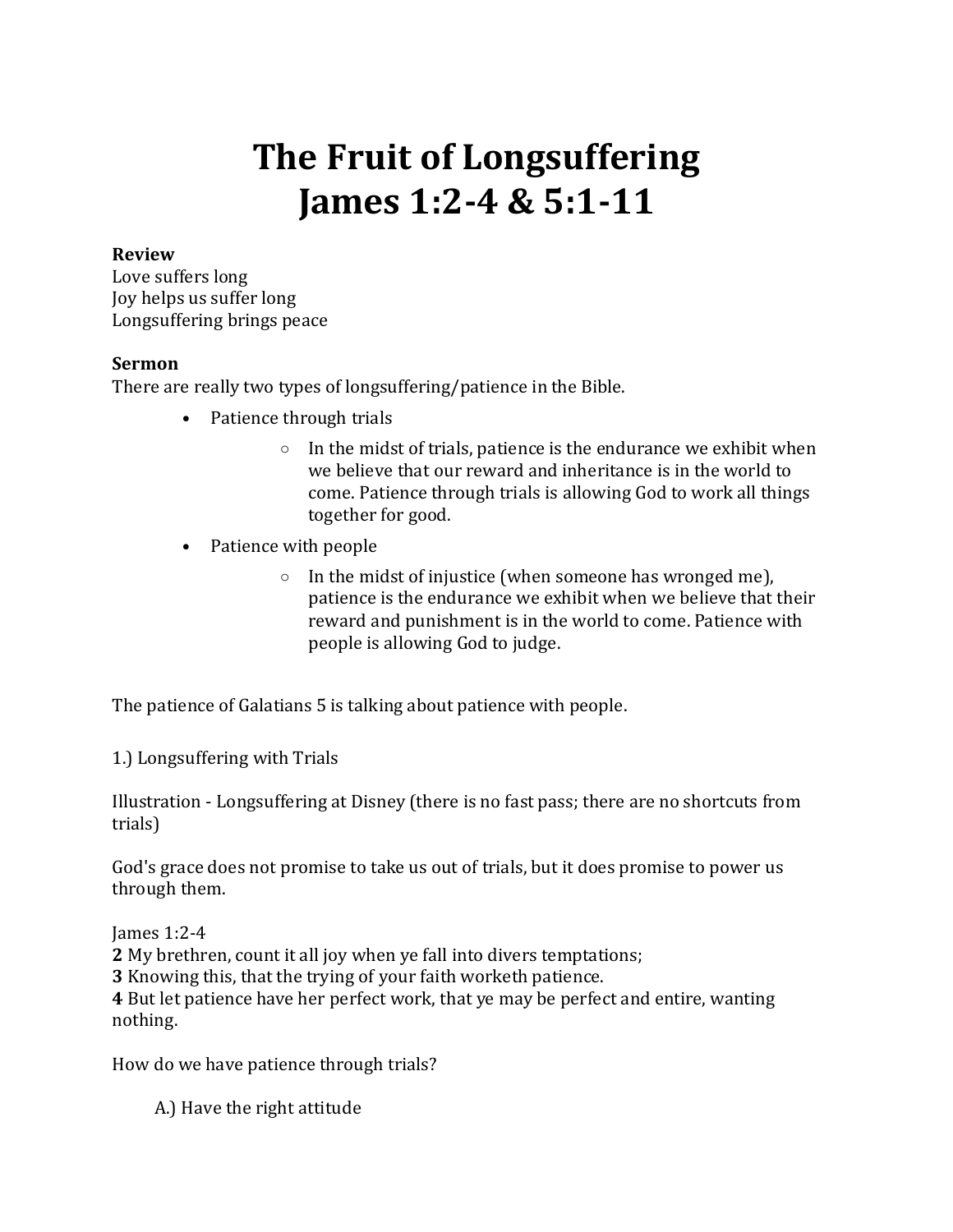# The Fruit of Longsuffering
# James 1:2-4 & 5:1-11

**Review**
Love suffers long
Joy helps us suffer long
Longsuffering brings peace

**Sermon**
There are really two types of longsuffering/patience in the Bible.

- Patience through trials
  - In the midst of trials, patience is the endurance we exhibit when we believe that our reward and inheritance is in the world to come. Patience through trials is allowing God to work all things together for good.
- Patience with people
  - In the midst of injustice (when someone has wronged me), patience is the endurance we exhibit when we believe that their reward and punishment is in the world to come. Patience with people is allowing God to judge.

The patience of Galatians 5 is talking about patience with people.

1.) Longsuffering with Trials

Illustration - Longsuffering at Disney (there is no fast pass; there are no shortcuts from trials)

God's grace does not promise to take us out of trials, but it does promise to power us through them.

James 1:2-4
**2** My brethren, count it all joy when ye fall into divers temptations;
**3** Knowing this, that the trying of your faith worketh patience.
**4** But let patience have her perfect work, that ye may be perfect and entire, wanting nothing.

How do we have patience through trials?

A.) Have the right attitude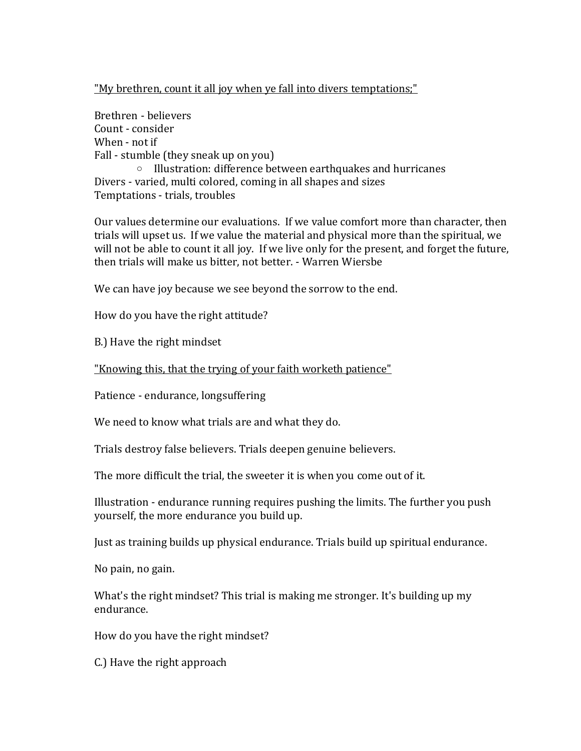<u>"My brethren, count it all joy when ye fall into divers temptations;"</u>

Brethren - believers
Count - consider
When - not if
Fall - stumble (they sneak up on you)

- Illustration: difference between earthquakes and hurricanes

Divers - varied, multi colored, coming in all shapes and sizes
Temptations - trials, troubles

Our values determine our evaluations. If we value comfort more than character, then trials will upset us. If we value the material and physical more than the spiritual, we will not be able to count it all joy. If we live only for the present, and forget the future, then trials will make us bitter, not better. - Warren Wiersbe

We can have joy because we see beyond the sorrow to the end.

How do you have the right attitude?

B.) Have the right mindset

<u>"Knowing this, that the trying of your faith worketh patience"</u>

Patience - endurance, longsuffering

We need to know what trials are and what they do.

Trials destroy false believers. Trials deepen genuine believers.

The more difficult the trial, the sweeter it is when you come out of it.

Illustration - endurance running requires pushing the limits. The further you push yourself, the more endurance you build up.

Just as training builds up physical endurance. Trials build up spiritual endurance.

No pain, no gain.

What's the right mindset? This trial is making me stronger. It's building up my endurance.

How do you have the right mindset?

C.) Have the right approach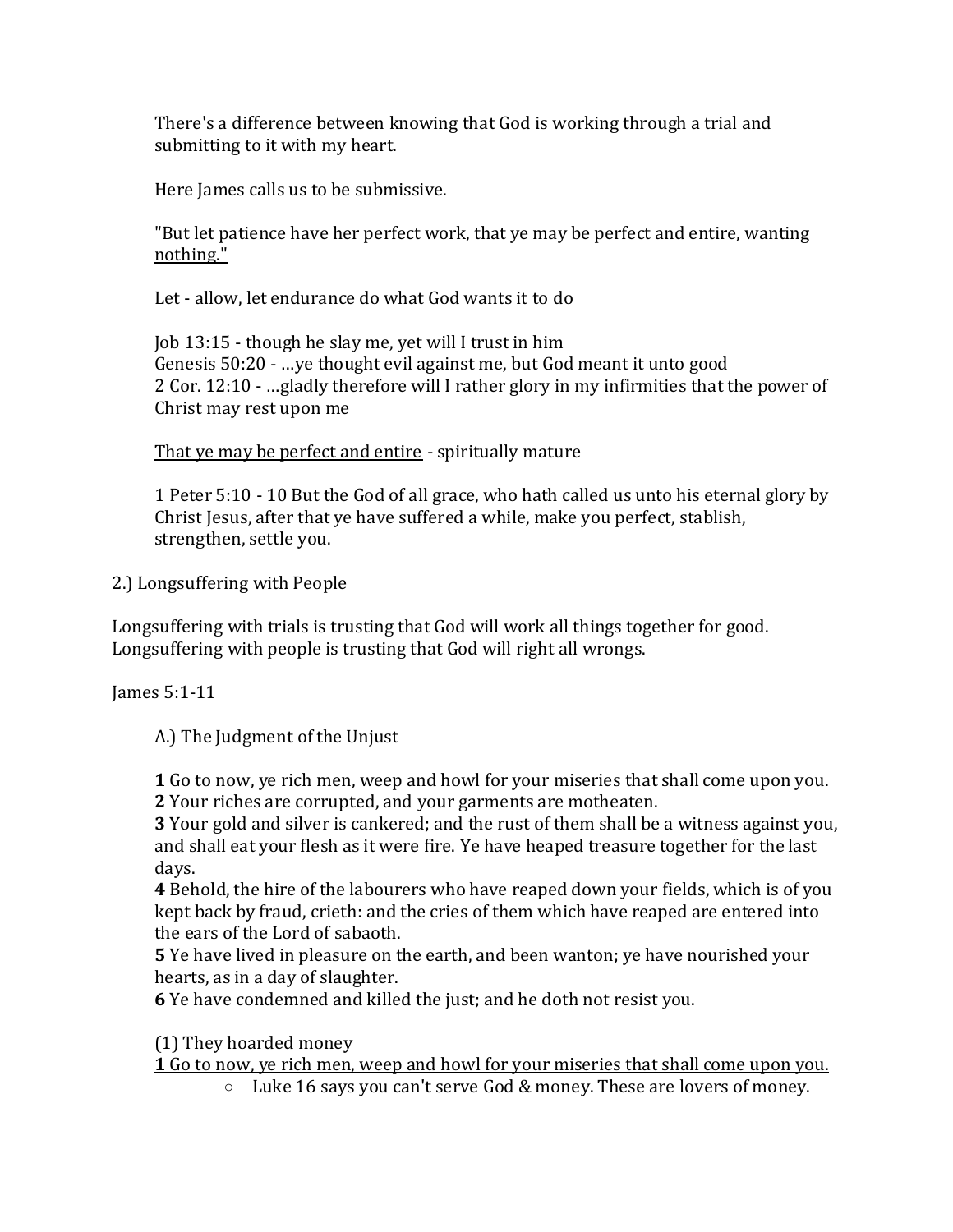There's a difference between knowing that God is working through a trial and submitting to it with my heart.

Here James calls us to be submissive.

<u>"But let patience have her perfect work, that ye may be perfect and entire, wanting nothing."</u>

Let - allow, let endurance do what God wants it to do

Job 13:15 - though he slay me, yet will I trust in him
Genesis 50:20 - …ye thought evil against me, but God meant it unto good
2 Cor. 12:10 - …gladly therefore will I rather glory in my infirmities that the power of Christ may rest upon me

<u>That ye may be perfect and entire</u> - spiritually mature

1 Peter 5:10 - 10 But the God of all grace, who hath called us unto his eternal glory by Christ Jesus, after that ye have suffered a while, make you perfect, stablish, strengthen, settle you.

2.) Longsuffering with People

Longsuffering with trials is trusting that God will work all things together for good.
Longsuffering with people is trusting that God will right all wrongs.

James 5:1-11

A.) The Judgment of the Unjust

**1** Go to now, ye rich men, weep and howl for your miseries that shall come upon you.
**2** Your riches are corrupted, and your garments are motheaten.
**3** Your gold and silver is cankered; and the rust of them shall be a witness against you, and shall eat your flesh as it were fire. Ye have heaped treasure together for the last days.
**4** Behold, the hire of the labourers who have reaped down your fields, which is of you kept back by fraud, crieth: and the cries of them which have reaped are entered into the ears of the Lord of sabaoth.
**5** Ye have lived in pleasure on the earth, and been wanton; ye have nourished your hearts, as in a day of slaughter.
**6** Ye have condemned and killed the just; and he doth not resist you.

(1) They hoarded money
<u>**1** Go to now, ye rich men, weep and howl for your miseries that shall come upon you.</u>

- Luke 16 says you can't serve God & money. These are lovers of money.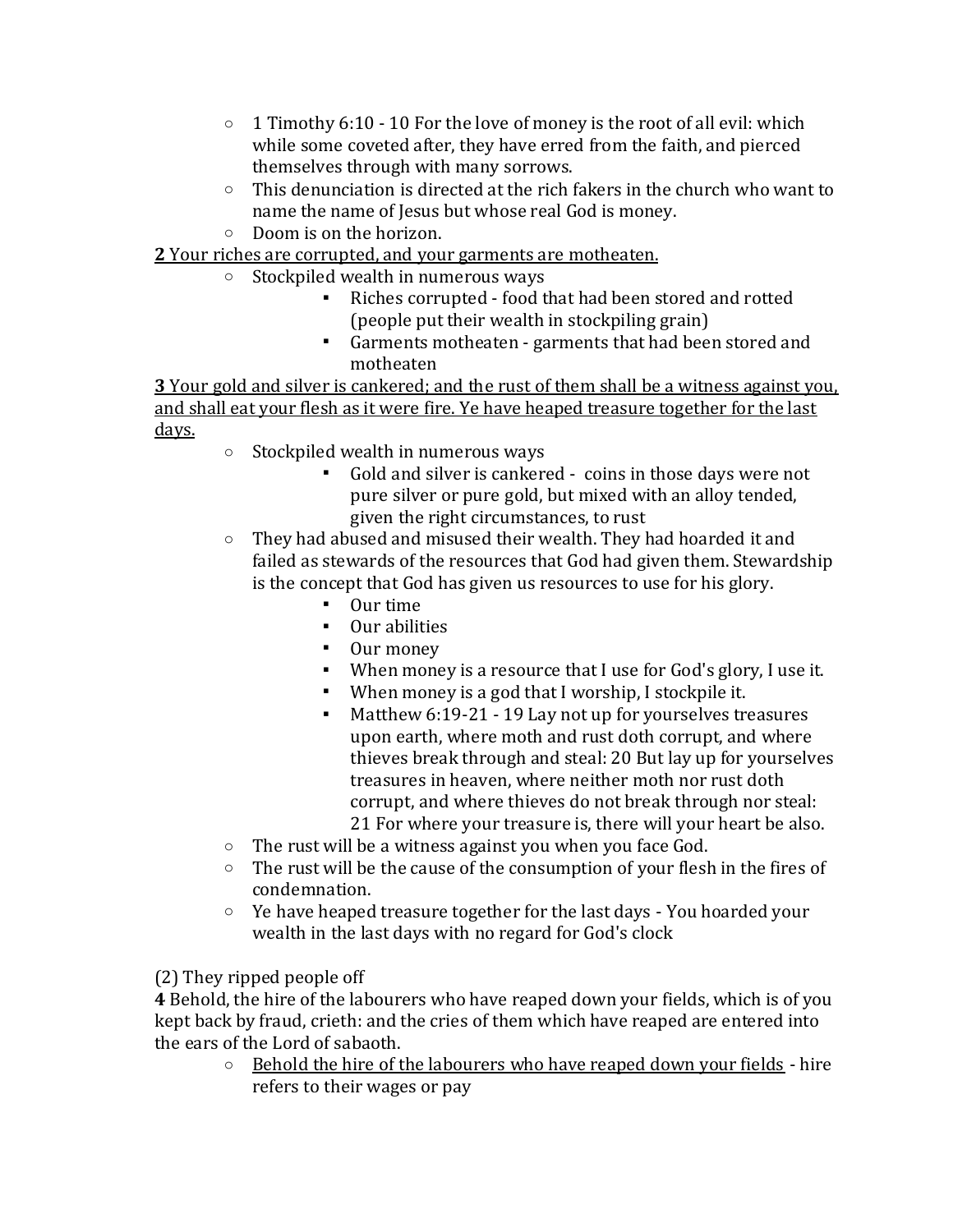- 1 Timothy 6:10 - 10 For the love of money is the root of all evil: which while some coveted after, they have erred from the faith, and pierced themselves through with many sorrows.
- This denunciation is directed at the rich fakers in the church who want to name the name of Jesus but whose real God is money.
- Doom is on the horizon.

<u>**2** Your riches are corrupted, and your garments are motheaten.</u>

- Stockpiled wealth in numerous ways
  - Riches corrupted - food that had been stored and rotted (people put their wealth in stockpiling grain)
  - Garments motheaten - garments that had been stored and motheaten

<u>**3** Your gold and silver is cankered; and the rust of them shall be a witness against you, and shall eat your flesh as it were fire. Ye have heaped treasure together for the last days.</u>

- Stockpiled wealth in numerous ways
  - Gold and silver is cankered - coins in those days were not pure silver or pure gold, but mixed with an alloy tended, given the right circumstances, to rust
- They had abused and misused their wealth. They had hoarded it and failed as stewards of the resources that God had given them. Stewardship is the concept that God has given us resources to use for his glory.
  - Our time
  - Our abilities
  - Our money
  - When money is a resource that I use for God's glory, I use it.
  - When money is a god that I worship, I stockpile it.
  - Matthew 6:19-21 - 19 Lay not up for yourselves treasures upon earth, where moth and rust doth corrupt, and where thieves break through and steal: 20 But lay up for yourselves treasures in heaven, where neither moth nor rust doth corrupt, and where thieves do not break through nor steal: 21 For where your treasure is, there will your heart be also.
- The rust will be a witness against you when you face God.
- The rust will be the cause of the consumption of your flesh in the fires of condemnation.
- Ye have heaped treasure together for the last days - You hoarded your wealth in the last days with no regard for God's clock

(2) They ripped people off

**4** Behold, the hire of the labourers who have reaped down your fields, which is of you kept back by fraud, crieth: and the cries of them which have reaped are entered into the ears of the Lord of sabaoth.

- <u>Behold the hire of the labourers who have reaped down your fields</u> - hire refers to their wages or pay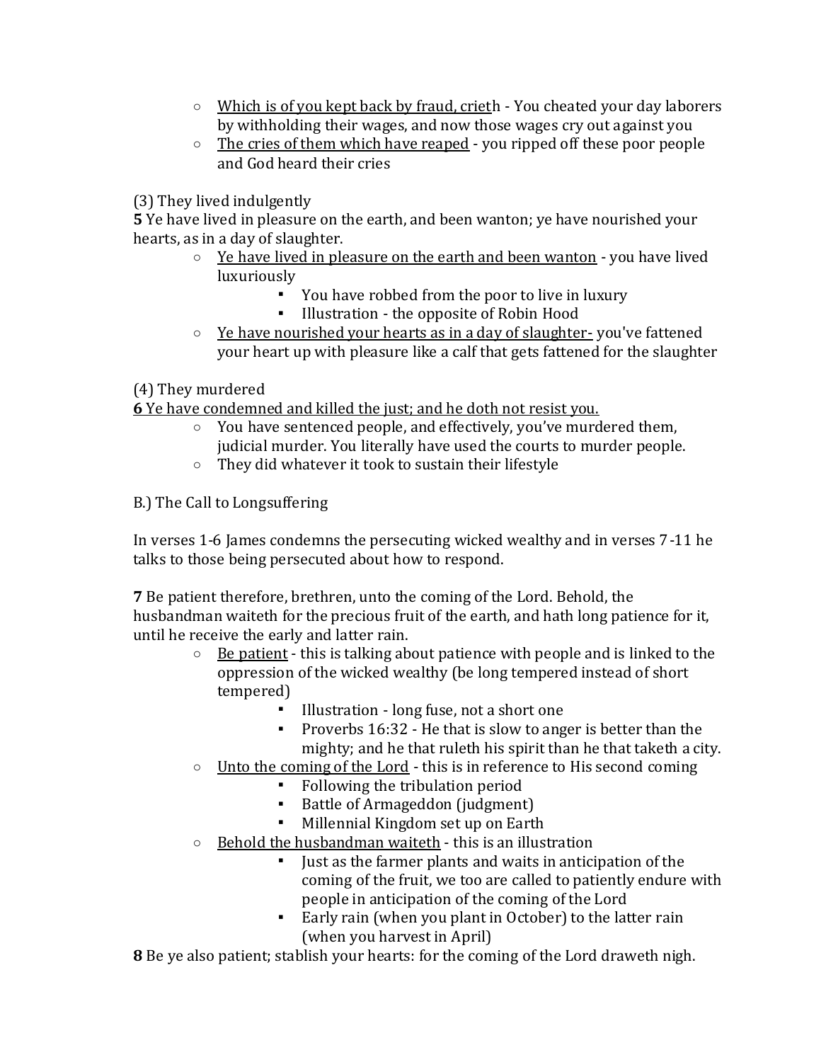- <u>Which is of you kept back by fraud, crieth</u> - You cheated your day laborers by withholding their wages, and now those wages cry out against you
- <u>The cries of them which have reaped</u> - you ripped off these poor people and God heard their cries

(3) They lived indulgently

**5** Ye have lived in pleasure on the earth, and been wanton; ye have nourished your hearts, as in a day of slaughter.

- <u>Ye have lived in pleasure on the earth and been wanton</u> - you have lived luxuriously
    - You have robbed from the poor to live in luxury
    - Illustration - the opposite of Robin Hood
- <u>Ye have nourished your hearts as in a day of slaughter-</u> you've fattened your heart up with pleasure like a calf that gets fattened for the slaughter

(4) They murdered

<u>**6** Ye have condemned and killed the just; and he doth not resist you.</u>

- You have sentenced people, and effectively, you've murdered them, judicial murder. You literally have used the courts to murder people.
- They did whatever it took to sustain their lifestyle

B.) The Call to Longsuffering

In verses 1-6 James condemns the persecuting wicked wealthy and in verses 7-11 he talks to those being persecuted about how to respond.

**7** Be patient therefore, brethren, unto the coming of the Lord. Behold, the husbandman waiteth for the precious fruit of the earth, and hath long patience for it, until he receive the early and latter rain.

- <u>Be patient</u> - this is talking about patience with people and is linked to the oppression of the wicked wealthy (be long tempered instead of short tempered)
    - Illustration - long fuse, not a short one
    - Proverbs 16:32 - He that is slow to anger is better than the mighty; and he that ruleth his spirit than he that taketh a city.
- <u>Unto the coming of the Lord</u> - this is in reference to His second coming
    - Following the tribulation period
    - Battle of Armageddon (judgment)
    - Millennial Kingdom set up on Earth
- <u>Behold the husbandman waiteth</u> - this is an illustration
    - Just as the farmer plants and waits in anticipation of the coming of the fruit, we too are called to patiently endure with people in anticipation of the coming of the Lord
    - Early rain (when you plant in October) to the latter rain (when you harvest in April)

**8** Be ye also patient; stablish your hearts: for the coming of the Lord draweth nigh.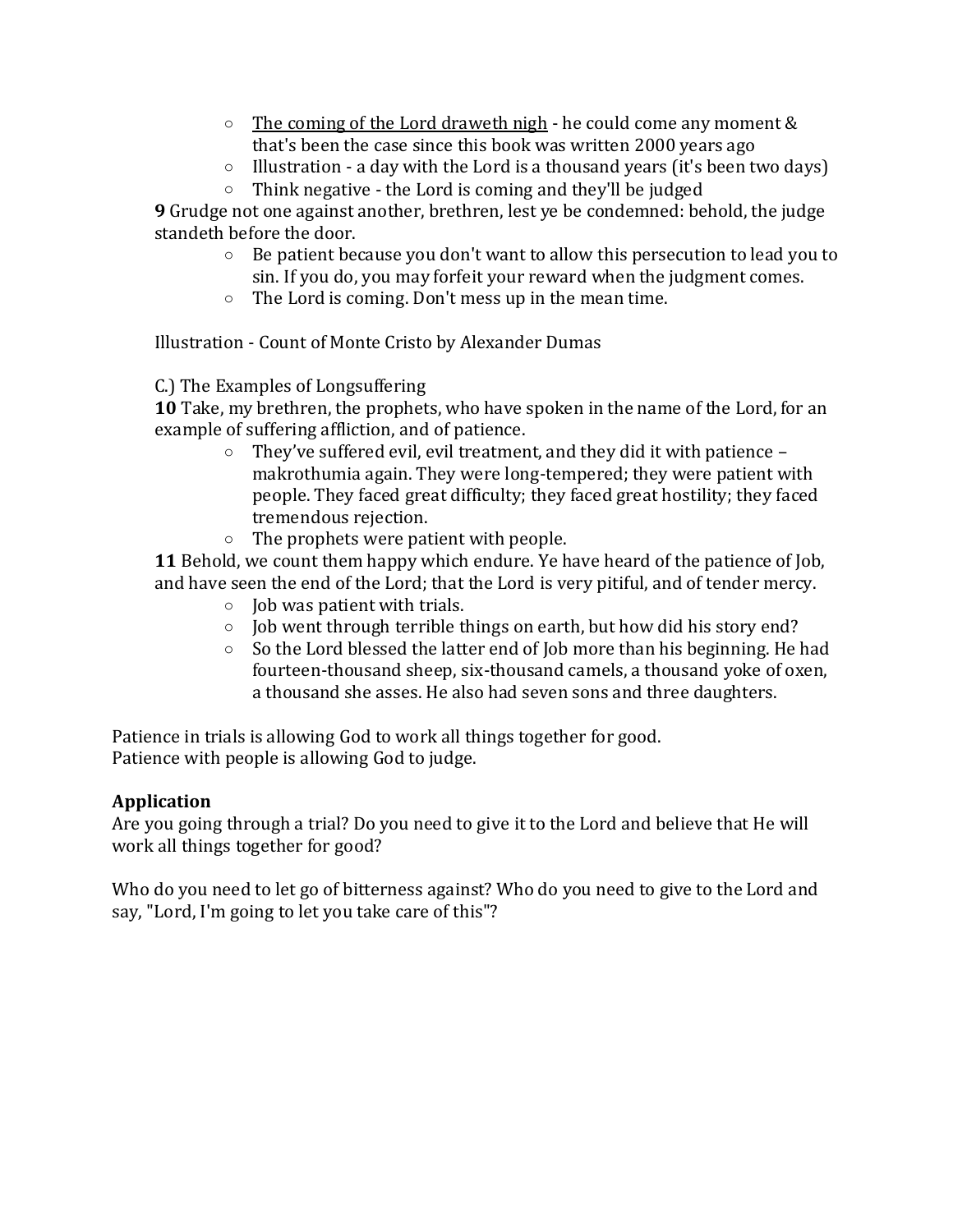- <u>The coming of the Lord draweth nigh</u> - he could come any moment & that's been the case since this book was written 2000 years ago
   - Illustration - a day with the Lord is a thousand years (it's been two days)
   - Think negative - the Lord is coming and they'll be judged

**9** Grudge not one against another, brethren, lest ye be condemned: behold, the judge standeth before the door.

   - Be patient because you don't want to allow this persecution to lead you to sin. If you do, you may forfeit your reward when the judgment comes.
   - The Lord is coming. Don't mess up in the mean time.

Illustration - Count of Monte Cristo by Alexander Dumas

C.) The Examples of Longsuffering

**10** Take, my brethren, the prophets, who have spoken in the name of the Lord, for an example of suffering affliction, and of patience.

   - They've suffered evil, evil treatment, and they did it with patience – makrothumia again. They were long-tempered; they were patient with people. They faced great difficulty; they faced great hostility; they faced tremendous rejection.
   - The prophets were patient with people.

**11** Behold, we count them happy which endure. Ye have heard of the patience of Job, and have seen the end of the Lord; that the Lord is very pitiful, and of tender mercy.

   - Job was patient with trials.
   - Job went through terrible things on earth, but how did his story end?
   - So the Lord blessed the latter end of Job more than his beginning. He had fourteen-thousand sheep, six-thousand camels, a thousand yoke of oxen, a thousand she asses. He also had seven sons and three daughters.

Patience in trials is allowing God to work all things together for good.
Patience with people is allowing God to judge.

**Application**

Are you going through a trial? Do you need to give it to the Lord and believe that He will work all things together for good?

Who do you need to let go of bitterness against? Who do you need to give to the Lord and say, "Lord, I'm going to let you take care of this"?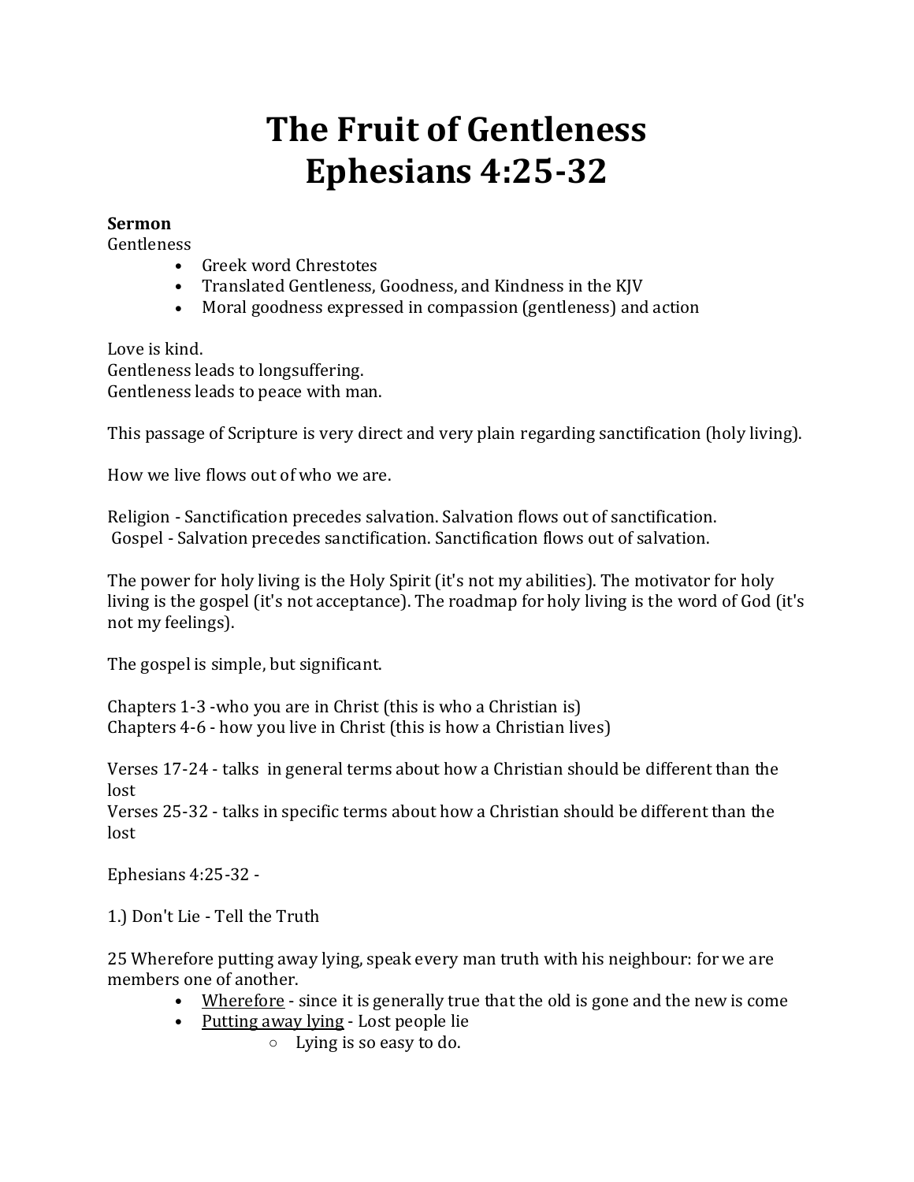# The Fruit of Gentleness
# Ephesians 4:25-32

**Sermon**
Gentleness

- Greek word Chrestotes
- Translated Gentleness, Goodness, and Kindness in the KJV
- Moral goodness expressed in compassion (gentleness) and action

Love is kind.
Gentleness leads to longsuffering.
Gentleness leads to peace with man.

This passage of Scripture is very direct and very plain regarding sanctification (holy living).

How we live flows out of who we are.

Religion - Sanctification precedes salvation. Salvation flows out of sanctification.
Gospel - Salvation precedes sanctification. Sanctification flows out of salvation.

The power for holy living is the Holy Spirit (it's not my abilities). The motivator for holy living is the gospel (it's not acceptance). The roadmap for holy living is the word of God (it's not my feelings).

The gospel is simple, but significant.

Chapters 1-3 -who you are in Christ (this is who a Christian is)
Chapters 4-6 - how you live in Christ (this is how a Christian lives)

Verses 17-24 - talks in general terms about how a Christian should be different than the lost
Verses 25-32 - talks in specific terms about how a Christian should be different than the lost

Ephesians 4:25-32 -

1.) Don't Lie - Tell the Truth

25 Wherefore putting away lying, speak every man truth with his neighbour: for we are members one of another.

- <u>Wherefore</u> - since it is generally true that the old is gone and the new is come
- <u>Putting away lying</u> - Lost people lie
  - Lying is so easy to do.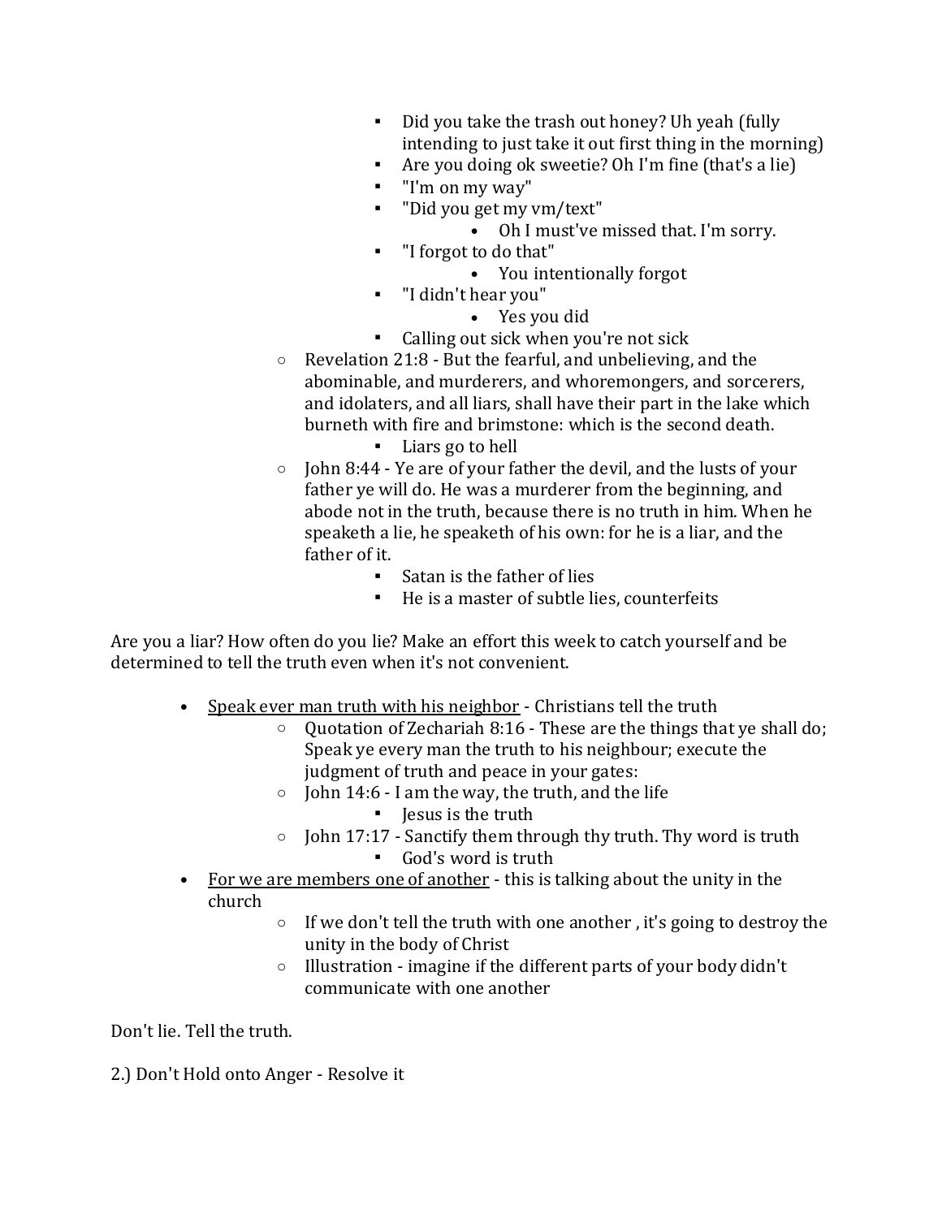- Did you take the trash out honey? Uh yeah (fully intending to just take it out first thing in the morning)
      - Are you doing ok sweetie? Oh I'm fine (that's a lie)
      - "I'm on my way"
      - "Did you get my vm/text"
        - Oh I must've missed that. I'm sorry.
      - "I forgot to do that"
        - You intentionally forgot
      - "I didn't hear you"
        - Yes you did
      - Calling out sick when you're not sick
    - Revelation 21:8 - But the fearful, and unbelieving, and the abominable, and murderers, and whoremongers, and sorcerers, and idolaters, and all liars, shall have their part in the lake which burneth with fire and brimstone: which is the second death.
      - Liars go to hell
    - John 8:44 - Ye are of your father the devil, and the lusts of your father ye will do. He was a murderer from the beginning, and abode not in the truth, because there is no truth in him. When he speaketh a lie, he speaketh of his own: for he is a liar, and the father of it.
      - Satan is the father of lies
      - He is a master of subtle lies, counterfeits

Are you a liar? How often do you lie? Make an effort this week to catch yourself and be determined to tell the truth even when it's not convenient.

- <u>Speak ever man truth with his neighbor</u> - Christians tell the truth
    - Quotation of Zechariah 8:16 - These are the things that ye shall do; Speak ye every man the truth to his neighbour; execute the judgment of truth and peace in your gates:
    - John 14:6 - I am the way, the truth, and the life
      - Jesus is the truth
    - John 17:17 - Sanctify them through thy truth. Thy word is truth
      - God's word is truth
- <u>For we are members one of another</u> - this is talking about the unity in the church
    - If we don't tell the truth with one another , it's going to destroy the unity in the body of Christ
    - Illustration - imagine if the different parts of your body didn't communicate with one another

Don't lie. Tell the truth.

2.) Don't Hold onto Anger - Resolve it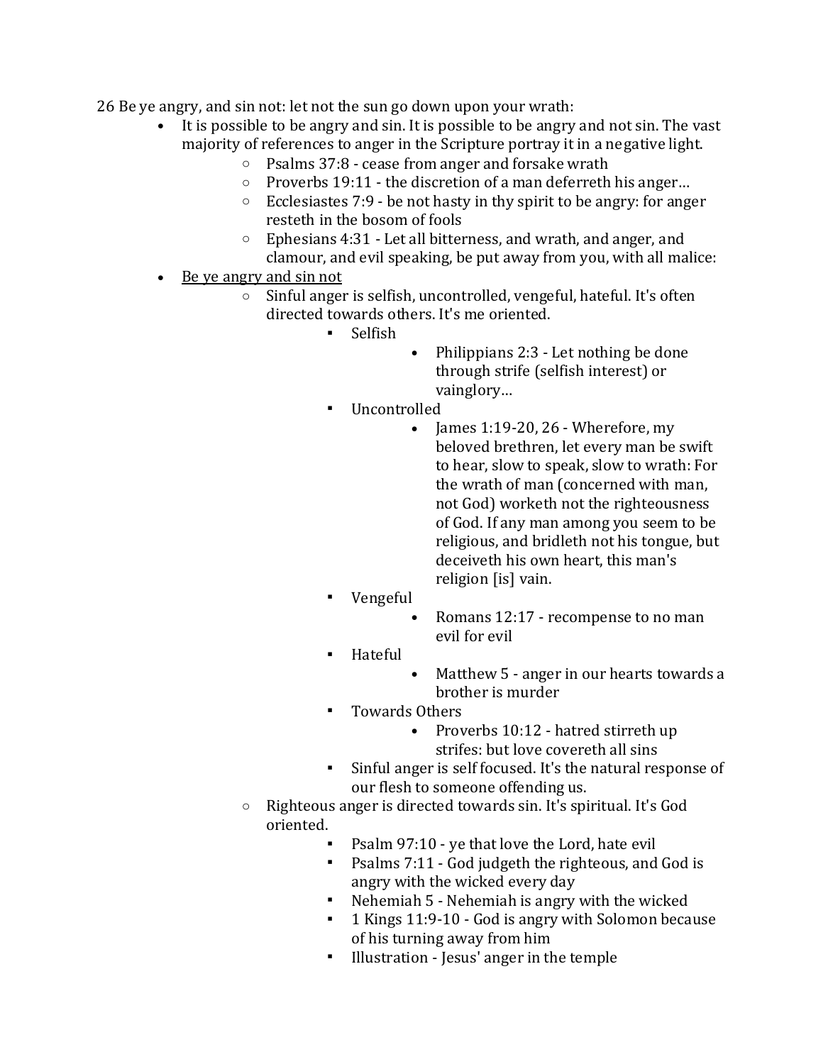26 Be ye angry, and sin not: let not the sun go down upon your wrath:

- It is possible to be angry and sin. It is possible to be angry and not sin. The vast majority of references to anger in the Scripture portray it in a negative light.
  - Psalms 37:8 - cease from anger and forsake wrath
  - Proverbs 19:11 - the discretion of a man deferreth his anger…
  - Ecclesiastes 7:9 - be not hasty in thy spirit to be angry: for anger resteth in the bosom of fools
  - Ephesians 4:31 - Let all bitterness, and wrath, and anger, and clamour, and evil speaking, be put away from you, with all malice:
- <u>Be ye angry and sin not</u>
  - Sinful anger is selfish, uncontrolled, vengeful, hateful. It's often directed towards others. It's me oriented.
    - Selfish
      - Philippians 2:3 - Let nothing be done through strife (selfish interest) or vainglory…
    - Uncontrolled
      - James 1:19-20, 26 - Wherefore, my beloved brethren, let every man be swift to hear, slow to speak, slow to wrath: For the wrath of man (concerned with man, not God) worketh not the righteousness of God. If any man among you seem to be religious, and bridleth not his tongue, but deceiveth his own heart, this man's religion [is] vain.
    - Vengeful
      - Romans 12:17 - recompense to no man evil for evil
    - Hateful
      - Matthew 5 - anger in our hearts towards a brother is murder
    - Towards Others
      - Proverbs 10:12 - hatred stirreth up strifes: but love covereth all sins
    - Sinful anger is self focused. It's the natural response of our flesh to someone offending us.
  - Righteous anger is directed towards sin. It's spiritual. It's God oriented.
    - Psalm 97:10 - ye that love the Lord, hate evil
    - Psalms 7:11 - God judgeth the righteous, and God is angry with the wicked every day
    - Nehemiah 5 - Nehemiah is angry with the wicked
    - 1 Kings 11:9-10 - God is angry with Solomon because of his turning away from him
    - Illustration - Jesus' anger in the temple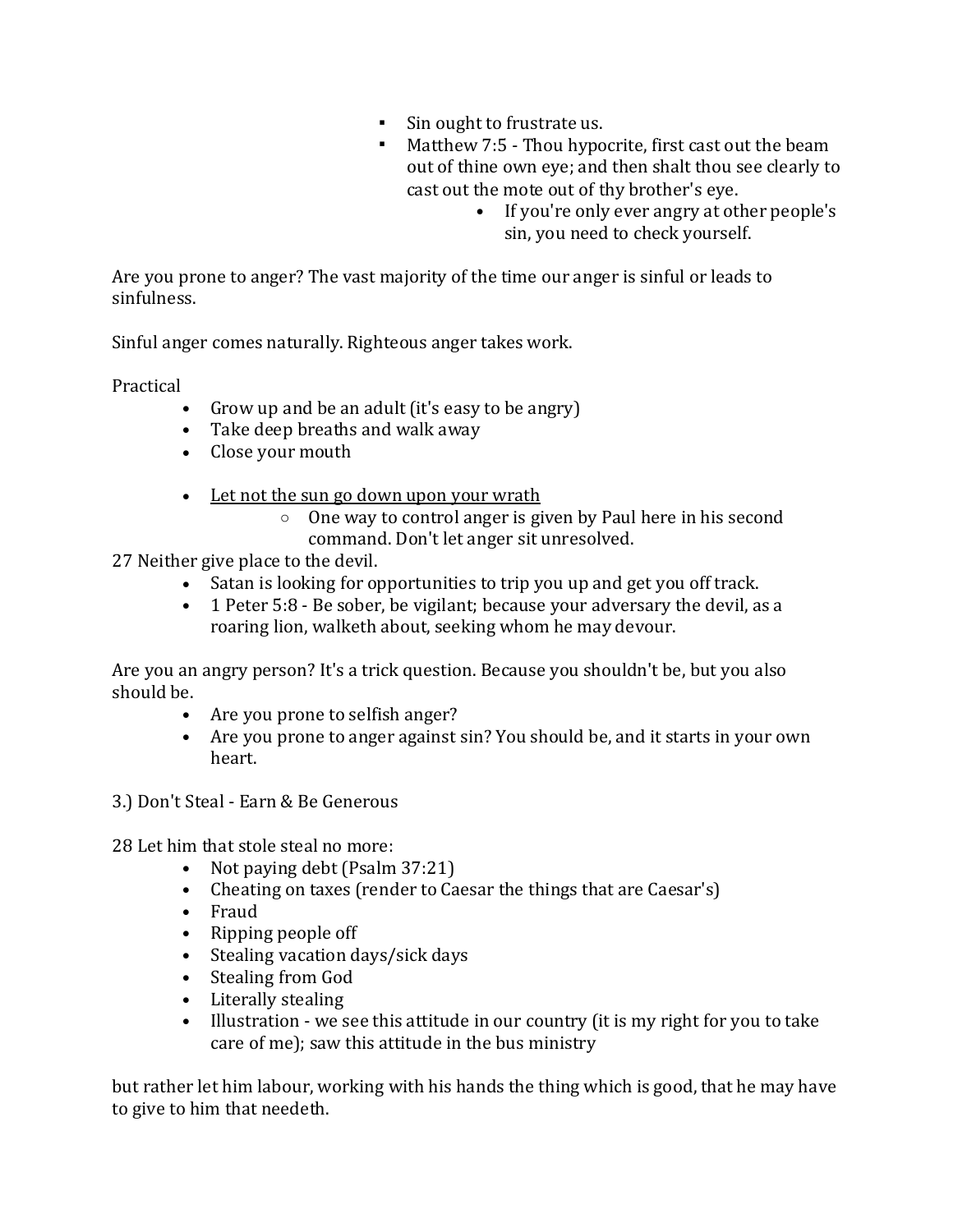- Sin ought to frustrate us.
        - Matthew 7:5 - Thou hypocrite, first cast out the beam out of thine own eye; and then shalt thou see clearly to cast out the mote out of thy brother's eye.
            - If you're only ever angry at other people's sin, you need to check yourself.

Are you prone to anger? The vast majority of the time our anger is sinful or leads to sinfulness.

Sinful anger comes naturally. Righteous anger takes work.

Practical

- Grow up and be an adult (it's easy to be angry)
- Take deep breaths and walk away
- Close your mouth

- Let not the sun go down upon your wrath
    - One way to control anger is given by Paul here in his second command. Don't let anger sit unresolved.

27 Neither give place to the devil.

- Satan is looking for opportunities to trip you up and get you off track.
- 1 Peter 5:8 - Be sober, be vigilant; because your adversary the devil, as a roaring lion, walketh about, seeking whom he may devour.

Are you an angry person? It's a trick question. Because you shouldn't be, but you also should be.

- Are you prone to selfish anger?
- Are you prone to anger against sin? You should be, and it starts in your own heart.

3.) Don't Steal - Earn & Be Generous

28 Let him that stole steal no more:

- Not paying debt (Psalm 37:21)
- Cheating on taxes (render to Caesar the things that are Caesar's)
- Fraud
- Ripping people off
- Stealing vacation days/sick days
- Stealing from God
- Literally stealing
- Illustration - we see this attitude in our country (it is my right for you to take care of me); saw this attitude in the bus ministry

but rather let him labour, working with his hands the thing which is good, that he may have to give to him that needeth.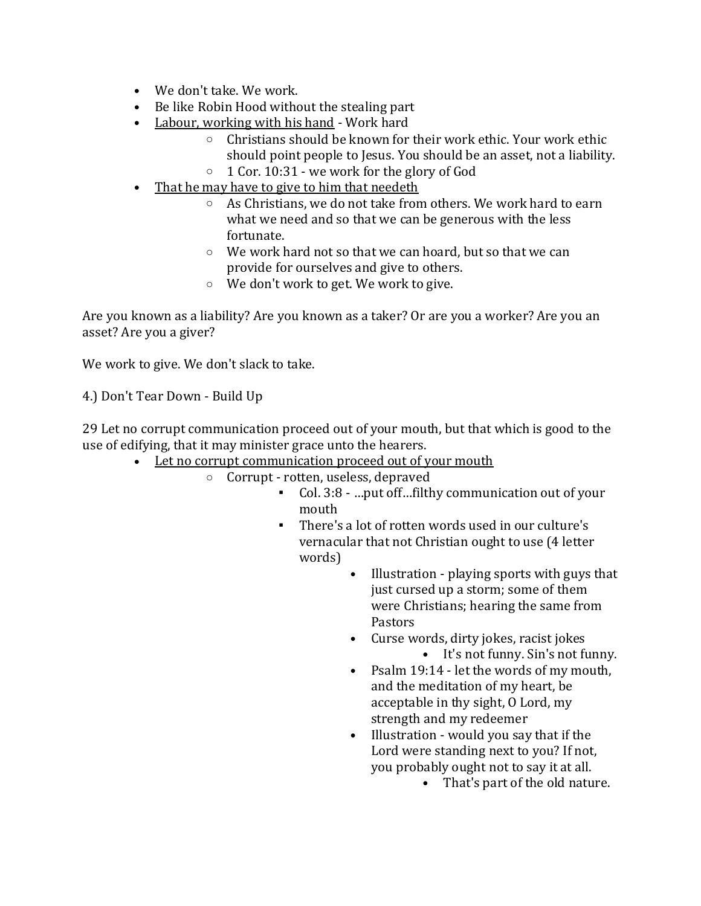- We don't take. We work.
- Be like Robin Hood without the stealing part
- <u>Labour, working with his hand</u> - Work hard
    - Christians should be known for their work ethic. Your work ethic should point people to Jesus. You should be an asset, not a liability.
    - 1 Cor. 10:31 - we work for the glory of God
- <u>That he may have to give to him that needeth</u>
    - As Christians, we do not take from others. We work hard to earn what we need and so that we can be generous with the less fortunate.
    - We work hard not so that we can hoard, but so that we can provide for ourselves and give to others.
    - We don't work to get. We work to give.

Are you known as a liability? Are you known as a taker? Or are you a worker? Are you an asset? Are you a giver?

We work to give. We don't slack to take.

4.) Don't Tear Down - Build Up

29 Let no corrupt communication proceed out of your mouth, but that which is good to the use of edifying, that it may minister grace unto the hearers.

- <u>Let no corrupt communication proceed out of your mouth</u>
    - Corrupt - rotten, useless, depraved
        - Col. 3:8 - …put off…filthy communication out of your mouth
        - There's a lot of rotten words used in our culture's vernacular that not Christian ought to use (4 letter words)
            - Illustration - playing sports with guys that just cursed up a storm; some of them were Christians; hearing the same from Pastors
            - Curse words, dirty jokes, racist jokes
                - It's not funny. Sin's not funny.
            - Psalm 19:14 - let the words of my mouth, and the meditation of my heart, be acceptable in thy sight, O Lord, my strength and my redeemer
            - Illustration - would you say that if the Lord were standing next to you? If not, you probably ought not to say it at all.
                - That's part of the old nature.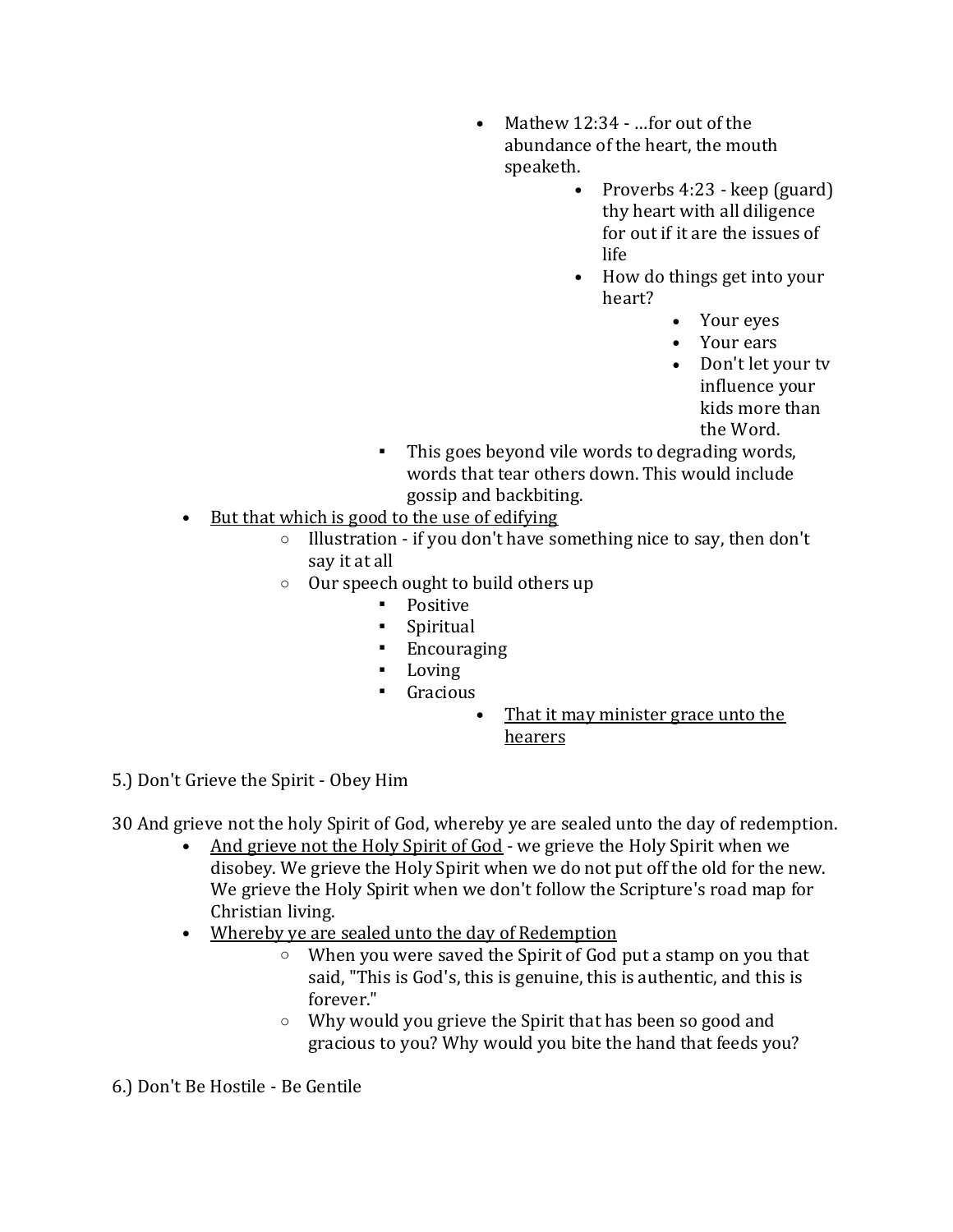- Mathew 12:34 - …for out of the abundance of the heart, the mouth speaketh.
  - Proverbs 4:23 - keep (guard) thy heart with all diligence for out if it are the issues of life
  - How do things get into your heart?
    - Your eyes
    - Your ears
    - Don't let your tv influence your kids more than the Word.
- This goes beyond vile words to degrading words, words that tear others down. This would include gossip and backbiting.

- <u>But that which is good to the use of edifying</u>
  - Illustration - if you don't have something nice to say, then don't say it at all
  - Our speech ought to build others up
    - Positive
    - Spiritual
    - Encouraging
    - Loving
    - Gracious
      - <u>That it may minister grace unto the hearers</u>

5.) Don't Grieve the Spirit - Obey Him

30 And grieve not the holy Spirit of God, whereby ye are sealed unto the day of redemption.

- <u>And grieve not the Holy Spirit of God</u> - we grieve the Holy Spirit when we disobey. We grieve the Holy Spirit when we do not put off the old for the new. We grieve the Holy Spirit when we don't follow the Scripture's road map for Christian living.
- <u>Whereby ye are sealed unto the day of Redemption</u>
  - When you were saved the Spirit of God put a stamp on you that said, "This is God's, this is genuine, this is authentic, and this is forever."
  - Why would you grieve the Spirit that has been so good and gracious to you? Why would you bite the hand that feeds you?

6.) Don't Be Hostile - Be Gentile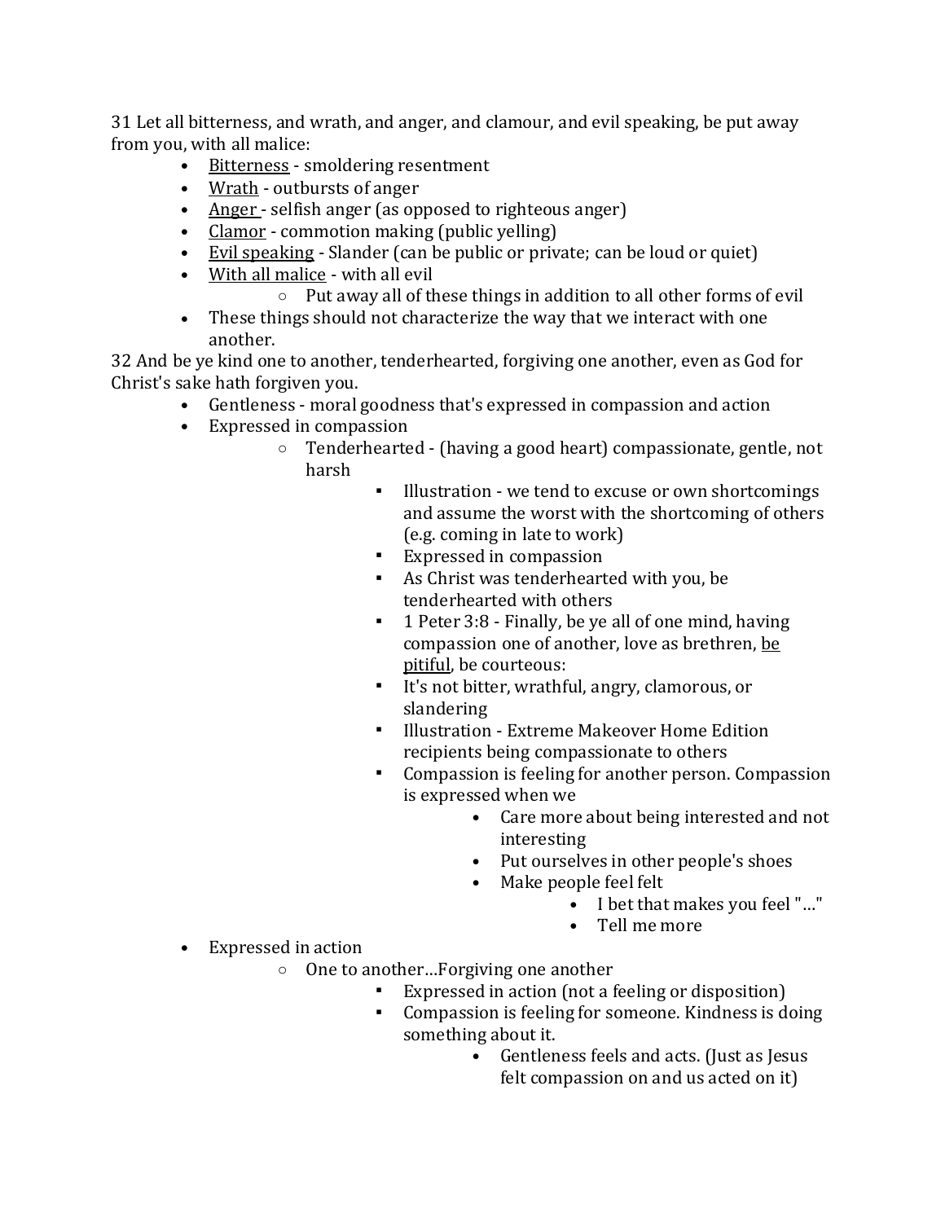31 Let all bitterness, and wrath, and anger, and clamour, and evil speaking, be put away from you, with all malice:

- <u>Bitterness</u> - smoldering resentment
- <u>Wrath</u> - outbursts of anger
- <u>Anger</u> - selfish anger (as opposed to righteous anger)
- <u>Clamor</u> - commotion making (public yelling)
- <u>Evil speaking</u> - Slander (can be public or private; can be loud or quiet)
- <u>With all malice</u> - with all evil
  - Put away all of these things in addition to all other forms of evil
- These things should not characterize the way that we interact with one another.

32 And be ye kind one to another, tenderhearted, forgiving one another, even as God for Christ's sake hath forgiven you.

- Gentleness - moral goodness that's expressed in compassion and action
- Expressed in compassion
  - Tenderhearted - (having a good heart) compassionate, gentle, not harsh
    - Illustration - we tend to excuse or own shortcomings and assume the worst with the shortcoming of others (e.g. coming in late to work)
    - Expressed in compassion
    - As Christ was tenderhearted with you, be tenderhearted with others
    - 1 Peter 3:8 - Finally, be ye all of one mind, having compassion one of another, love as brethren, <u>be pitiful</u>, be courteous:
    - It's not bitter, wrathful, angry, clamorous, or slandering
    - Illustration - Extreme Makeover Home Edition recipients being compassionate to others
    - Compassion is feeling for another person. Compassion is expressed when we
      - Care more about being interested and not interesting
      - Put ourselves in other people's shoes
      - Make people feel felt
        - I bet that makes you feel "…"
        - Tell me more
- Expressed in action
  - One to another…Forgiving one another
    - Expressed in action (not a feeling or disposition)
    - Compassion is feeling for someone. Kindness is doing something about it.
      - Gentleness feels and acts. (Just as Jesus felt compassion on and us acted on it)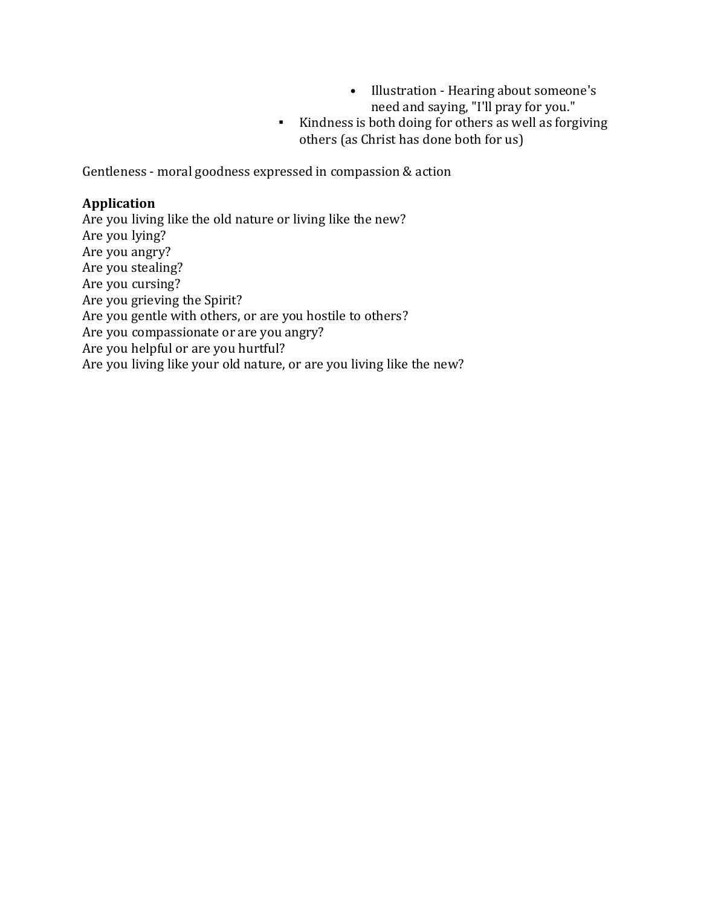- Illustration - Hearing about someone's need and saying, "I'll pray for you."
    - Kindness is both doing for others as well as forgiving others (as Christ has done both for us)

Gentleness - moral goodness expressed in compassion & action

**Application**
Are you living like the old nature or living like the new?
Are you lying?
Are you angry?
Are you stealing?
Are you cursing?
Are you grieving the Spirit?
Are you gentle with others, or are you hostile to others?
Are you compassionate or are you angry?
Are you helpful or are you hurtful?
Are you living like your old nature, or are you living like the new?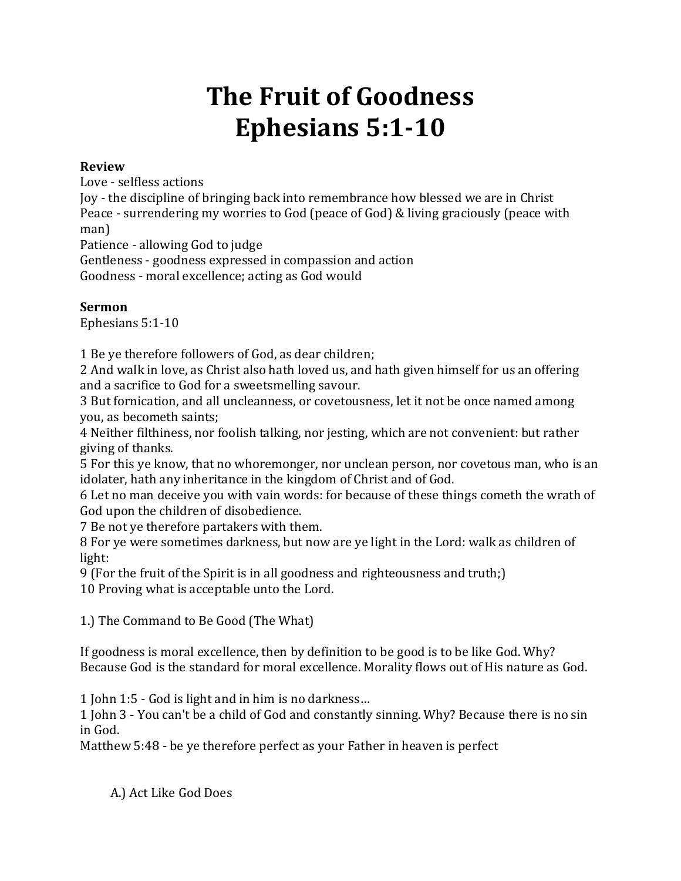# The Fruit of Goodness
# Ephesians 5:1-10

**Review**
Love - selfless actions
Joy - the discipline of bringing back into remembrance how blessed we are in Christ
Peace - surrendering my worries to God (peace of God) & living graciously (peace with man)
Patience - allowing God to judge
Gentleness - goodness expressed in compassion and action
Goodness - moral excellence; acting as God would

**Sermon**
Ephesians 5:1-10

1 Be ye therefore followers of God, as dear children;
2 And walk in love, as Christ also hath loved us, and hath given himself for us an offering and a sacrifice to God for a sweetsmelling savour.
3 But fornication, and all uncleanness, or covetousness, let it not be once named among you, as becometh saints;
4 Neither filthiness, nor foolish talking, nor jesting, which are not convenient: but rather giving of thanks.
5 For this ye know, that no whoremonger, nor unclean person, nor covetous man, who is an idolater, hath any inheritance in the kingdom of Christ and of God.
6 Let no man deceive you with vain words: for because of these things cometh the wrath of God upon the children of disobedience.
7 Be not ye therefore partakers with them.
8 For ye were sometimes darkness, but now are ye light in the Lord: walk as children of light:
9 (For the fruit of the Spirit is in all goodness and righteousness and truth;)
10 Proving what is acceptable unto the Lord.

1.) The Command to Be Good (The What)

If goodness is moral excellence, then by definition to be good is to be like God. Why? Because God is the standard for moral excellence. Morality flows out of His nature as God.

1 John 1:5 - God is light and in him is no darkness…
1 John 3 - You can't be a child of God and constantly sinning. Why? Because there is no sin in God.
Matthew 5:48 - be ye therefore perfect as your Father in heaven is perfect

A.) Act Like God Does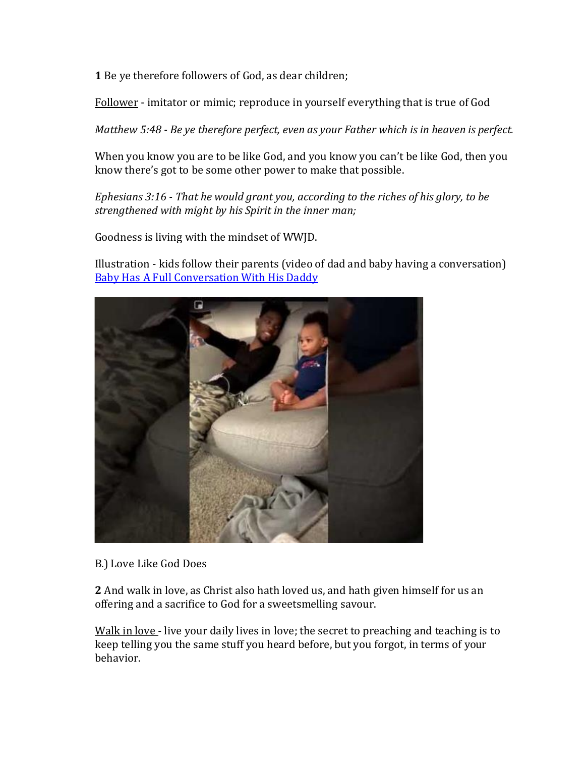**1** Be ye therefore followers of God, as dear children;

<u>Follower</u> - imitator or mimic; reproduce in yourself everything that is true of God

*Matthew 5:48 - Be ye therefore perfect, even as your Father which is in heaven is perfect.*

When you know you are to be like God, and you know you can't be like God, then you know there's got to be some other power to make that possible.

*Ephesians 3:16 - That he would grant you, according to the riches of his glory, to be strengthened with might by his Spirit in the inner man;*

Goodness is living with the mindset of WWJD.

Illustration - kids follow their parents (video of dad and baby having a conversation)
[Baby Has A Full Conversation With His Daddy]

B.) Love Like God Does

**2** And walk in love, as Christ also hath loved us, and hath given himself for us an offering and a sacrifice to God for a sweetsmelling savour.

<u>Walk in love</u> - live your daily lives in love; the secret to preaching and teaching is to keep telling you the same stuff you heard before, but you forgot, in terms of your behavior.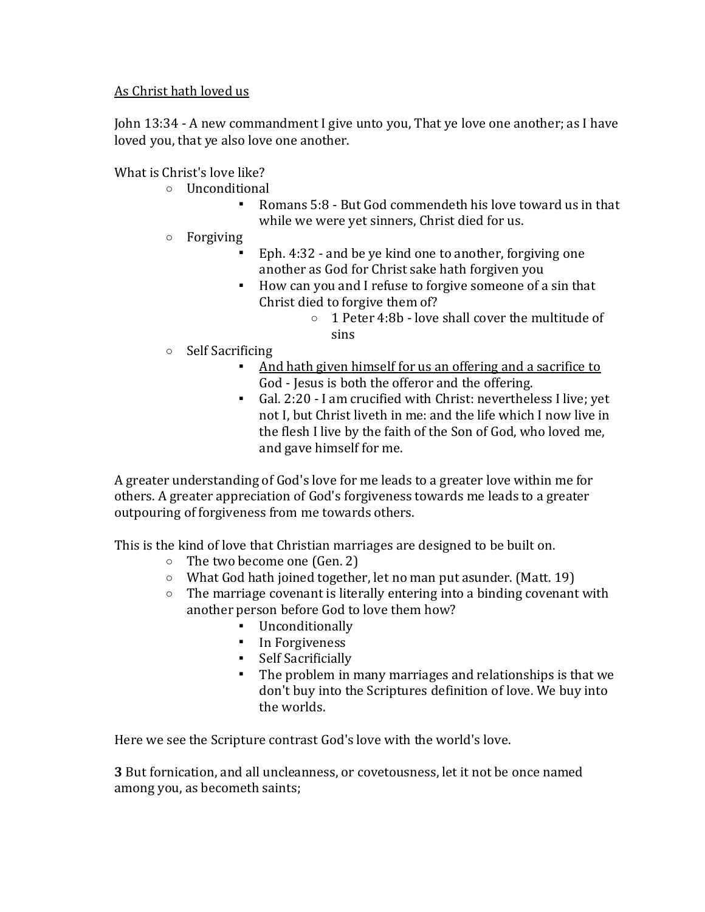<u>As Christ hath loved us</u>

John 13:34 - A new commandment I give unto you, That ye love one another; as I have loved you, that ye also love one another.

What is Christ's love like?

- Unconditional
  - Romans 5:8 - But God commendeth his love toward us in that while we were yet sinners, Christ died for us.
- Forgiving
  - Eph. 4:32 - and be ye kind one to another, forgiving one another as God for Christ sake hath forgiven you
  - How can you and I refuse to forgive someone of a sin that Christ died to forgive them of?
    - 1 Peter 4:8b - love shall cover the multitude of sins
- Self Sacrificing
  - <u>And hath given himself for us an offering and a sacrifice to</u> God - Jesus is both the offeror and the offering.
  - Gal. 2:20 - I am crucified with Christ: nevertheless I live; yet not I, but Christ liveth in me: and the life which I now live in the flesh I live by the faith of the Son of God, who loved me, and gave himself for me.

A greater understanding of God's love for me leads to a greater love within me for others. A greater appreciation of God's forgiveness towards me leads to a greater outpouring of forgiveness from me towards others.

This is the kind of love that Christian marriages are designed to be built on.

- The two become one (Gen. 2)
- What God hath joined together, let no man put asunder. (Matt. 19)
- The marriage covenant is literally entering into a binding covenant with another person before God to love them how?
  - Unconditionally
  - In Forgiveness
  - Self Sacrificially
  - The problem in many marriages and relationships is that we don't buy into the Scriptures definition of love. We buy into the worlds.

Here we see the Scripture contrast God's love with the world's love.

**3** But fornication, and all uncleanness, or covetousness, let it not be once named among you, as becometh saints;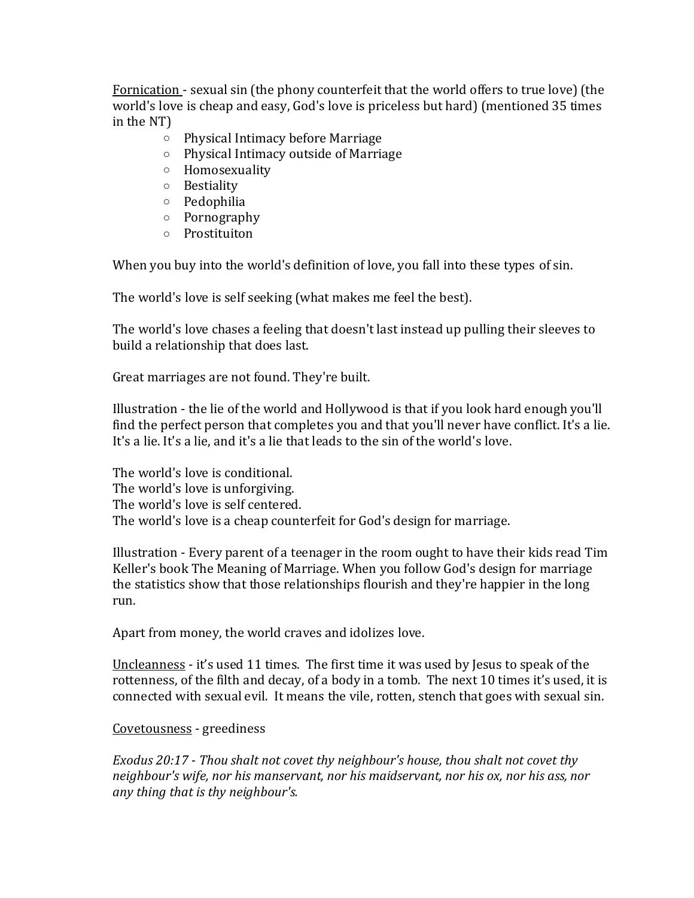<u>Fornication</u> - sexual sin (the phony counterfeit that the world offers to true love) (the world's love is cheap and easy, God's love is priceless but hard) (mentioned 35 times in the NT)

- Physical Intimacy before Marriage
- Physical Intimacy outside of Marriage
- Homosexuality
- Bestiality
- Pedophilia
- Pornography
- Prostituiton

When you buy into the world's definition of love, you fall into these types of sin.

The world's love is self seeking (what makes me feel the best).

The world's love chases a feeling that doesn't last instead up pulling their sleeves to build a relationship that does last.

Great marriages are not found. They're built.

Illustration - the lie of the world and Hollywood is that if you look hard enough you'll find the perfect person that completes you and that you'll never have conflict. It's a lie. It's a lie. It's a lie, and it's a lie that leads to the sin of the world's love.

The world's love is conditional.
The world's love is unforgiving.
The world's love is self centered.
The world's love is a cheap counterfeit for God's design for marriage.

Illustration - Every parent of a teenager in the room ought to have their kids read Tim Keller's book The Meaning of Marriage. When you follow God's design for marriage the statistics show that those relationships flourish and they're happier in the long run.

Apart from money, the world craves and idolizes love.

<u>Uncleanness</u> - it's used 11 times. The first time it was used by Jesus to speak of the rottenness, of the filth and decay, of a body in a tomb. The next 10 times it's used, it is connected with sexual evil. It means the vile, rotten, stench that goes with sexual sin.

<u>Covetousness</u> - greediness

*Exodus 20:17 - Thou shalt not covet thy neighbour's house, thou shalt not covet thy neighbour's wife, nor his manservant, nor his maidservant, nor his ox, nor his ass, nor any thing that is thy neighbour's.*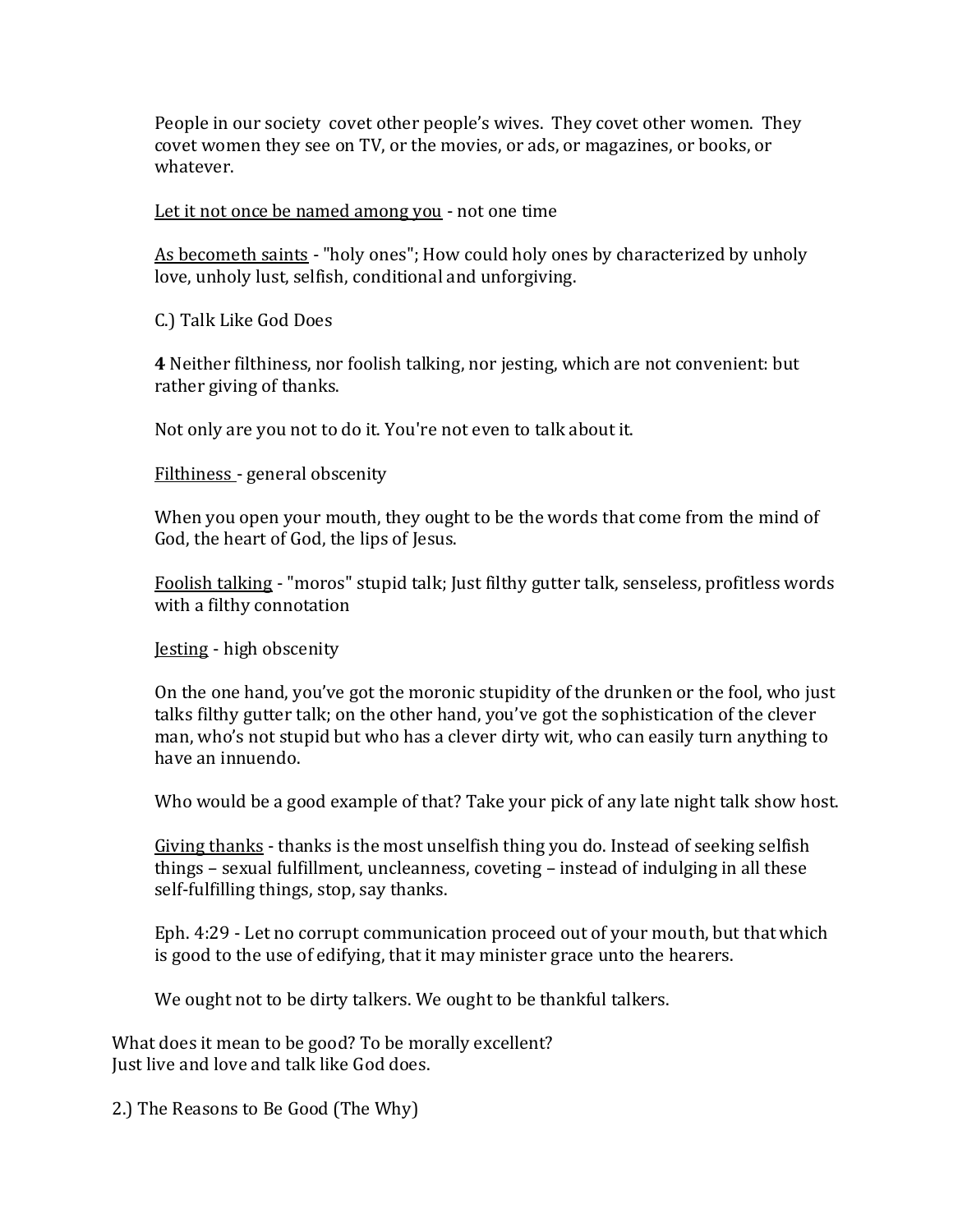People in our society covet other people's wives. They covet other women. They covet women they see on TV, or the movies, or ads, or magazines, or books, or whatever.

<u>Let it not once be named among you</u> - not one time

<u>As becometh saints</u> - "holy ones"; How could holy ones by characterized by unholy love, unholy lust, selfish, conditional and unforgiving.

C.) Talk Like God Does

**4** Neither filthiness, nor foolish talking, nor jesting, which are not convenient: but rather giving of thanks.

Not only are you not to do it. You're not even to talk about it.

<u>Filthiness</u> - general obscenity

When you open your mouth, they ought to be the words that come from the mind of God, the heart of God, the lips of Jesus.

<u>Foolish talking</u> - "moros" stupid talk; Just filthy gutter talk, senseless, profitless words with a filthy connotation

<u>Jesting</u> - high obscenity

On the one hand, you've got the moronic stupidity of the drunken or the fool, who just talks filthy gutter talk; on the other hand, you've got the sophistication of the clever man, who's not stupid but who has a clever dirty wit, who can easily turn anything to have an innuendo.

Who would be a good example of that? Take your pick of any late night talk show host.

<u>Giving thanks</u> - thanks is the most unselfish thing you do. Instead of seeking selfish things – sexual fulfillment, uncleanness, coveting – instead of indulging in all these self-fulfilling things, stop, say thanks.

Eph. 4:29 - Let no corrupt communication proceed out of your mouth, but that which is good to the use of edifying, that it may minister grace unto the hearers.

We ought not to be dirty talkers. We ought to be thankful talkers.

What does it mean to be good? To be morally excellent?
Just live and love and talk like God does.

2.) The Reasons to Be Good (The Why)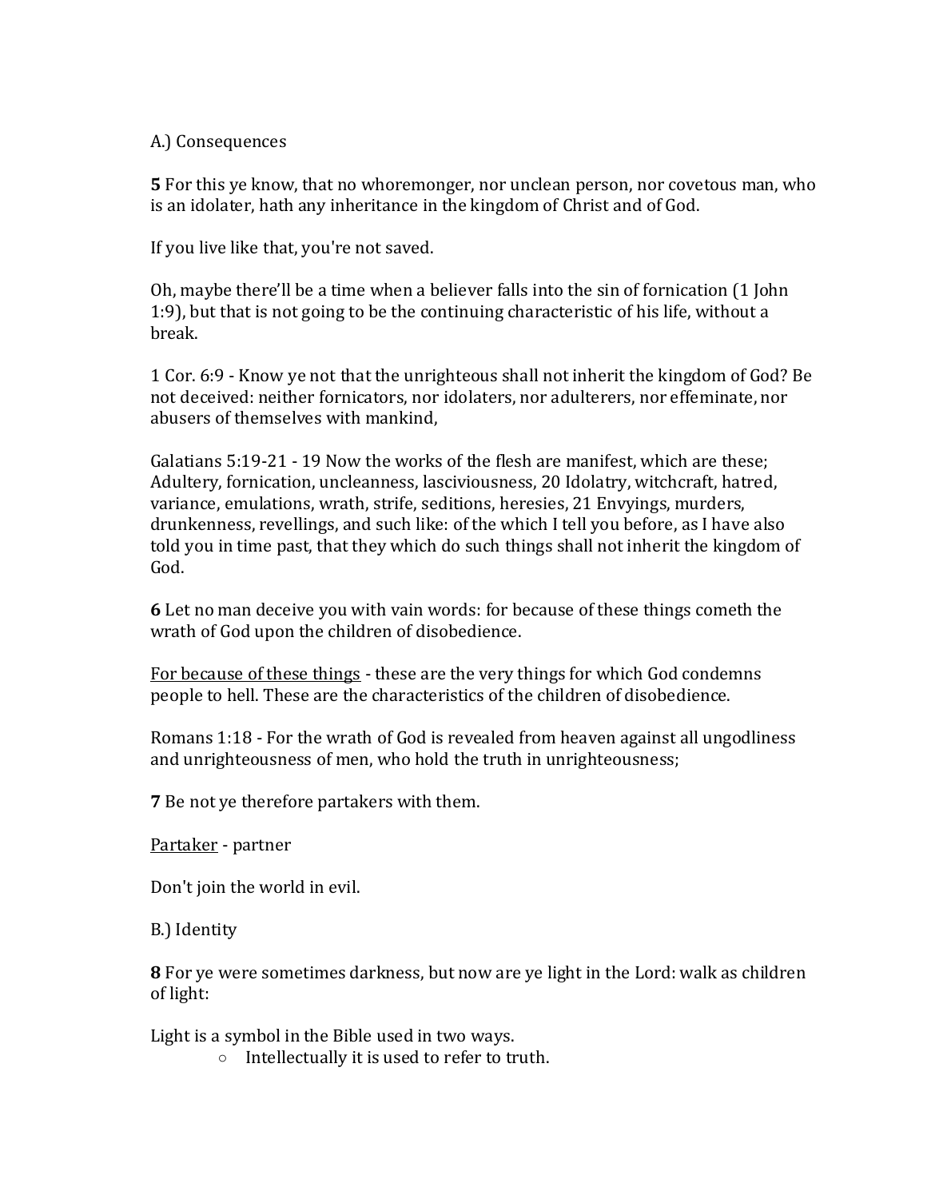A.) Consequences

**5** For this ye know, that no whoremonger, nor unclean person, nor covetous man, who is an idolater, hath any inheritance in the kingdom of Christ and of God.

If you live like that, you're not saved.

Oh, maybe there'll be a time when a believer falls into the sin of fornication (1 John 1:9), but that is not going to be the continuing characteristic of his life, without a break.

1 Cor. 6:9 - Know ye not that the unrighteous shall not inherit the kingdom of God? Be not deceived: neither fornicators, nor idolaters, nor adulterers, nor effeminate, nor abusers of themselves with mankind,

Galatians 5:19-21 - 19 Now the works of the flesh are manifest, which are these; Adultery, fornication, uncleanness, lasciviousness, 20 Idolatry, witchcraft, hatred, variance, emulations, wrath, strife, seditions, heresies, 21 Envyings, murders, drunkenness, revellings, and such like: of the which I tell you before, as I have also told you in time past, that they which do such things shall not inherit the kingdom of God.

**6** Let no man deceive you with vain words: for because of these things cometh the wrath of God upon the children of disobedience.

<u>For because of these things</u> - these are the very things for which God condemns people to hell. These are the characteristics of the children of disobedience.

Romans 1:18 - For the wrath of God is revealed from heaven against all ungodliness and unrighteousness of men, who hold the truth in unrighteousness;

**7** Be not ye therefore partakers with them.

<u>Partaker</u> - partner

Don't join the world in evil.

B.) Identity

**8** For ye were sometimes darkness, but now are ye light in the Lord: walk as children of light:

Light is a symbol in the Bible used in two ways.

- Intellectually it is used to refer to truth.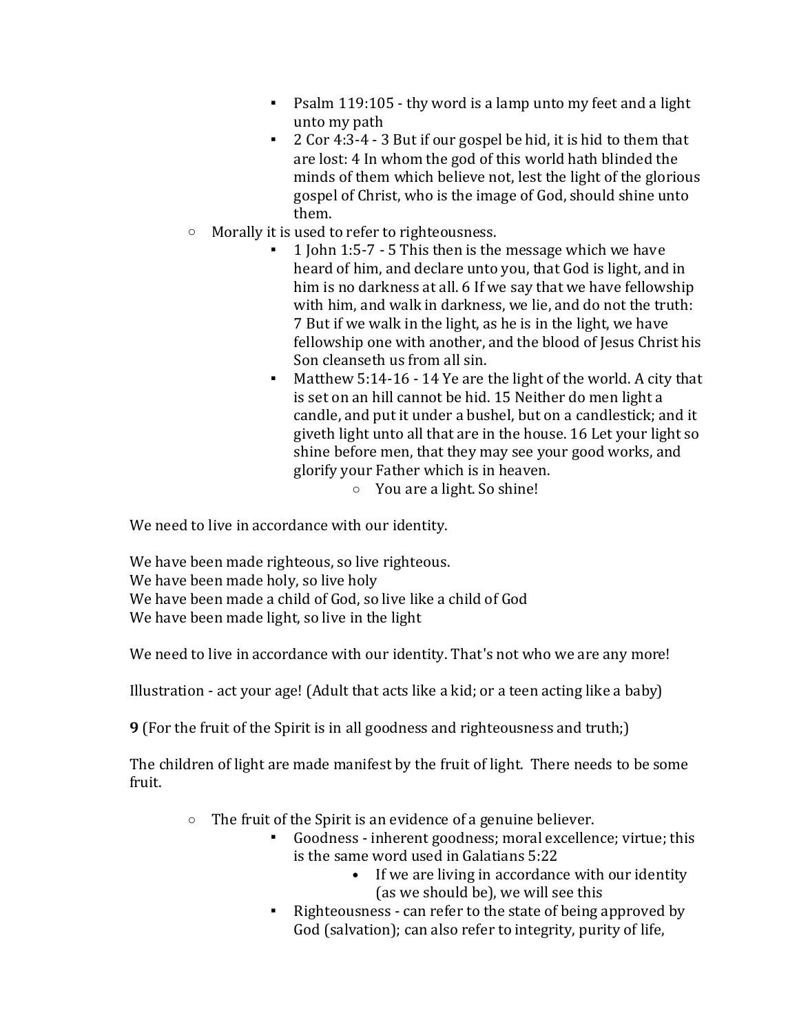- Psalm 119:105 - thy word is a lamp unto my feet and a light unto my path
        - 2 Cor 4:3-4 - 3 But if our gospel be hid, it is hid to them that are lost: 4 In whom the god of this world hath blinded the minds of them which believe not, lest the light of the glorious gospel of Christ, who is the image of God, should shine unto them.
    - Morally it is used to refer to righteousness.
        - 1 John 1:5-7 - 5 This then is the message which we have heard of him, and declare unto you, that God is light, and in him is no darkness at all. 6 If we say that we have fellowship with him, and walk in darkness, we lie, and do not the truth: 7 But if we walk in the light, as he is in the light, we have fellowship one with another, and the blood of Jesus Christ his Son cleanseth us from all sin.
        - Matthew 5:14-16 - 14 Ye are the light of the world. A city that is set on an hill cannot be hid. 15 Neither do men light a candle, and put it under a bushel, but on a candlestick; and it giveth light unto all that are in the house. 16 Let your light so shine before men, that they may see your good works, and glorify your Father which is in heaven.
            - You are a light. So shine!

We need to live in accordance with our identity.

We have been made righteous, so live righteous.
We have been made holy, so live holy
We have been made a child of God, so live like a child of God
We have been made light, so live in the light

We need to live in accordance with our identity. That's not who we are any more!

Illustration - act your age! (Adult that acts like a kid; or a teen acting like a baby)

**9** (For the fruit of the Spirit is in all goodness and righteousness and truth;)

The children of light are made manifest by the fruit of light. There needs to be some fruit.

- The fruit of the Spirit is an evidence of a genuine believer.
    - Goodness - inherent goodness; moral excellence; virtue; this is the same word used in Galatians 5:22
        - If we are living in accordance with our identity (as we should be), we will see this
    - Righteousness - can refer to the state of being approved by God (salvation); can also refer to integrity, purity of life,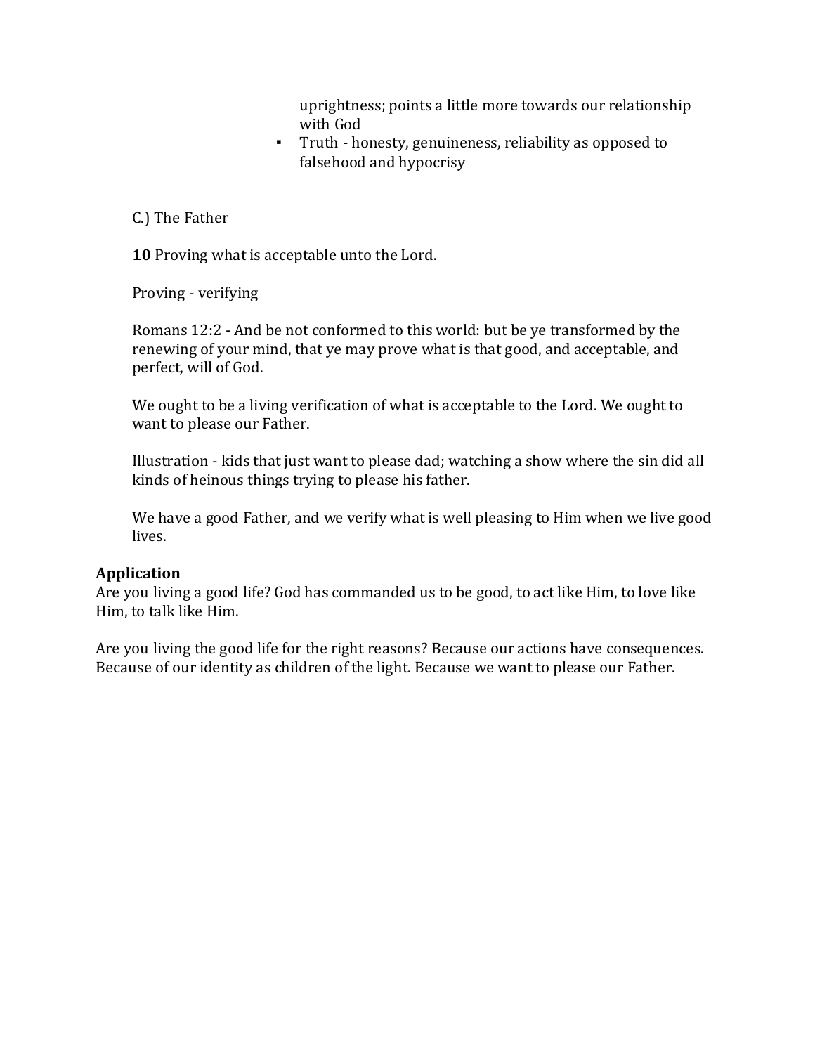uprightness; points a little more towards our relationship with God

- Truth - honesty, genuineness, reliability as opposed to falsehood and hypocrisy

C.) The Father

**10** Proving what is acceptable unto the Lord.

Proving - verifying

Romans 12:2 - And be not conformed to this world: but be ye transformed by the renewing of your mind, that ye may prove what is that good, and acceptable, and perfect, will of God.

We ought to be a living verification of what is acceptable to the Lord. We ought to want to please our Father.

Illustration - kids that just want to please dad; watching a show where the sin did all kinds of heinous things trying to please his father.

We have a good Father, and we verify what is well pleasing to Him when we live good lives.

**Application**

Are you living a good life? God has commanded us to be good, to act like Him, to love like Him, to talk like Him.

Are you living the good life for the right reasons? Because our actions have consequences. Because of our identity as children of the light. Because we want to please our Father.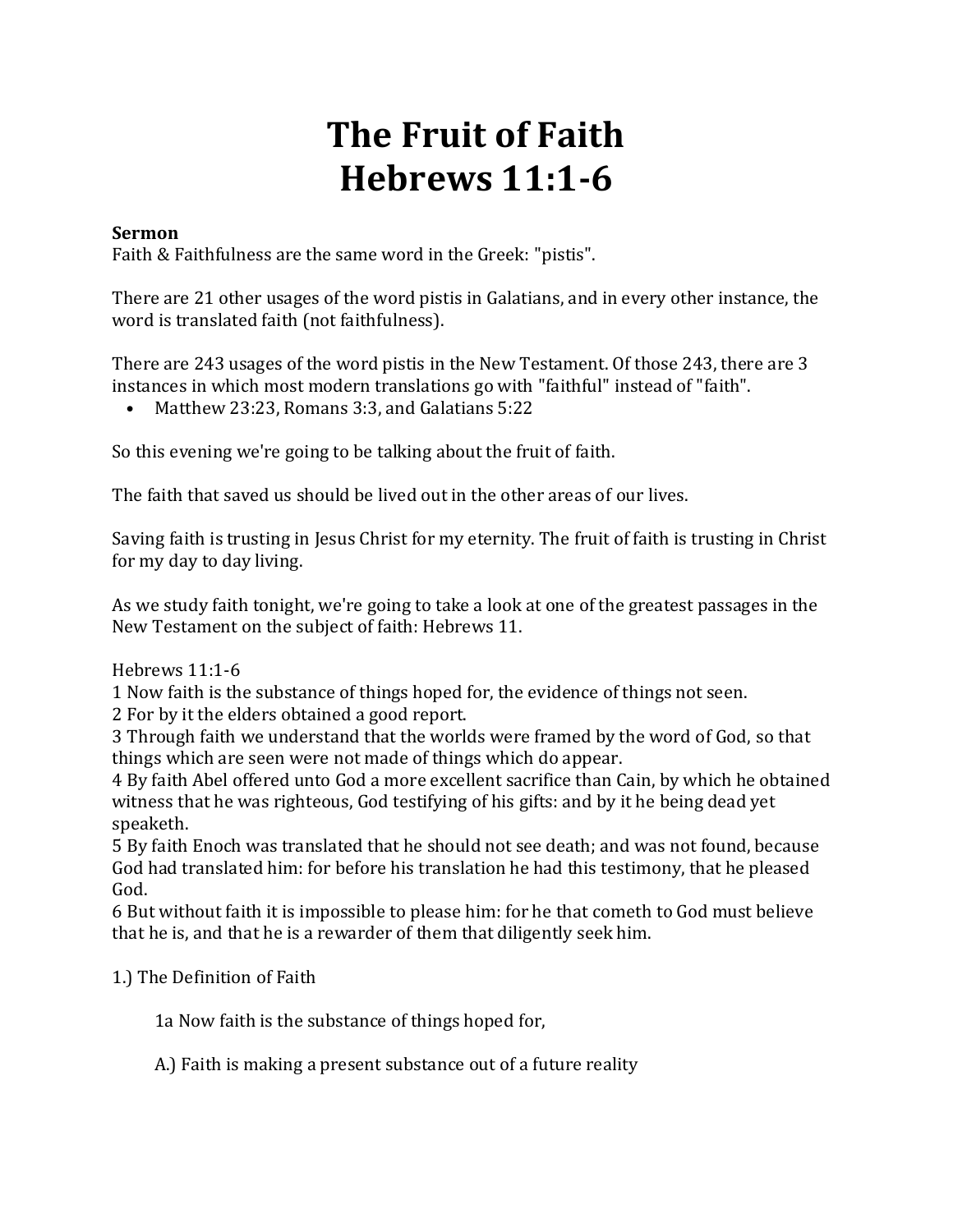# The Fruit of Faith
# Hebrews 11:1-6

**Sermon**
Faith & Faithfulness are the same word in the Greek: "pistis".

There are 21 other usages of the word pistis in Galatians, and in every other instance, the word is translated faith (not faithfulness).

There are 243 usages of the word pistis in the New Testament. Of those 243, there are 3 instances in which most modern translations go with "faithful" instead of "faith".

- Matthew 23:23, Romans 3:3, and Galatians 5:22

So this evening we're going to be talking about the fruit of faith.

The faith that saved us should be lived out in the other areas of our lives.

Saving faith is trusting in Jesus Christ for my eternity. The fruit of faith is trusting in Christ for my day to day living.

As we study faith tonight, we're going to take a look at one of the greatest passages in the New Testament on the subject of faith: Hebrews 11.

Hebrews 11:1-6
1 Now faith is the substance of things hoped for, the evidence of things not seen.
2 For by it the elders obtained a good report.
3 Through faith we understand that the worlds were framed by the word of God, so that things which are seen were not made of things which do appear.
4 By faith Abel offered unto God a more excellent sacrifice than Cain, by which he obtained witness that he was righteous, God testifying of his gifts: and by it he being dead yet speaketh.
5 By faith Enoch was translated that he should not see death; and was not found, because God had translated him: for before his translation he had this testimony, that he pleased God.
6 But without faith it is impossible to please him: for he that cometh to God must believe that he is, and that he is a rewarder of them that diligently seek him.

1.) The Definition of Faith

> 1a Now faith is the substance of things hoped for,
>
> A.) Faith is making a present substance out of a future reality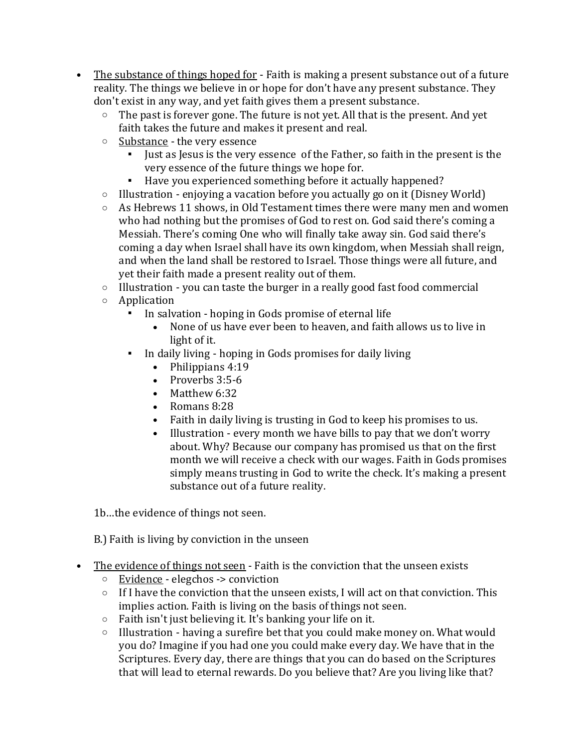- <u>The substance of things hoped for</u> - Faith is making a present substance out of a future reality. The things we believe in or hope for don't have any present substance. They don't exist in any way, and yet faith gives them a present substance.
  - The past is forever gone. The future is not yet. All that is the present. And yet faith takes the future and makes it present and real.
  - <u>Substance</u> - the very essence
    - Just as Jesus is the very essence of the Father, so faith in the present is the very essence of the future things we hope for.
    - Have you experienced something before it actually happened?
  - Illustration - enjoying a vacation before you actually go on it (Disney World)
  - As Hebrews 11 shows, in Old Testament times there were many men and women who had nothing but the promises of God to rest on. God said there's coming a Messiah. There's coming One who will finally take away sin. God said there's coming a day when Israel shall have its own kingdom, when Messiah shall reign, and when the land shall be restored to Israel. Those things were all future, and yet their faith made a present reality out of them.
  - Illustration - you can taste the burger in a really good fast food commercial
  - Application
    - In salvation - hoping in Gods promise of eternal life
      - None of us have ever been to heaven, and faith allows us to live in light of it.
    - In daily living - hoping in Gods promises for daily living
      - Philippians 4:19
      - Proverbs 3:5-6
      - Matthew 6:32
      - Romans 8:28
      - Faith in daily living is trusting in God to keep his promises to us.
      - Illustration - every month we have bills to pay that we don't worry about. Why? Because our company has promised us that on the first month we will receive a check with our wages. Faith in Gods promises simply means trusting in God to write the check. It's making a present substance out of a future reality.

1b…the evidence of things not seen.

B.) Faith is living by conviction in the unseen

- <u>The evidence of things not seen</u> - Faith is the conviction that the unseen exists
  - <u>Evidence</u> - elegchos -> conviction
  - If I have the conviction that the unseen exists, I will act on that conviction. This implies action. Faith is living on the basis of things not seen.
  - Faith isn't just believing it. It's banking your life on it.
  - Illustration - having a surefire bet that you could make money on. What would you do? Imagine if you had one you could make every day. We have that in the Scriptures. Every day, there are things that you can do based on the Scriptures that will lead to eternal rewards. Do you believe that? Are you living like that?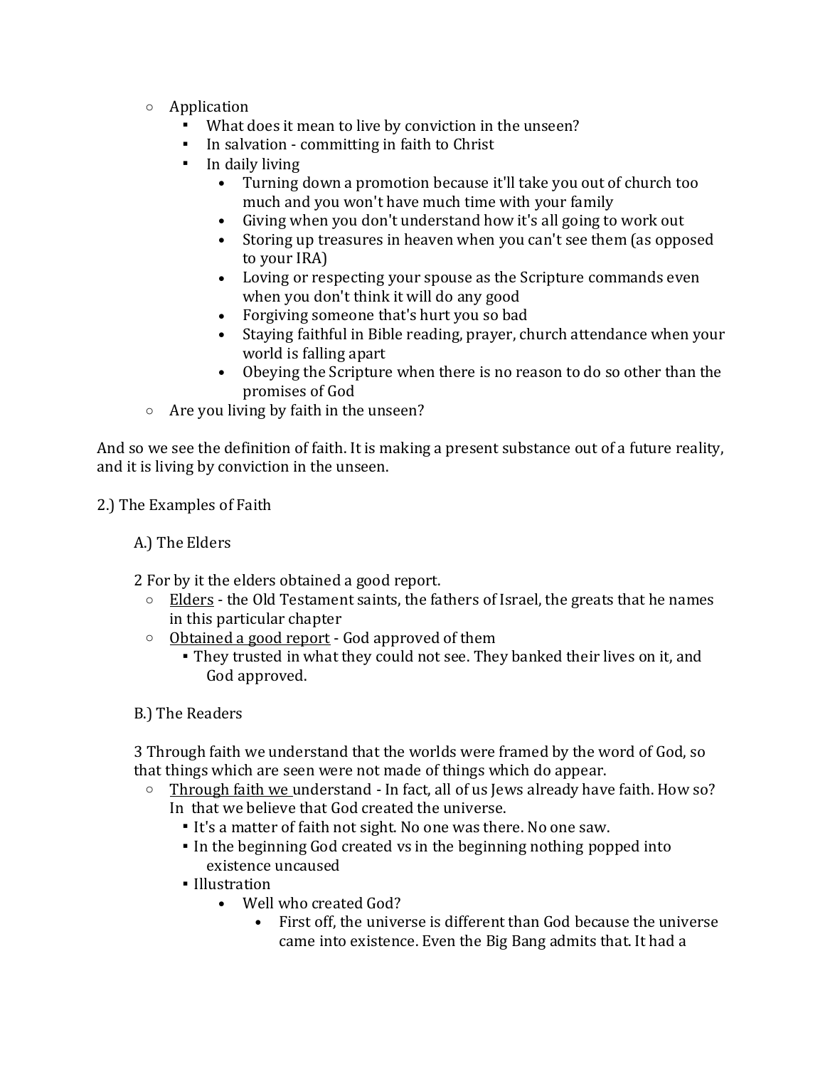- Application
    - What does it mean to live by conviction in the unseen?
    - In salvation - committing in faith to Christ
    - In daily living
        - Turning down a promotion because it'll take you out of church too much and you won't have much time with your family
        - Giving when you don't understand how it's all going to work out
        - Storing up treasures in heaven when you can't see them (as opposed to your IRA)
        - Loving or respecting your spouse as the Scripture commands even when you don't think it will do any good
        - Forgiving someone that's hurt you so bad
        - Staying faithful in Bible reading, prayer, church attendance when your world is falling apart
        - Obeying the Scripture when there is no reason to do so other than the promises of God
- Are you living by faith in the unseen?

And so we see the definition of faith. It is making a present substance out of a future reality, and it is living by conviction in the unseen.

2.) The Examples of Faith

A.) The Elders

2 For by it the elders obtained a good report.

- Elders - the Old Testament saints, the fathers of Israel, the greats that he names in this particular chapter
- Obtained a good report - God approved of them
    - They trusted in what they could not see. They banked their lives on it, and God approved.

B.) The Readers

3 Through faith we understand that the worlds were framed by the word of God, so that things which are seen were not made of things which do appear.

- Through faith we understand - In fact, all of us Jews already have faith. How so? In that we believe that God created the universe.
    - It's a matter of faith not sight. No one was there. No one saw.
    - In the beginning God created vs in the beginning nothing popped into existence uncaused
    - Illustration
        - Well who created God?
            - First off, the universe is different than God because the universe came into existence. Even the Big Bang admits that. It had a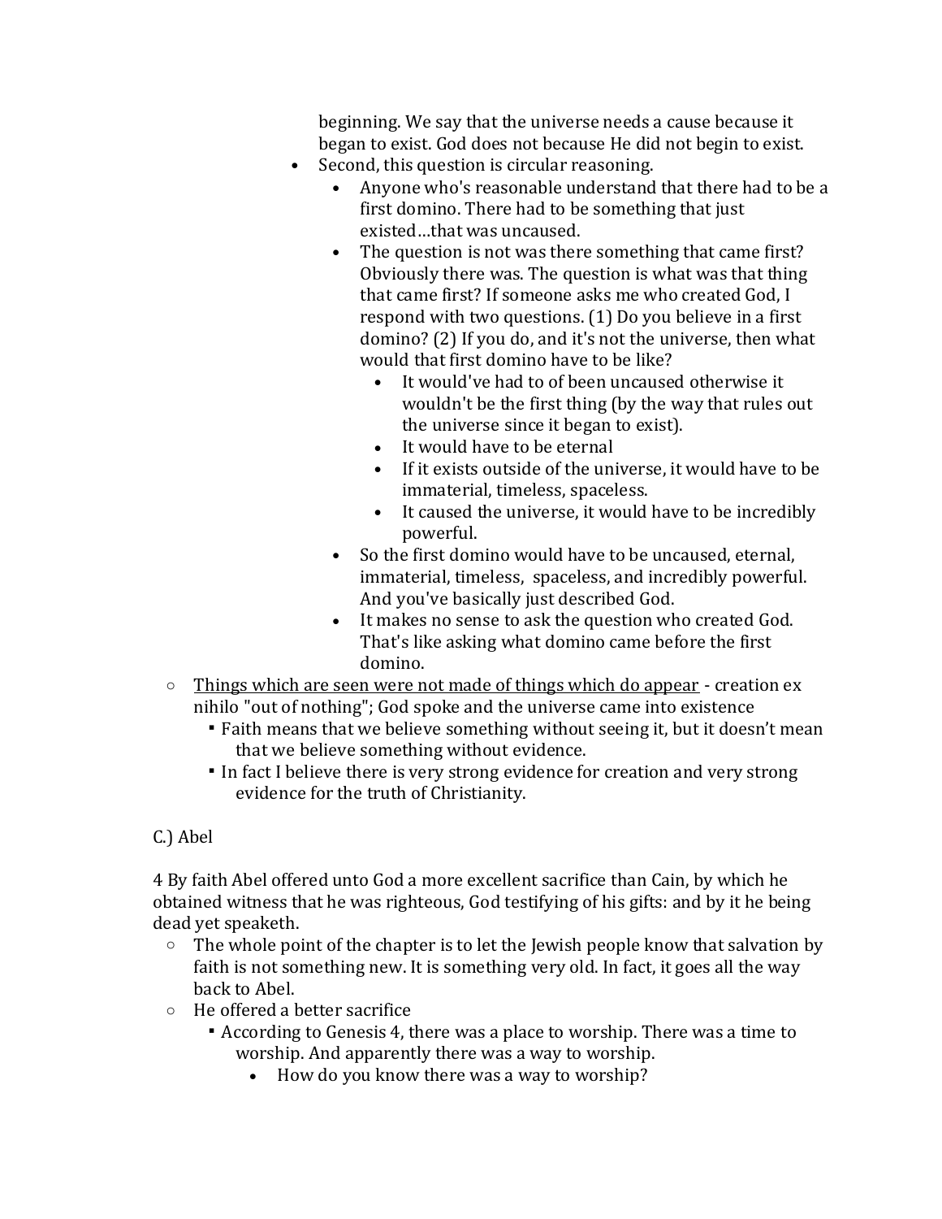beginning. We say that the universe needs a cause because it began to exist. God does not because He did not begin to exist.

- Second, this question is circular reasoning.
    - Anyone who's reasonable understand that there had to be a first domino. There had to be something that just existed…that was uncaused.
    - The question is not was there something that came first? Obviously there was. The question is what was that thing that came first? If someone asks me who created God, I respond with two questions. (1) Do you believe in a first domino? (2) If you do, and it's not the universe, then what would that first domino have to be like?
        - It would've had to of been uncaused otherwise it wouldn't be the first thing (by the way that rules out the universe since it began to exist).
        - It would have to be eternal
        - If it exists outside of the universe, it would have to be immaterial, timeless, spaceless.
        - It caused the universe, it would have to be incredibly powerful.
    - So the first domino would have to be uncaused, eternal, immaterial, timeless, spaceless, and incredibly powerful. And you've basically just described God.
    - It makes no sense to ask the question who created God. That's like asking what domino came before the first domino.

- <u>Things which are seen were not made of things which do appear</u> - creation ex nihilo "out of nothing"; God spoke and the universe came into existence
    - Faith means that we believe something without seeing it, but it doesn't mean that we believe something without evidence.
    - In fact I believe there is very strong evidence for creation and very strong evidence for the truth of Christianity.

C.) Abel

4 By faith Abel offered unto God a more excellent sacrifice than Cain, by which he obtained witness that he was righteous, God testifying of his gifts: and by it he being dead yet speaketh.

- The whole point of the chapter is to let the Jewish people know that salvation by faith is not something new. It is something very old. In fact, it goes all the way back to Abel.
- He offered a better sacrifice
    - According to Genesis 4, there was a place to worship. There was a time to worship. And apparently there was a way to worship.
        - How do you know there was a way to worship?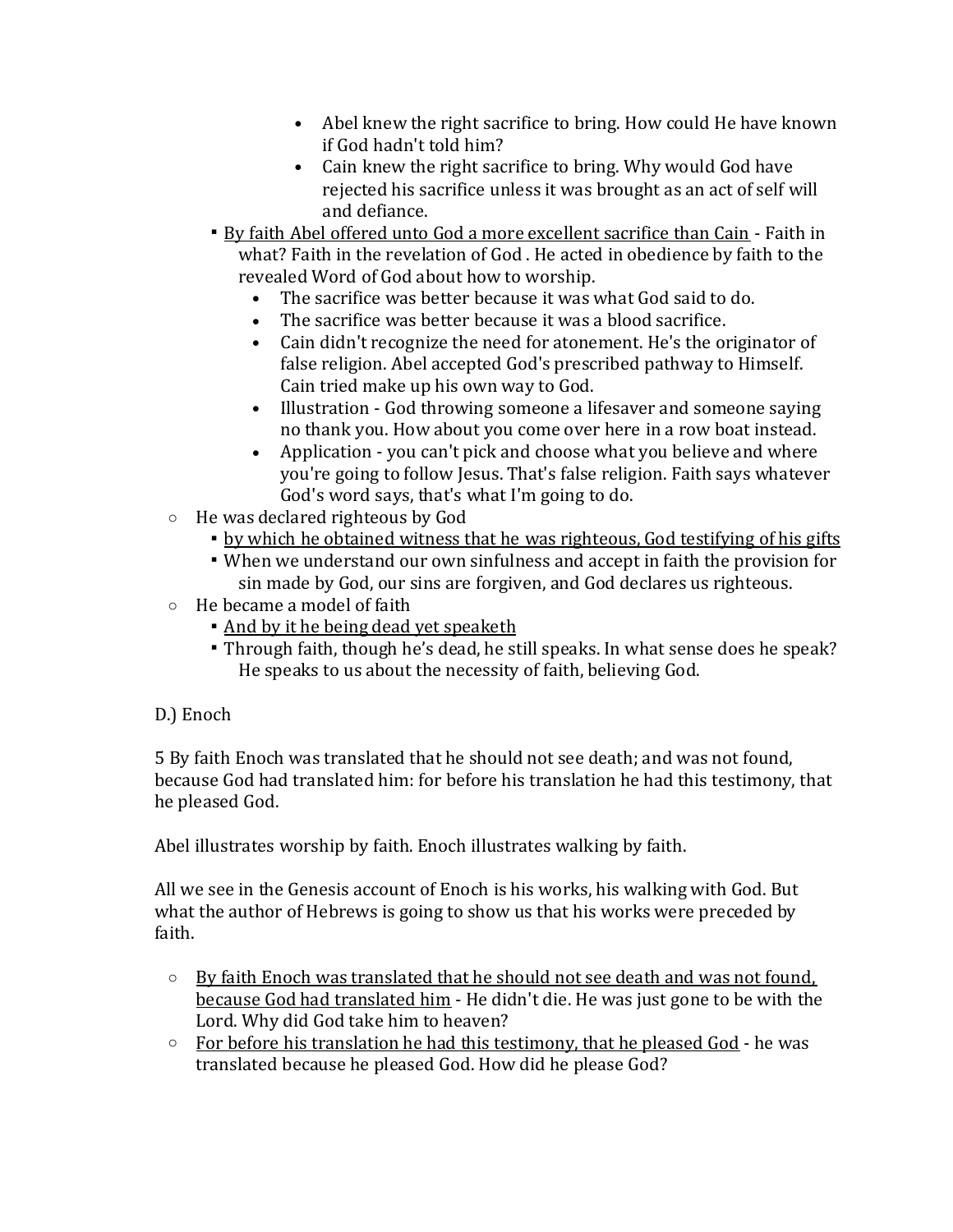- Abel knew the right sacrifice to bring. How could He have known if God hadn't told him?
                - Cain knew the right sacrifice to bring. Why would God have rejected his sacrifice unless it was brought as an act of self will and defiance.
        - <u>By faith Abel offered unto God a more excellent sacrifice than Cain</u> - Faith in what? Faith in the revelation of God . He acted in obedience by faith to the revealed Word of God about how to worship.
            - The sacrifice was better because it was what God said to do.
            - The sacrifice was better because it was a blood sacrifice.
            - Cain didn't recognize the need for atonement. He's the originator of false religion. Abel accepted God's prescribed pathway to Himself. Cain tried make up his own way to God.
            - Illustration - God throwing someone a lifesaver and someone saying no thank you. How about you come over here in a row boat instead.
            - Application - you can't pick and choose what you believe and where you're going to follow Jesus. That's false religion. Faith says whatever God's word says, that's what I'm going to do.
    - He was declared righteous by God
        - <u>by which he obtained witness that he was righteous, God testifying of his gifts</u>
        - When we understand our own sinfulness and accept in faith the provision for sin made by God, our sins are forgiven, and God declares us righteous.
    - He became a model of faith
        - <u>And by it he being dead yet speaketh</u>
        - Through faith, though he's dead, he still speaks. In what sense does he speak? He speaks to us about the necessity of faith, believing God.

D.) Enoch

5 By faith Enoch was translated that he should not see death; and was not found, because God had translated him: for before his translation he had this testimony, that he pleased God.

Abel illustrates worship by faith. Enoch illustrates walking by faith.

All we see in the Genesis account of Enoch is his works, his walking with God. But what the author of Hebrews is going to show us that his works were preceded by faith.

- <u>By faith Enoch was translated that he should not see death and was not found, because God had translated him</u> - He didn't die. He was just gone to be with the Lord. Why did God take him to heaven?
- <u>For before his translation he had this testimony, that he pleased God</u> - he was translated because he pleased God. How did he please God?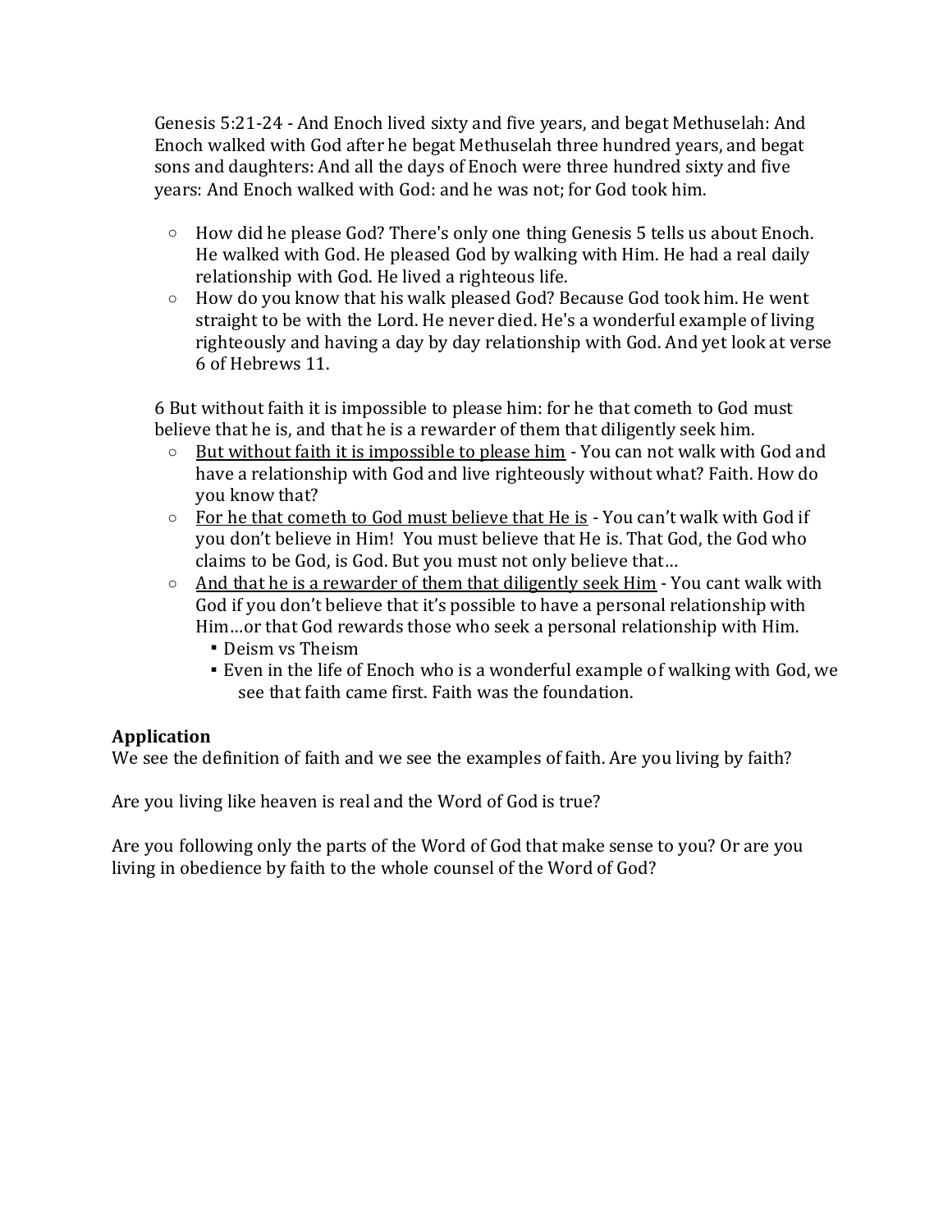Genesis 5:21-24 - And Enoch lived sixty and five years, and begat Methuselah: And Enoch walked with God after he begat Methuselah three hundred years, and begat sons and daughters: And all the days of Enoch were three hundred sixty and five years: And Enoch walked with God: and he was not; for God took him.

- How did he please God? There's only one thing Genesis 5 tells us about Enoch. He walked with God. He pleased God by walking with Him. He had a real daily relationship with God. He lived a righteous life.
- How do you know that his walk pleased God? Because God took him. He went straight to be with the Lord. He never died. He's a wonderful example of living righteously and having a day by day relationship with God. And yet look at verse 6 of Hebrews 11.

6 But without faith it is impossible to please him: for he that cometh to God must believe that he is, and that he is a rewarder of them that diligently seek him.

- <u>But without faith it is impossible to please him</u> - You can not walk with God and have a relationship with God and live righteously without what? Faith. How do you know that?
- <u>For he that cometh to God must believe that He is</u> - You can't walk with God if you don't believe in Him! You must believe that He is. That God, the God who claims to be God, is God. But you must not only believe that…
- <u>And that he is a rewarder of them that diligently seek Him</u> - You cant walk with God if you don't believe that it's possible to have a personal relationship with Him…or that God rewards those who seek a personal relationship with Him.
    - Deism vs Theism
    - Even in the life of Enoch who is a wonderful example of walking with God, we see that faith came first. Faith was the foundation.

**Application**

We see the definition of faith and we see the examples of faith. Are you living by faith?

Are you living like heaven is real and the Word of God is true?

Are you following only the parts of the Word of God that make sense to you? Or are you living in obedience by faith to the whole counsel of the Word of God?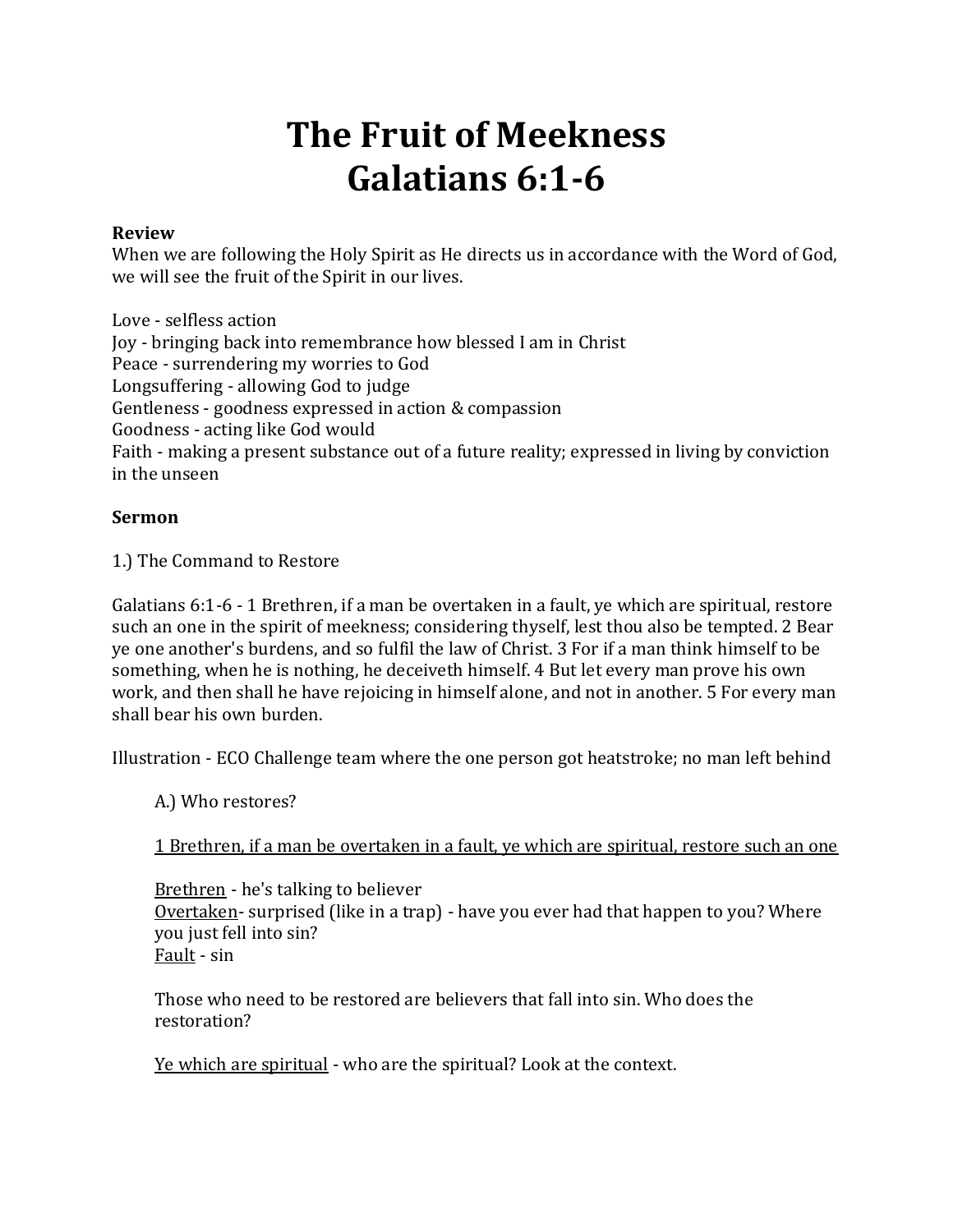# The Fruit of Meekness
# Galatians 6:1-6

**Review**
When we are following the Holy Spirit as He directs us in accordance with the Word of God, we will see the fruit of the Spirit in our lives.

Love - selfless action
Joy - bringing back into remembrance how blessed I am in Christ
Peace - surrendering my worries to God
Longsuffering - allowing God to judge
Gentleness - goodness expressed in action & compassion
Goodness - acting like God would
Faith - making a present substance out of a future reality; expressed in living by conviction in the unseen

**Sermon**

1.) The Command to Restore

Galatians 6:1-6 - 1 Brethren, if a man be overtaken in a fault, ye which are spiritual, restore such an one in the spirit of meekness; considering thyself, lest thou also be tempted. 2 Bear ye one another's burdens, and so fulfil the law of Christ. 3 For if a man think himself to be something, when he is nothing, he deceiveth himself. 4 But let every man prove his own work, and then shall he have rejoicing in himself alone, and not in another. 5 For every man shall bear his own burden.

Illustration - ECO Challenge team where the one person got heatstroke; no man left behind

> A.) Who restores?
>
> <u>1 Brethren, if a man be overtaken in a fault, ye which are spiritual, restore such an one</u>
>
> <u>Brethren</u> - he's talking to believer
> <u>Overtaken</u>- surprised (like in a trap) - have you ever had that happen to you? Where you just fell into sin?
> <u>Fault</u> - sin
>
> Those who need to be restored are believers that fall into sin. Who does the restoration?
>
> <u>Ye which are spiritual</u> - who are the spiritual? Look at the context.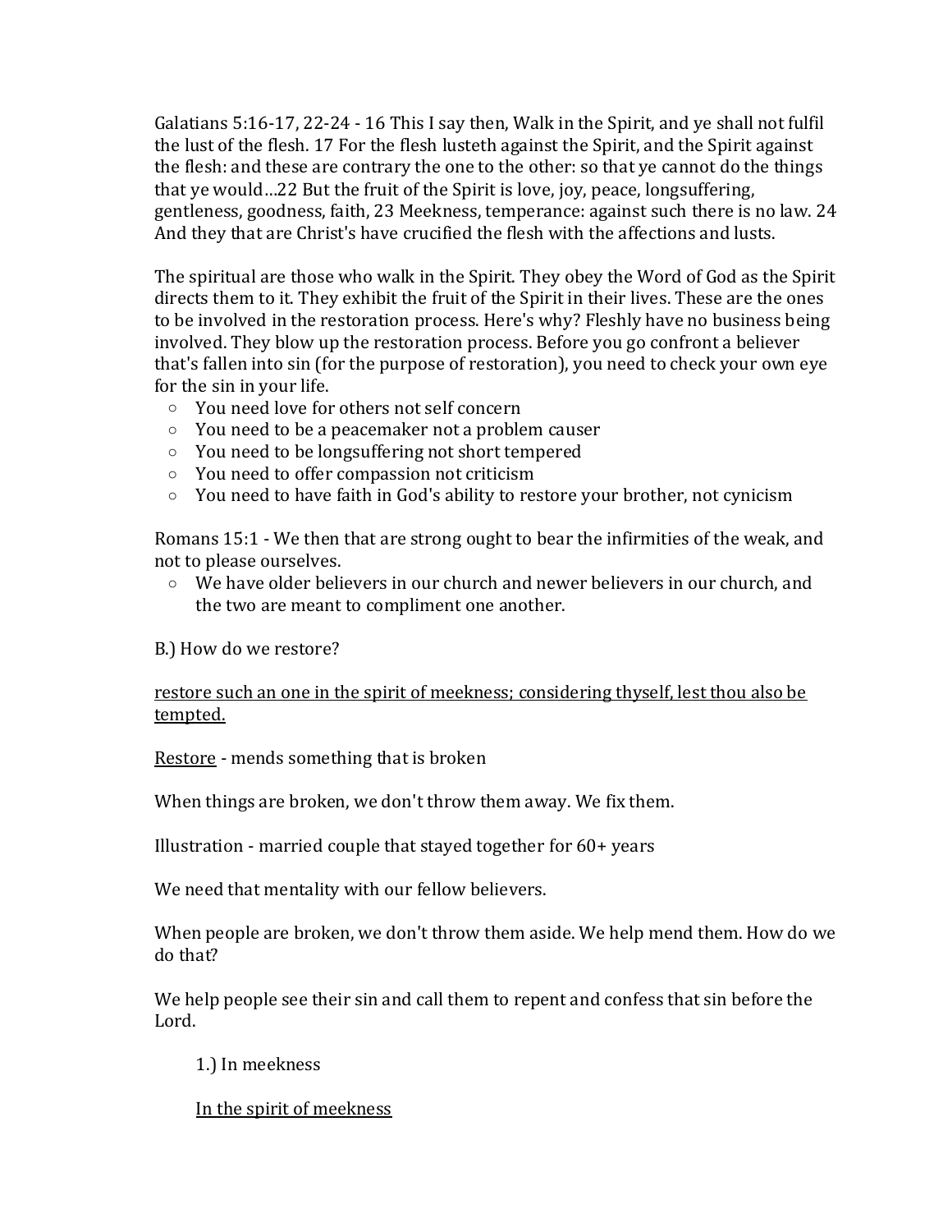Galatians 5:16-17, 22-24 - 16 This I say then, Walk in the Spirit, and ye shall not fulfil the lust of the flesh. 17 For the flesh lusteth against the Spirit, and the Spirit against the flesh: and these are contrary the one to the other: so that ye cannot do the things that ye would…22 But the fruit of the Spirit is love, joy, peace, longsuffering, gentleness, goodness, faith, 23 Meekness, temperance: against such there is no law. 24 And they that are Christ's have crucified the flesh with the affections and lusts.

The spiritual are those who walk in the Spirit. They obey the Word of God as the Spirit directs them to it. They exhibit the fruit of the Spirit in their lives. These are the ones to be involved in the restoration process. Here's why? Fleshly have no business being involved. They blow up the restoration process. Before you go confront a believer that's fallen into sin (for the purpose of restoration), you need to check your own eye for the sin in your life.

- You need love for others not self concern
- You need to be a peacemaker not a problem causer
- You need to be longsuffering not short tempered
- You need to offer compassion not criticism
- You need to have faith in God's ability to restore your brother, not cynicism

Romans 15:1 - We then that are strong ought to bear the infirmities of the weak, and not to please ourselves.

- We have older believers in our church and newer believers in our church, and the two are meant to compliment one another.

B.) How do we restore?

<u>restore such an one in the spirit of meekness; considering thyself, lest thou also be tempted.</u>

<u>Restore</u> - mends something that is broken

When things are broken, we don't throw them away. We fix them.

Illustration - married couple that stayed together for 60+ years

We need that mentality with our fellow believers.

When people are broken, we don't throw them aside. We help mend them. How do we do that?

We help people see their sin and call them to repent and confess that sin before the Lord.

1.) In meekness

<u>In the spirit of meekness</u>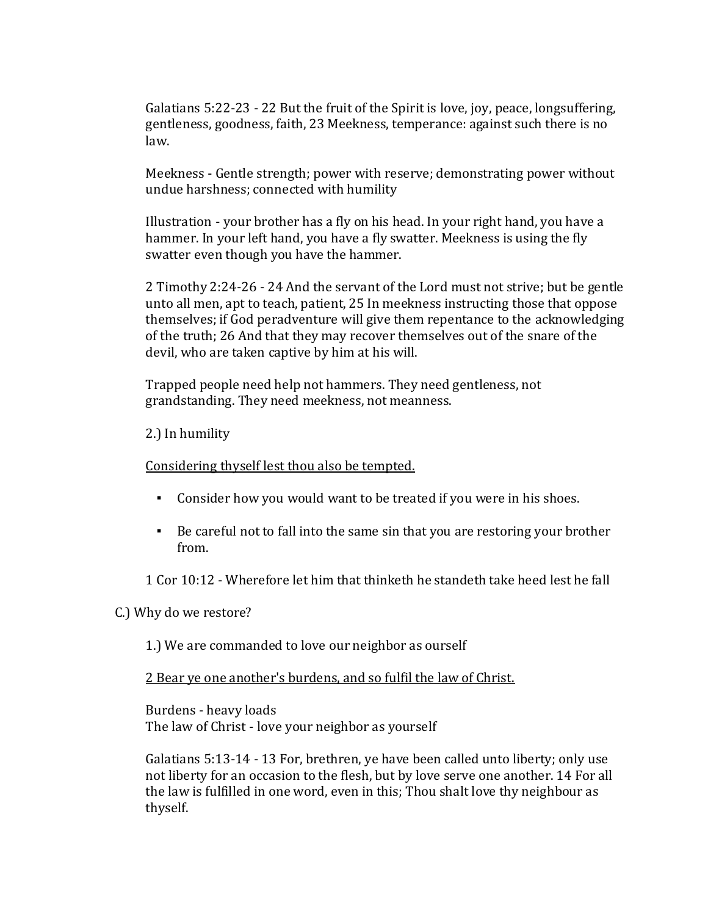Galatians 5:22-23 - 22 But the fruit of the Spirit is love, joy, peace, longsuffering, gentleness, goodness, faith, 23 Meekness, temperance: against such there is no law.

Meekness - Gentle strength; power with reserve; demonstrating power without undue harshness; connected with humility

Illustration - your brother has a fly on his head. In your right hand, you have a hammer. In your left hand, you have a fly swatter. Meekness is using the fly swatter even though you have the hammer.

2 Timothy 2:24-26 - 24 And the servant of the Lord must not strive; but be gentle unto all men, apt to teach, patient, 25 In meekness instructing those that oppose themselves; if God peradventure will give them repentance to the acknowledging of the truth; 26 And that they may recover themselves out of the snare of the devil, who are taken captive by him at his will.

Trapped people need help not hammers. They need gentleness, not grandstanding. They need meekness, not meanness.

2.) In humility

<u>Considering thyself lest thou also be tempted.</u>

- Consider how you would want to be treated if you were in his shoes.
- Be careful not to fall into the same sin that you are restoring your brother from.

1 Cor 10:12 - Wherefore let him that thinketh he standeth take heed lest he fall

C.) Why do we restore?

1.) We are commanded to love our neighbor as ourself

<u>2 Bear ye one another's burdens, and so fulfil the law of Christ.</u>

Burdens - heavy loads
The law of Christ - love your neighbor as yourself

Galatians 5:13-14 - 13 For, brethren, ye have been called unto liberty; only use not liberty for an occasion to the flesh, but by love serve one another. 14 For all the law is fulfilled in one word, even in this; Thou shalt love thy neighbour as thyself.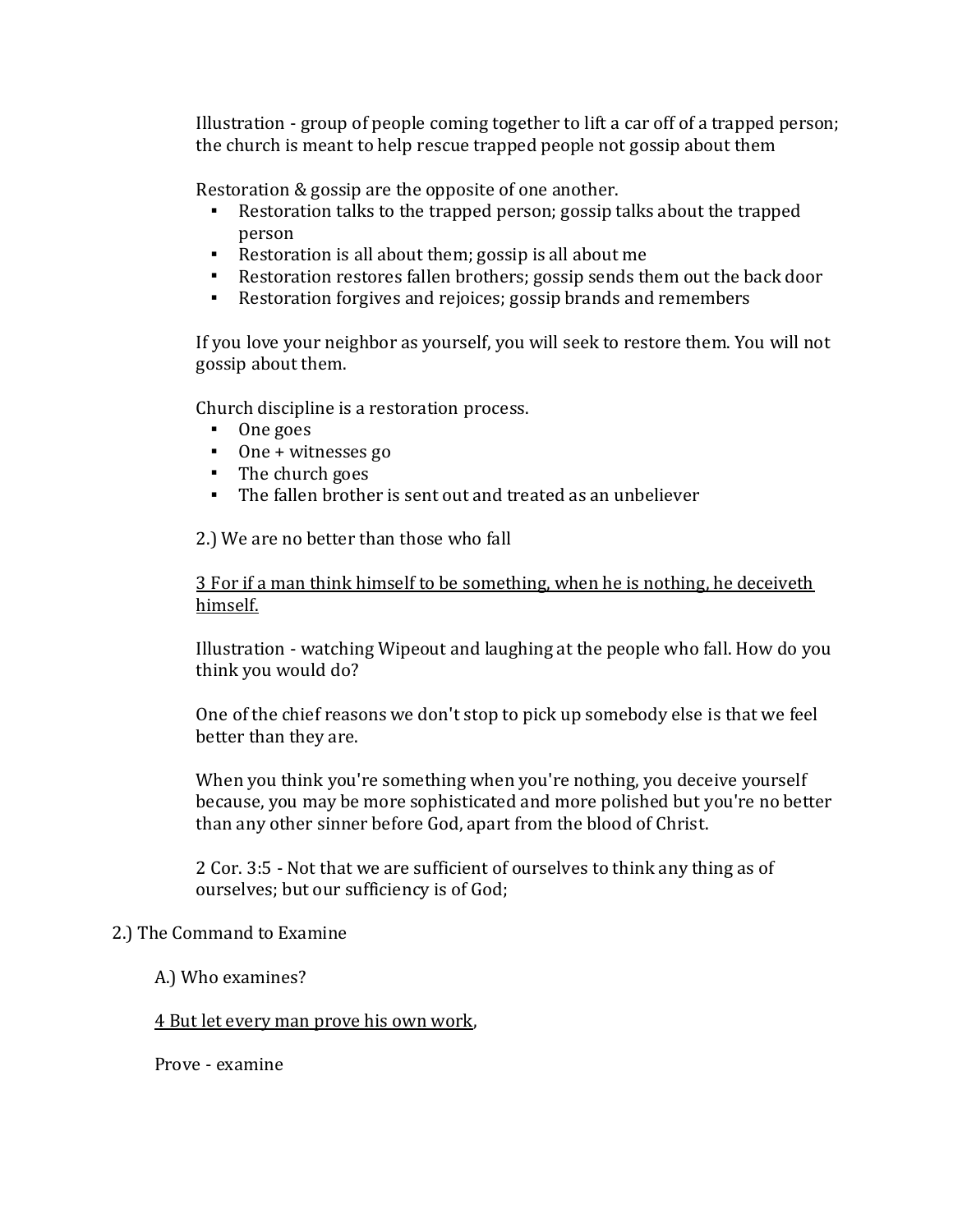Illustration - group of people coming together to lift a car off of a trapped person; the church is meant to help rescue trapped people not gossip about them

Restoration & gossip are the opposite of one another.

- Restoration talks to the trapped person; gossip talks about the trapped person
- Restoration is all about them; gossip is all about me
- Restoration restores fallen brothers; gossip sends them out the back door
- Restoration forgives and rejoices; gossip brands and remembers

If you love your neighbor as yourself, you will seek to restore them. You will not gossip about them.

Church discipline is a restoration process.

- One goes
- One + witnesses go
- The church goes
- The fallen brother is sent out and treated as an unbeliever

2.) We are no better than those who fall

<u>3 For if a man think himself to be something, when he is nothing, he deceiveth himself.</u>

Illustration - watching Wipeout and laughing at the people who fall. How do you think you would do?

One of the chief reasons we don't stop to pick up somebody else is that we feel better than they are.

When you think you're something when you're nothing, you deceive yourself because, you may be more sophisticated and more polished but you're no better than any other sinner before God, apart from the blood of Christ.

2 Cor. 3:5 - Not that we are sufficient of ourselves to think any thing as of ourselves; but our sufficiency is of God;

2.) The Command to Examine

A.) Who examines?

<u>4 But let every man prove his own work</u>,

Prove - examine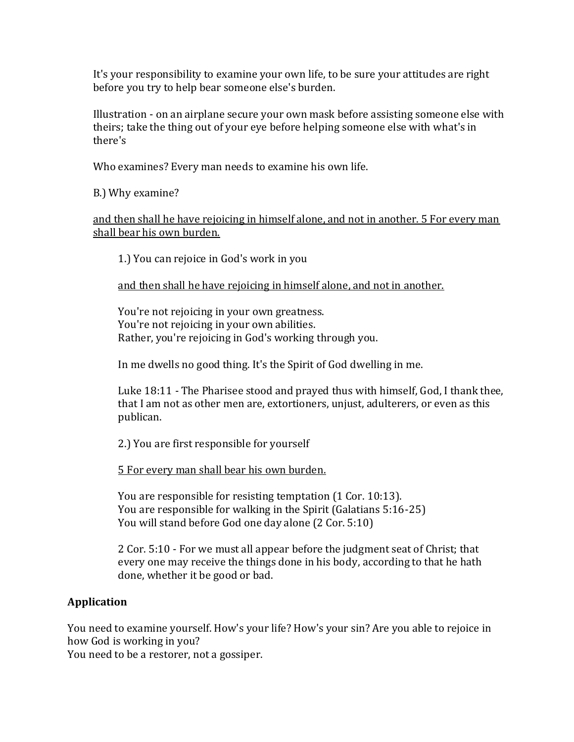It's your responsibility to examine your own life, to be sure your attitudes are right before you try to help bear someone else's burden.

Illustration - on an airplane secure your own mask before assisting someone else with theirs; take the thing out of your eye before helping someone else with what's in there's

Who examines? Every man needs to examine his own life.

B.) Why examine?

<u>and then shall he have rejoicing in himself alone, and not in another. 5 For every man shall bear his own burden.</u>

1.) You can rejoice in God's work in you

<u>and then shall he have rejoicing in himself alone, and not in another.</u>

You're not rejoicing in your own greatness.
You're not rejoicing in your own abilities.
Rather, you're rejoicing in God's working through you.

In me dwells no good thing. It's the Spirit of God dwelling in me.

Luke 18:11 - The Pharisee stood and prayed thus with himself, God, I thank thee, that I am not as other men are, extortioners, unjust, adulterers, or even as this publican.

2.) You are first responsible for yourself

<u>5 For every man shall bear his own burden.</u>

You are responsible for resisting temptation (1 Cor. 10:13).
You are responsible for walking in the Spirit (Galatians 5:16-25)
You will stand before God one day alone (2 Cor. 5:10)

2 Cor. 5:10 - For we must all appear before the judgment seat of Christ; that every one may receive the things done in his body, according to that he hath done, whether it be good or bad.

**Application**

You need to examine yourself. How's your life? How's your sin? Are you able to rejoice in how God is working in you?
You need to be a restorer, not a gossiper.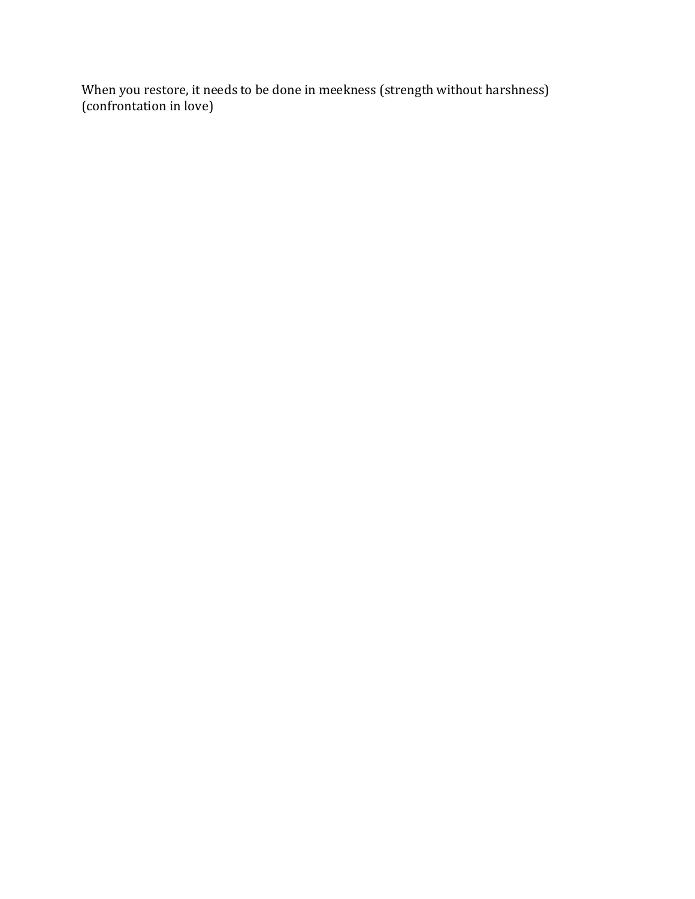When you restore, it needs to be done in meekness (strength without harshness) (confrontation in love)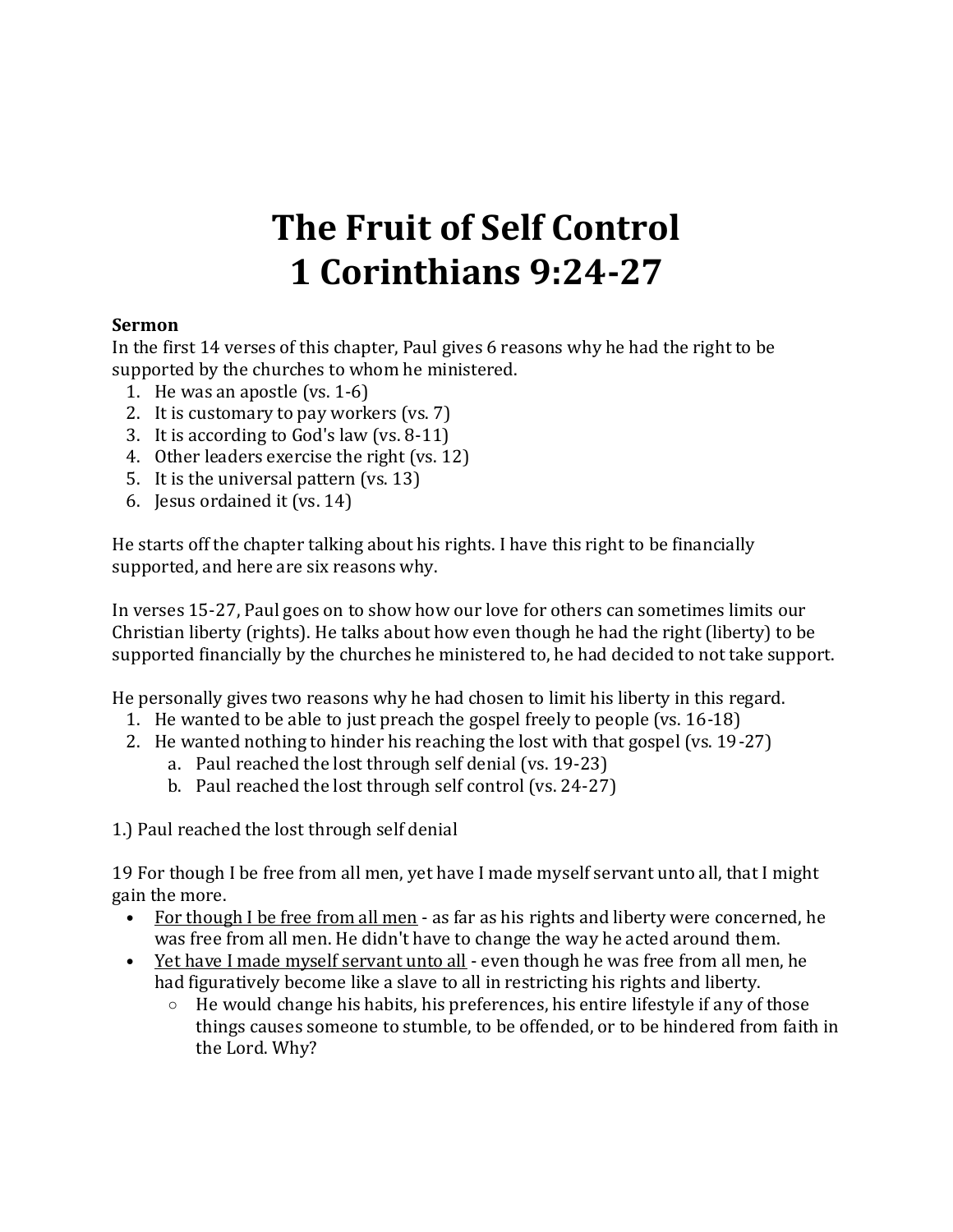# The Fruit of Self Control
# 1 Corinthians 9:24-27

**Sermon**

In the first 14 verses of this chapter, Paul gives 6 reasons why he had the right to be supported by the churches to whom he ministered.

1. He was an apostle (vs. 1-6)
2. It is customary to pay workers (vs. 7)
3. It is according to God's law (vs. 8-11)
4. Other leaders exercise the right (vs. 12)
5. It is the universal pattern (vs. 13)
6. Jesus ordained it (vs. 14)

He starts off the chapter talking about his rights. I have this right to be financially supported, and here are six reasons why.

In verses 15-27, Paul goes on to show how our love for others can sometimes limits our Christian liberty (rights). He talks about how even though he had the right (liberty) to be supported financially by the churches he ministered to, he had decided to not take support.

He personally gives two reasons why he had chosen to limit his liberty in this regard.

1. He wanted to be able to just preach the gospel freely to people (vs. 16-18)
2. He wanted nothing to hinder his reaching the lost with that gospel (vs. 19-27)
   a. Paul reached the lost through self denial (vs. 19-23)
   b. Paul reached the lost through self control (vs. 24-27)

1.) Paul reached the lost through self denial

19 For though I be free from all men, yet have I made myself servant unto all, that I might gain the more.

- <u>For though I be free from all men</u> - as far as his rights and liberty were concerned, he was free from all men. He didn't have to change the way he acted around them.
- <u>Yet have I made myself servant unto all</u> - even though he was free from all men, he had figuratively become like a slave to all in restricting his rights and liberty.
  - He would change his habits, his preferences, his entire lifestyle if any of those things causes someone to stumble, to be offended, or to be hindered from faith in the Lord. Why?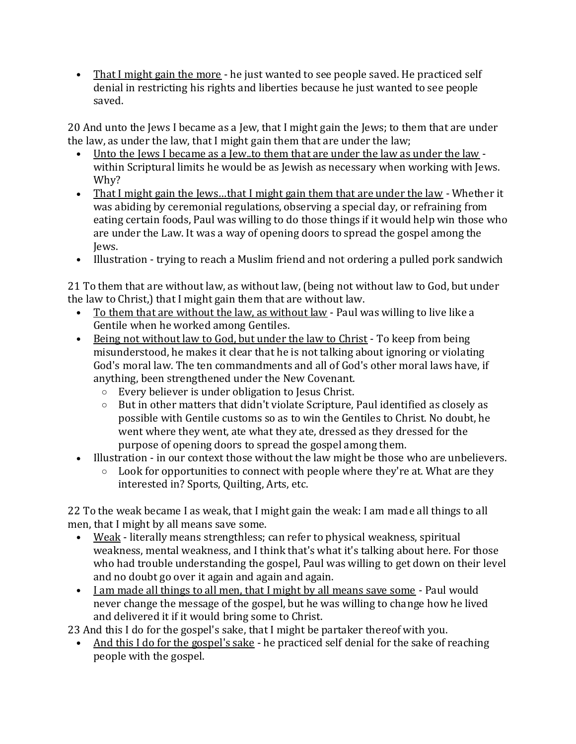- <u>That I might gain the more</u> - he just wanted to see people saved. He practiced self denial in restricting his rights and liberties because he just wanted to see people saved.

20 And unto the Jews I became as a Jew, that I might gain the Jews; to them that are under the law, as under the law, that I might gain them that are under the law;

- <u>Unto the Jews I became as a Jew..to them that are under the law as under the law</u> - within Scriptural limits he would be as Jewish as necessary when working with Jews. Why?
- <u>That I might gain the Jews…that I might gain them that are under the law</u> - Whether it was abiding by ceremonial regulations, observing a special day, or refraining from eating certain foods, Paul was willing to do those things if it would help win those who are under the Law. It was a way of opening doors to spread the gospel among the Jews.
- Illustration - trying to reach a Muslim friend and not ordering a pulled pork sandwich

21 To them that are without law, as without law, (being not without law to God, but under the law to Christ,) that I might gain them that are without law.

- <u>To them that are without the law, as without law</u> - Paul was willing to live like a Gentile when he worked among Gentiles.
- <u>Being not without law to God, but under the law to Christ</u> - To keep from being misunderstood, he makes it clear that he is not talking about ignoring or violating God's moral law. The ten commandments and all of God's other moral laws have, if anything, been strengthened under the New Covenant.
  - Every believer is under obligation to Jesus Christ.
  - But in other matters that didn't violate Scripture, Paul identified as closely as possible with Gentile customs so as to win the Gentiles to Christ. No doubt, he went where they went, ate what they ate, dressed as they dressed for the purpose of opening doors to spread the gospel among them.
- Illustration - in our context those without the law might be those who are unbelievers.
  - Look for opportunities to connect with people where they're at. What are they interested in? Sports, Quilting, Arts, etc.

22 To the weak became I as weak, that I might gain the weak: I am made all things to all men, that I might by all means save some.

- <u>Weak</u> - literally means strengthless; can refer to physical weakness, spiritual weakness, mental weakness, and I think that's what it's talking about here. For those who had trouble understanding the gospel, Paul was willing to get down on their level and no doubt go over it again and again and again.
- <u>I am made all things to all men, that I might by all means save some</u> - Paul would never change the message of the gospel, but he was willing to change how he lived and delivered it if it would bring some to Christ.

23 And this I do for the gospel's sake, that I might be partaker thereof with you.

- <u>And this I do for the gospel's sake</u> - he practiced self denial for the sake of reaching people with the gospel.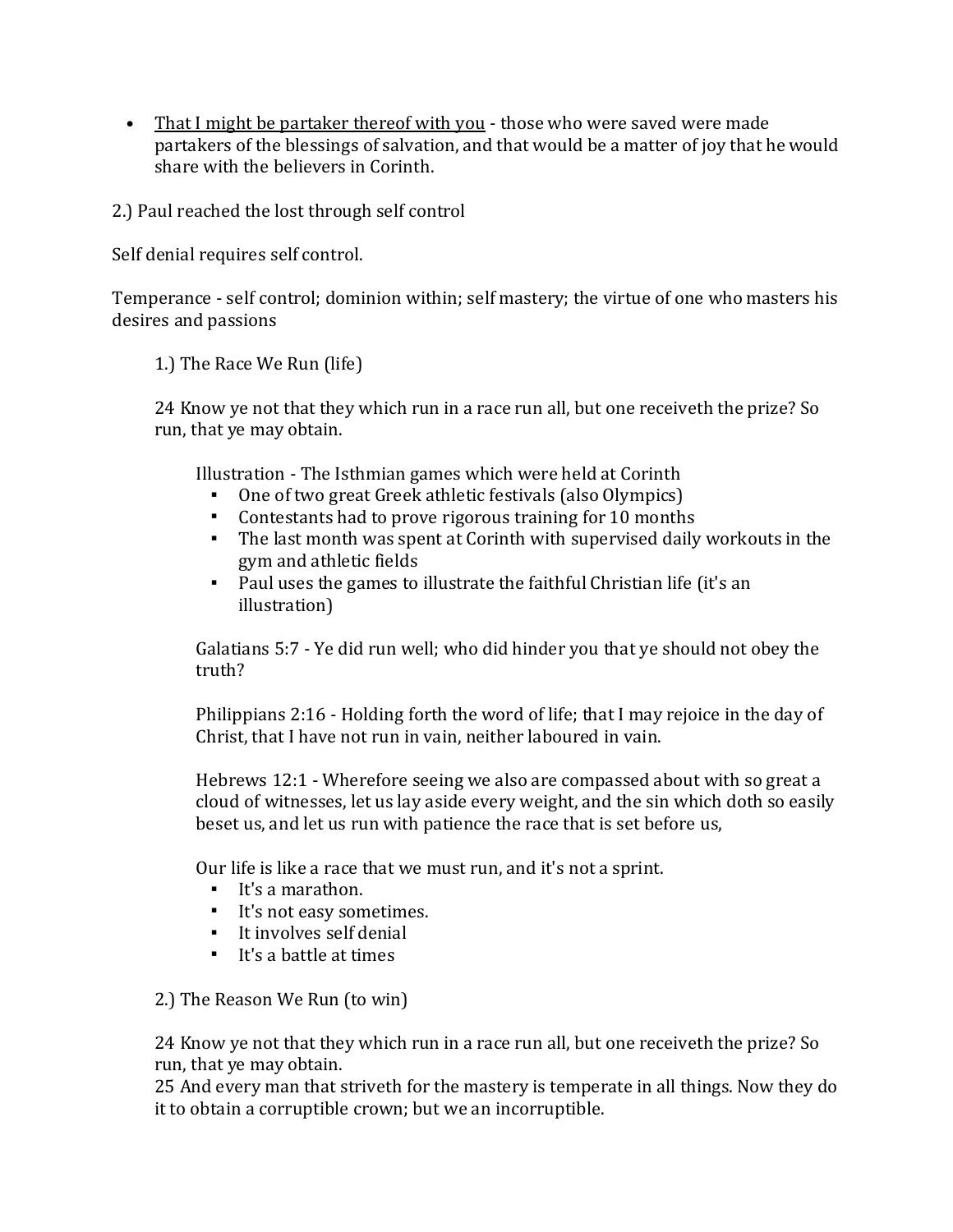- <u>That I might be partaker thereof with you</u> - those who were saved were made partakers of the blessings of salvation, and that would be a matter of joy that he would share with the believers in Corinth.

2.) Paul reached the lost through self control

Self denial requires self control.

Temperance - self control; dominion within; self mastery; the virtue of one who masters his desires and passions

1.) The Race We Run (life)

24 Know ye not that they which run in a race run all, but one receiveth the prize? So run, that ye may obtain.

Illustration - The Isthmian games which were held at Corinth

- One of two great Greek athletic festivals (also Olympics)
- Contestants had to prove rigorous training for 10 months
- The last month was spent at Corinth with supervised daily workouts in the gym and athletic fields
- Paul uses the games to illustrate the faithful Christian life (it's an illustration)

Galatians 5:7 - Ye did run well; who did hinder you that ye should not obey the truth?

Philippians 2:16 - Holding forth the word of life; that I may rejoice in the day of Christ, that I have not run in vain, neither laboured in vain.

Hebrews 12:1 - Wherefore seeing we also are compassed about with so great a cloud of witnesses, let us lay aside every weight, and the sin which doth so easily beset us, and let us run with patience the race that is set before us,

Our life is like a race that we must run, and it's not a sprint.

- It's a marathon.
- It's not easy sometimes.
- It involves self denial
- It's a battle at times

2.) The Reason We Run (to win)

24 Know ye not that they which run in a race run all, but one receiveth the prize? So run, that ye may obtain.
25 And every man that striveth for the mastery is temperate in all things. Now they do it to obtain a corruptible crown; but we an incorruptible.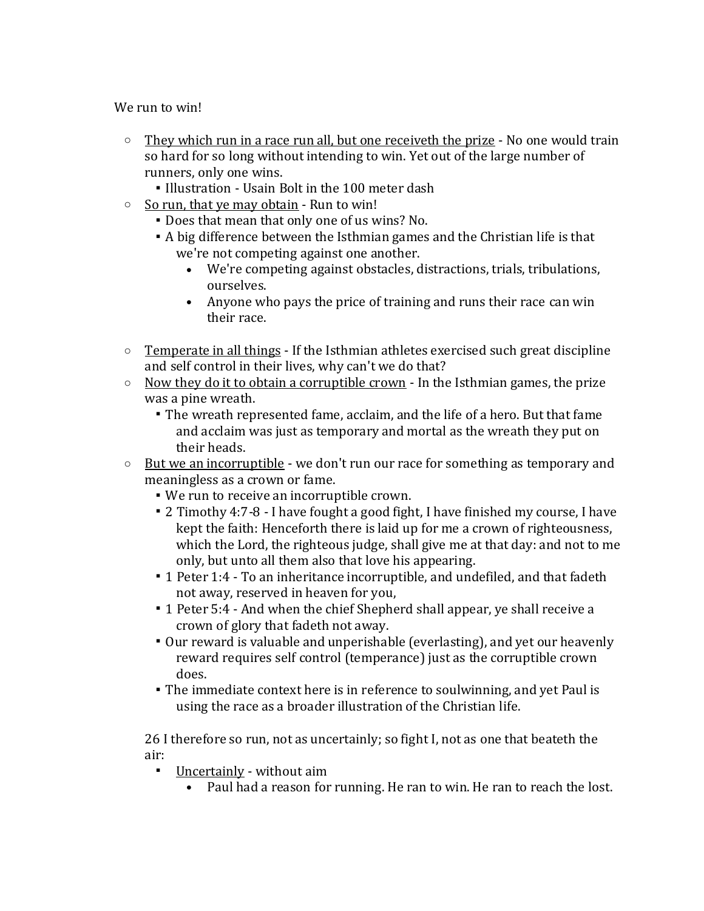We run to win!

- <u>They which run in a race run all, but one receiveth the prize</u> - No one would train so hard for so long without intending to win. Yet out of the large number of runners, only one wins.
  - Illustration - Usain Bolt in the 100 meter dash
- <u>So run, that ye may obtain</u> - Run to win!
  - Does that mean that only one of us wins? No.
  - A big difference between the Isthmian games and the Christian life is that we're not competing against one another.
    - We're competing against obstacles, distractions, trials, tribulations, ourselves.
    - Anyone who pays the price of training and runs their race can win their race.

- <u>Temperate in all things</u> - If the Isthmian athletes exercised such great discipline and self control in their lives, why can't we do that?
- <u>Now they do it to obtain a corruptible crown</u> - In the Isthmian games, the prize was a pine wreath.
  - The wreath represented fame, acclaim, and the life of a hero. But that fame and acclaim was just as temporary and mortal as the wreath they put on their heads.
- <u>But we an incorruptible</u> - we don't run our race for something as temporary and meaningless as a crown or fame.
  - We run to receive an incorruptible crown.
  - 2 Timothy 4:7-8 - I have fought a good fight, I have finished my course, I have kept the faith: Henceforth there is laid up for me a crown of righteousness, which the Lord, the righteous judge, shall give me at that day: and not to me only, but unto all them also that love his appearing.
  - 1 Peter 1:4 - To an inheritance incorruptible, and undefiled, and that fadeth not away, reserved in heaven for you,
  - 1 Peter 5:4 - And when the chief Shepherd shall appear, ye shall receive a crown of glory that fadeth not away.
  - Our reward is valuable and unperishable (everlasting), and yet our heavenly reward requires self control (temperance) just as the corruptible crown does.
  - The immediate context here is in reference to soulwinning, and yet Paul is using the race as a broader illustration of the Christian life.

26 I therefore so run, not as uncertainly; so fight I, not as one that beateth the air:

- <u>Uncertainly</u> - without aim
  - Paul had a reason for running. He ran to win. He ran to reach the lost.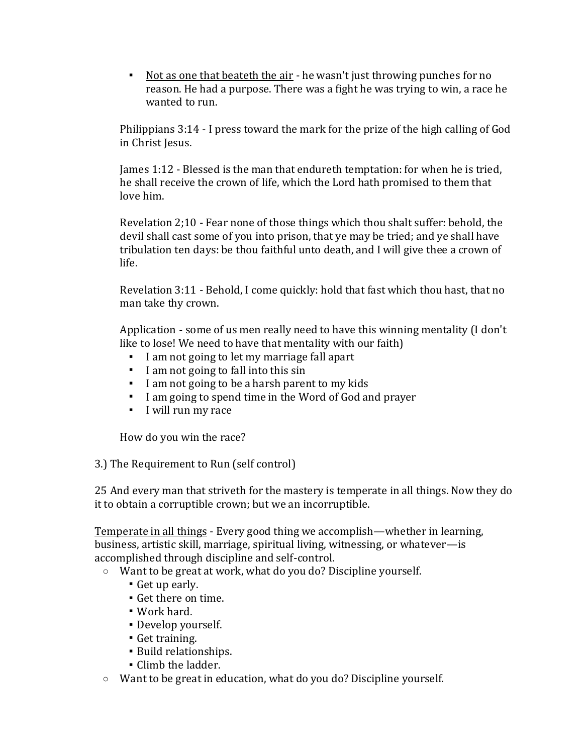- <u>Not as one that beateth the air</u> - he wasn't just throwing punches for no reason. He had a purpose. There was a fight he was trying to win, a race he wanted to run.

Philippians 3:14 - I press toward the mark for the prize of the high calling of God in Christ Jesus.

James 1:12 - Blessed is the man that endureth temptation: for when he is tried, he shall receive the crown of life, which the Lord hath promised to them that love him.

Revelation 2;10 - Fear none of those things which thou shalt suffer: behold, the devil shall cast some of you into prison, that ye may be tried; and ye shall have tribulation ten days: be thou faithful unto death, and I will give thee a crown of life.

Revelation 3:11 - Behold, I come quickly: hold that fast which thou hast, that no man take thy crown.

Application - some of us men really need to have this winning mentality (I don't like to lose! We need to have that mentality with our faith)

- I am not going to let my marriage fall apart
- I am not going to fall into this sin
- I am not going to be a harsh parent to my kids
- I am going to spend time in the Word of God and prayer
- I will run my race

How do you win the race?

3.) The Requirement to Run (self control)

25 And every man that striveth for the mastery is temperate in all things. Now they do it to obtain a corruptible crown; but we an incorruptible.

<u>Temperate in all things</u> - Every good thing we accomplish—whether in learning, business, artistic skill, marriage, spiritual living, witnessing, or whatever—is accomplished through discipline and self-control.

- Want to be great at work, what do you do? Discipline yourself.
  - Get up early.
  - Get there on time.
  - Work hard.
  - Develop yourself.
  - Get training.
  - Build relationships.
  - Climb the ladder.
- Want to be great in education, what do you do? Discipline yourself.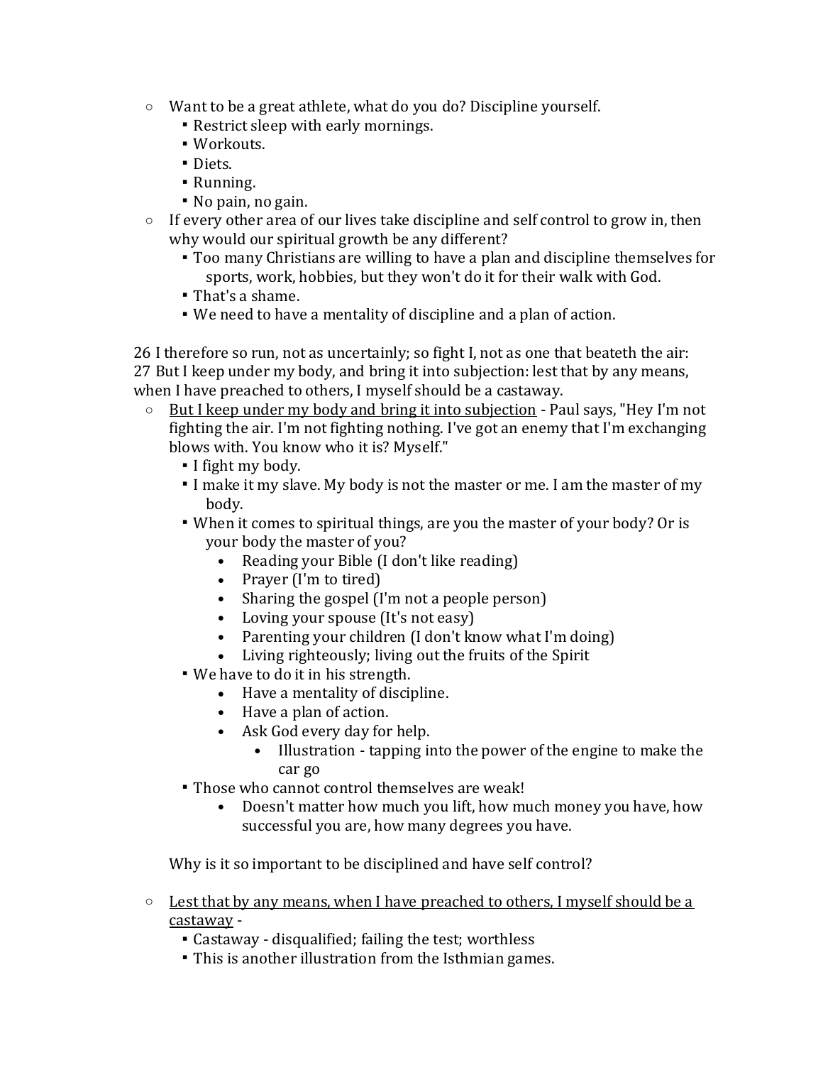- Want to be a great athlete, what do you do? Discipline yourself.
  - Restrict sleep with early mornings.
  - Workouts.
  - Diets.
  - Running.
  - No pain, no gain.
- If every other area of our lives take discipline and self control to grow in, then why would our spiritual growth be any different?
  - Too many Christians are willing to have a plan and discipline themselves for sports, work, hobbies, but they won't do it for their walk with God.
  - That's a shame.
  - We need to have a mentality of discipline and a plan of action.

26 I therefore so run, not as uncertainly; so fight I, not as one that beateth the air:
27 But I keep under my body, and bring it into subjection: lest that by any means, when I have preached to others, I myself should be a castaway.

- <u>But I keep under my body and bring it into subjection</u> - Paul says, "Hey I'm not fighting the air. I'm not fighting nothing. I've got an enemy that I'm exchanging blows with. You know who it is? Myself."
  - I fight my body.
  - I make it my slave. My body is not the master or me. I am the master of my body.
  - When it comes to spiritual things, are you the master of your body? Or is your body the master of you?
    - Reading your Bible (I don't like reading)
    - Prayer (I'm to tired)
    - Sharing the gospel (I'm not a people person)
    - Loving your spouse (It's not easy)
    - Parenting your children (I don't know what I'm doing)
    - Living righteously; living out the fruits of the Spirit
  - We have to do it in his strength.
    - Have a mentality of discipline.
    - Have a plan of action.
    - Ask God every day for help.
      - Illustration - tapping into the power of the engine to make the car go
  - Those who cannot control themselves are weak!
    - Doesn't matter how much you lift, how much money you have, how successful you are, how many degrees you have.

Why is it so important to be disciplined and have self control?

- <u>Lest that by any means, when I have preached to others, I myself should be a castaway</u> -
  - Castaway - disqualified; failing the test; worthless
  - This is another illustration from the Isthmian games.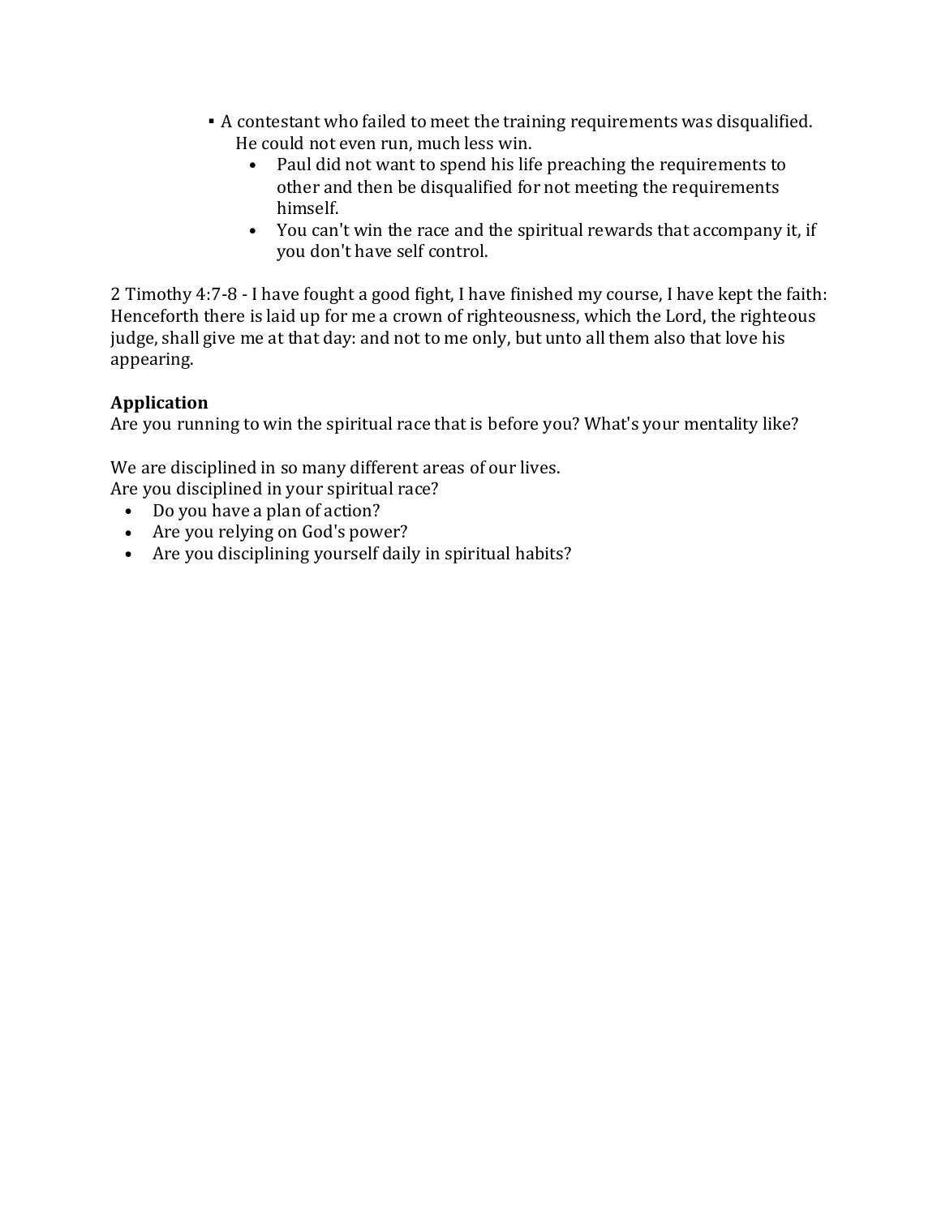- A contestant who failed to meet the training requirements was disqualified. He could not even run, much less win.
    - Paul did not want to spend his life preaching the requirements to other and then be disqualified for not meeting the requirements himself.
    - You can't win the race and the spiritual rewards that accompany it, if you don't have self control.

2 Timothy 4:7-8 - I have fought a good fight, I have finished my course, I have kept the faith: Henceforth there is laid up for me a crown of righteousness, which the Lord, the righteous judge, shall give me at that day: and not to me only, but unto all them also that love his appearing.

**Application**

Are you running to win the spiritual race that is before you? What's your mentality like?

We are disciplined in so many different areas of our lives.
Are you disciplined in your spiritual race?

- Do you have a plan of action?
- Are you relying on God's power?
- Are you disciplining yourself daily in spiritual habits?